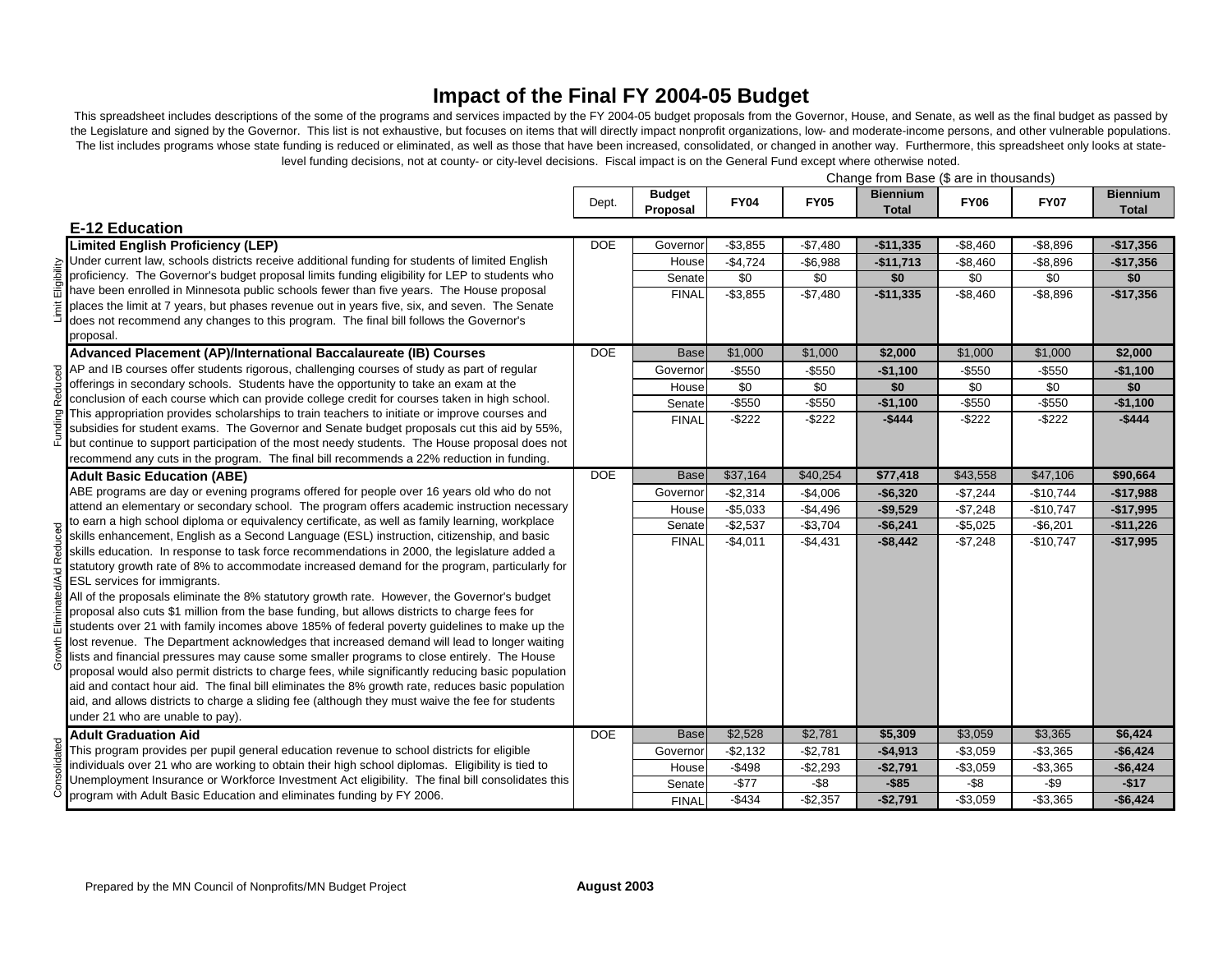# Impact of the Final FY 2004-05 Budget

This spreadsheet includes descriptions of the some of the programs and services impacted by the FY 2004-05 budget proposals from the Governor, House, and Senate, as well as the final budget as passed by the Legislature and signed by the Governor. This list is not exhaustive, but focuses on items that will directly impact nonprofit organizations, low- and moderate-income persons, and other vulnerable populations. The list includes programs whose state funding is reduced or eliminated, as well as those that have been reduced, consolidated, or changed in another way. Furthermore, this spreadsheet only looks at state-level funding decisions, not at county- or city-level decisions. Fiscal impact is on the General Fund except where otherwise noted.

Change from Base ($ are in thousands)

| Category | Program | Dept. | Budget Proposal | FY04 | FY05 | Biennium Total | FY06 | FY07 | Biennium Total |
|---|---|---|---|---|---|---|---|---|---|
| **E-12 Education** | | | | | | | | | |
| Limit Eligibility | **Limited English Proficiency (LEP)** Under current law, schools districts receive additional funding for students of limited English proficiency. The Governor's budget proposal limits funding eligibility for LEP to students who have been enrolled in Minnesota public schools fewer than five years. The House proposal places the limit at 7 years, but phases revenue out in years five, six, and seven. The Senate does not recommend any changes to this program. The final bill follows the Governor's proposal. | DOE | Governor | -$3,855 | -$7,480 | **-$11,335** | -$8,460 | -$8,896 | **-$17,356** |
| | | | House | -$4,724 | -$6,988 | **-$11,713** | -$8,460 | -$8,896 | **-$17,356** |
| | | | Senate | $0 | $0 | **$0** | $0 | $0 | **$0** |
| | | | FINAL | -$3,855 | -$7,480 | **-$11,335** | -$8,460 | -$8,896 | **-$17,356** |
| Funding Reduced | **Advanced Placement (AP)/International Baccalaureate (IB) Courses** AP and IB courses offer students rigorous, challenging courses of study as part of regular offerings in secondary schools. Students have the opportunity to take an exam at the conclusion of each course which can provide college credit for courses taken in high school. This appropriation provides scholarships to train teachers to initiate or improve courses and subsidies for student exams. The Governor and Senate budget proposals cut this aid by 55%, but continue to support participation of the most needy students. The House proposal does not recommend any cuts in the program. The final bill recommends a 22% reduction in funding. | DOE | Base | $1,000 | $1,000 | **$2,000** | $1,000 | $1,000 | **$2,000** |
| | | | Governor | -$550 | -$550 | **-$1,100** | -$550 | -$550 | **-$1,100** |
| | | | House | $0 | $0 | **$0** | $0 | $0 | **$0** |
| | | | Senate | -$550 | -$550 | **-$1,100** | -$550 | -$550 | **-$1,100** |
| | | | FINAL | -$222 | -$222 | **-$444** | -$222 | -$222 | **-$444** |
| Growth Eliminated/Aid Reduced | **Adult Basic Education (ABE)** ABE programs are day or evening programs offered for people over 16 years old who do not attend an elementary or secondary school. The program offers academic instruction necessary to earn a high school diploma or equivalency certificate, as well as family learning, workplace skills enhancement, English as a Second Language (ESL) instruction, citizenship, and basic skills education. In response to task force recommendations in 2000, the legislature added a statutory growth rate of 8% to accommodate increased demand for the program, particularly for ESL services for immigrants. All of the proposals eliminate the 8% statutory growth rate. However, the Governor's budget proposal also cuts $1 million from the base funding, but allows districts to charge fees for students over 21 with family incomes above 185% of federal poverty guidelines to make up the lost revenue. The Department acknowledges that increased demand will lead to longer waiting lists and financial pressures may cause some smaller programs to close entirely. The House proposal would also permit districts to charge fees, while significantly reducing basic population aid and contact hour aid. The final bill eliminates the 8% growth rate, reduces basic population aid, and allows districts to charge a sliding fee (although they must waive the fee for students under 21 who are unable to pay). | DOE | Base | $37,164 | $40,254 | **$77,418** | $43,558 | $47,106 | **$90,664** |
| | | | Governor | -$2,314 | -$4,006 | **-$6,320** | -$7,244 | -$10,744 | **-$17,988** |
| | | | House | -$5,033 | -$4,496 | **-$9,529** | -$7,248 | -$10,747 | **-$17,995** |
| | | | Senate | -$2,537 | -$3,704 | **-$6,241** | -$5,025 | -$6,201 | **-$11,226** |
| | | | FINAL | -$4,011 | -$4,431 | **-$8,442** | -$7,248 | -$10,747 | **-$17,995** |
| Consolidated | **Adult Graduation Aid** This program provides per pupil general education revenue to school districts for eligible individuals over 21 who are working to obtain their high school diplomas. Eligibility is tied to Unemployment Insurance or Workforce Investment Act eligibility. The final bill consolidates this program with Adult Basic Education and eliminates funding by FY 2006. | DOE | Base | $2,528 | $2,781 | **$5,309** | $3,059 | $3,365 | **$6,424** |
| | | | Governor | -$2,132 | -$2,781 | **-$4,913** | -$3,059 | -$3,365 | **-$6,424** |
| | | | House | -$498 | -$2,293 | **-$2,791** | -$3,059 | -$3,365 | **-$6,424** |
| | | | Senate | -$77 | -$8 | **-$85** | -$8 | -$9 | **-$17** |
| | | | FINAL | -$434 | -$2,357 | **-$2,791** | -$3,059 | -$3,365 | **-$6,424** |

Prepared by the MN Council of Nonprofits/MN Budget Project

**August 2003**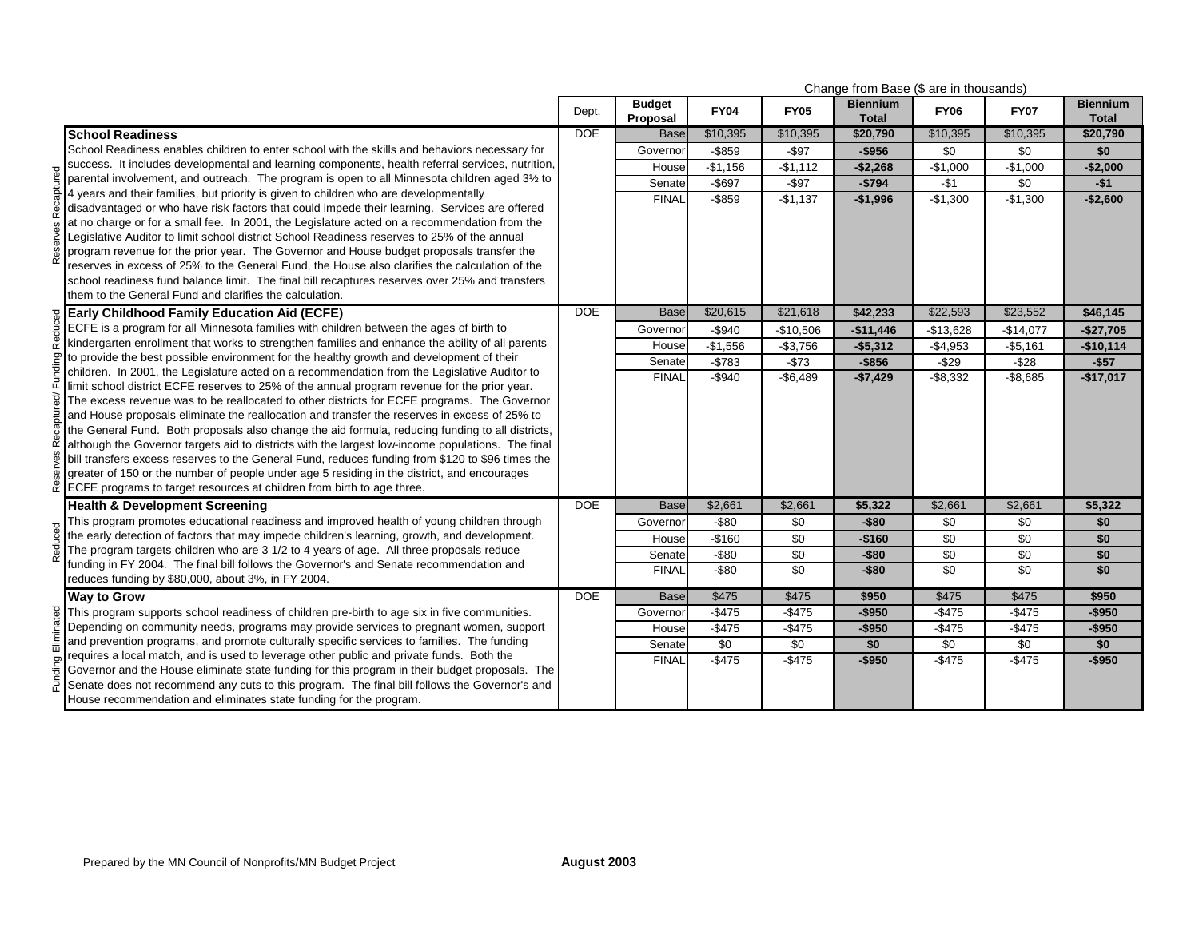| | | Dept. | Budget Proposal | FY04 | FY05 | Biennium Total | FY06 | FY07 | Biennium Total |
|---|---|---|---|---|---|---|---|---|---|
| | | | | Change from Base ($ are in thousands) | | | | | |
| Reserves Recaptured | **School Readiness**<br>School Readiness enables children to enter school with the skills and behaviors necessary for success. It includes developmental and learning components, health referral services, nutrition, parental involvement, and outreach. The program is open to all Minnesota children aged 3½ to 4 years and their families, but priority is given to children who are developmentally disadvantaged or who have risk factors that could impede their learning. Services are offered at no charge or for a small fee. In 2001, the Legislature acted on a recommendation from the Legislative Auditor to limit school district School Readiness reserves to 25% of the annual program revenue for the prior year. The Governor and House budget proposals transfer the reserves in excess of 25% to the General Fund, the House also clarifies the calculation of the school readiness fund balance limit. The final bill recaptures reserves over 25% and transfers them to the General Fund and clarifies the calculation. | DOE | Base | $10,395 | $10,395 | **$20,790** | $10,395 | $10,395 | **$20,790** |
| | | | Governor | -$859 | -$97 | **-$956** | $0 | $0 | **$0** |
| | | | House | -$1,156 | -$1,112 | **-$2,268** | -$1,000 | -$1,000 | **-$2,000** |
| | | | Senate | -$697 | -$97 | **-$794** | -$1 | $0 | **-$1** |
| | | | FINAL | -$859 | -$1,137 | **-$1,996** | -$1,300 | -$1,300 | **-$2,600** |
| Reserves Recaptured/ Funding Reduced | **Early Childhood Family Education Aid (ECFE)**<br>ECFE is a program for all Minnesota families with children between the ages of birth to kindergarten enrollment that works to strengthen families and enhance the ability of all parents to provide the best possible environment for the healthy growth and development of their children. In 2001, the Legislature acted on a recommendation from the Legislative Auditor to limit school district ECFE reserves to 25% of the annual program revenue for the prior year. The excess revenue was to be reallocated to other districts for ECFE programs. The Governor and House proposals eliminate the reallocation and transfer the reserves in excess of 25% to the General Fund. Both proposals also change the aid formula, reducing funding to all districts, although the Governor targets aid to districts with the largest low-income populations. The final bill transfers excess reserves to the General Fund, reduces funding from $120 to $96 times the greater of 150 or the number of people under age 5 residing in the district, and encourages ECFE programs to target resources at children from birth to age three. | DOE | Base | $20,615 | $21,618 | **$42,233** | $22,593 | $23,552 | **$46,145** |
| | | | Governor | -$940 | -$10,506 | **-$11,446** | -$13,628 | -$14,077 | **-$27,705** |
| | | | House | -$1,556 | -$3,756 | **-$5,312** | -$4,953 | -$5,161 | **-$10,114** |
| | | | Senate | -$783 | -$73 | **-$856** | -$29 | -$28 | **-$57** |
| | | | FINAL | -$940 | -$6,489 | **-$7,429** | -$8,332 | -$8,685 | **-$17,017** |
| Reduced | **Health & Development Screening**<br>This program promotes educational readiness and improved health of young children through the early detection of factors that may impede children's learning, growth, and development. The program targets children who are 3 1/2 to 4 years of age. All three proposals reduce funding in FY 2004. The final bill follows the Governor's and Senate recommendation and reduces funding by $80,000, about 3%, in FY 2004. | DOE | Base | $2,661 | $2,661 | **$5,322** | $2,661 | $2,661 | **$5,322** |
| | | | Governor | -$80 | $0 | **-$80** | $0 | $0 | **$0** |
| | | | House | -$160 | $0 | **-$160** | $0 | $0 | **$0** |
| | | | Senate | -$80 | $0 | **-$80** | $0 | $0 | **$0** |
| | | | FINAL | -$80 | $0 | **-$80** | $0 | $0 | **$0** |
| Funding Eliminated | **Way to Grow**<br>This program supports school readiness of children pre-birth to age six in five communities. Depending on community needs, programs may provide services to pregnant women, support and prevention programs, and promote culturally specific services to families. The funding requires a local match, and is used to leverage other public and private funds. Both the Governor and the House eliminate state funding for this program in their budget proposals. The Senate does not recommend any cuts to this program. The final bill follows the Governor's and House recommendation and eliminates state funding for the program. | DOE | Base | $475 | $475 | **$950** | $475 | $475 | **$950** |
| | | | Governor | -$475 | -$475 | **-$950** | -$475 | -$475 | **-$950** |
| | | | House | -$475 | -$475 | **-$950** | -$475 | -$475 | **-$950** |
| | | | Senate | $0 | $0 | **$0** | $0 | $0 | **$0** |
| | | | FINAL | -$475 | -$475 | **-$950** | -$475 | -$475 | **-$950** |

Prepared by the MN Council of Nonprofits/MN Budget Project **August 2003**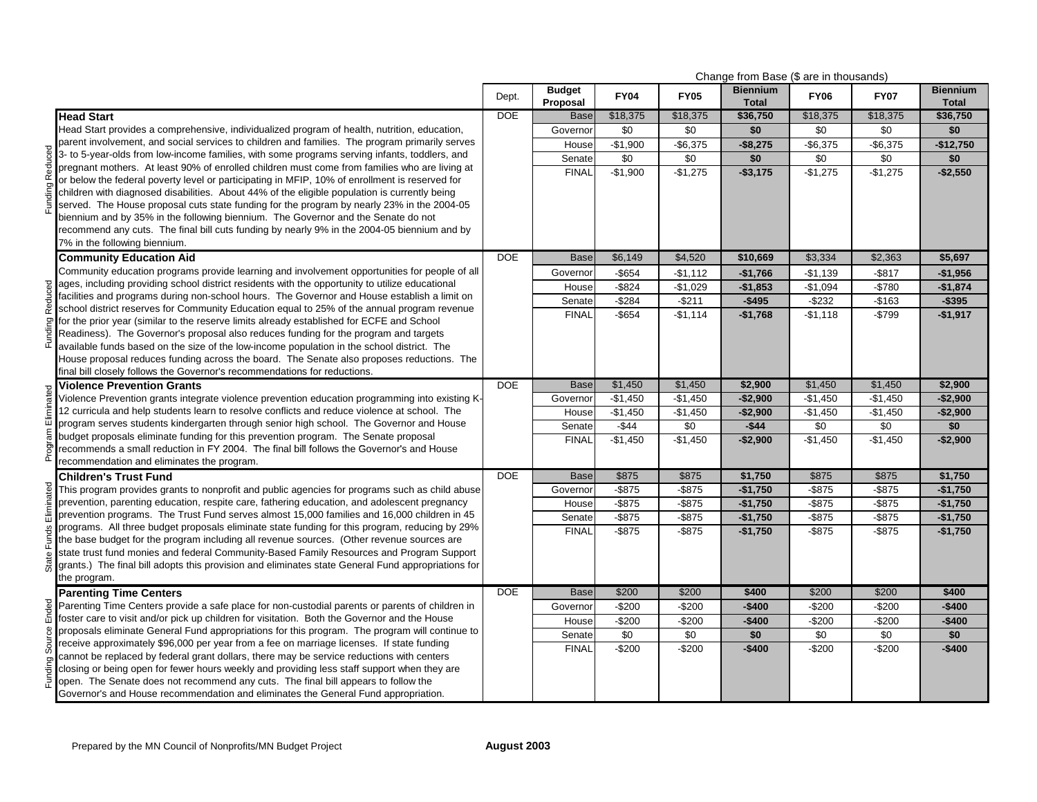| | | Dept. | Budget Proposal | FY04 | FY05 | Biennium Total | FY06 | FY07 | Biennium Total |
|---|---|---|---|---|---|---|---|---|---|
| | | | | Change from Base ($ are in thousands) | | | | | |
| Funding Reduced | **Head Start** Head Start provides a comprehensive, individualized program of health, nutrition, education, parent involvement, and social services to children and families. The program primarily serves 3- to 5-year-olds from low-income families, with some programs serving infants, toddlers, and pregnant mothers. At least 90% of enrolled children must come from families who are living at or below the federal poverty level or participating in MFIP, 10% of enrollment is reserved for children with diagnosed disabilities. About 44% of the eligible population is currently being served. The House proposal cuts state funding for the program by nearly 23% in the 2004-05 biennium and by 35% in the following biennium. The Governor and the Senate do not recommend any cuts. The final bill cuts funding by nearly 9% in the 2004-05 biennium and by 7% in the following biennium. | DOE | Base | $18,375 | $18,375 | **$36,750** | $18,375 | $18,375 | **$36,750** |
| | | | Governor | $0 | $0 | **$0** | $0 | $0 | **$0** |
| | | | House | -$1,900 | -$6,375 | **-$8,275** | -$6,375 | -$6,375 | **-$12,750** |
| | | | Senate | $0 | $0 | **$0** | $0 | $0 | **$0** |
| | | | FINAL | -$1,900 | -$1,275 | **-$3,175** | -$1,275 | -$1,275 | **-$2,550** |
| Funding Reduced | **Community Education Aid** Community education programs provide learning and involvement opportunities for people of all ages, including providing school district residents with the opportunity to utilize educational facilities and programs during non-school hours. The Governor and House establish a limit on school district reserves for Community Education equal to 25% of the annual program revenue for the prior year (similar to the reserve limits already established for ECFE and School Readiness). The Governor's proposal also reduces funding for the program and targets available funds based on the size of the low-income population in the school district. The House proposal reduces funding across the board. The Senate also proposes reductions. The final bill closely follows the Governor's recommendations for reductions. | DOE | Base | $6,149 | $4,520 | **$10,669** | $3,334 | $2,363 | **$5,697** |
| | | | Governor | -$654 | -$1,112 | **-$1,766** | -$1,139 | -$817 | **-$1,956** |
| | | | House | -$824 | -$1,029 | **-$1,853** | -$1,094 | -$780 | **-$1,874** |
| | | | Senate | -$284 | -$211 | **-$495** | -$232 | -$163 | **-$395** |
| | | | FINAL | -$654 | -$1,114 | **-$1,768** | -$1,118 | -$799 | **-$1,917** |
| Program Eliminated | **Violence Prevention Grants** Violence Prevention grants integrate violence prevention education programming into existing K-12 curricula and help students learn to resolve conflicts and reduce violence at school. The program serves students kindergarten through senior high school. The Governor and House budget proposals eliminate funding for this prevention program. The Senate proposal recommends a small reduction in FY 2004. The final bill follows the Governor's and House recommendation and eliminates the program. | DOE | Base | $1,450 | $1,450 | **$2,900** | $1,450 | $1,450 | **$2,900** |
| | | | Governor | -$1,450 | -$1,450 | **-$2,900** | -$1,450 | -$1,450 | **-$2,900** |
| | | | House | -$1,450 | -$1,450 | **-$2,900** | -$1,450 | -$1,450 | **-$2,900** |
| | | | Senate | -$44 | $0 | **-$44** | $0 | $0 | **$0** |
| | | | FINAL | -$1,450 | -$1,450 | **-$2,900** | -$1,450 | -$1,450 | **-$2,900** |
| State Funds Eliminated | **Children's Trust Fund** This program provides grants to nonprofit and public agencies for programs such as child abuse prevention, parenting education, respite care, fathering education, and adolescent pregnancy prevention programs. The Trust Fund serves almost 15,000 families and 16,000 children in 45 programs. All three budget proposals eliminate state funding for this program, reducing by 29% the base budget for the program including all revenue sources. (Other revenue sources are state trust fund monies and federal Community-Based Family Resources and Program Support grants.) The final bill adopts this provision and eliminates state General Fund appropriations for the program. | DOE | Base | $875 | $875 | **$1,750** | $875 | $875 | **$1,750** |
| | | | Governor | -$875 | -$875 | **-$1,750** | -$875 | -$875 | **-$1,750** |
| | | | House | -$875 | -$875 | **-$1,750** | -$875 | -$875 | **-$1,750** |
| | | | Senate | -$875 | -$875 | **-$1,750** | -$875 | -$875 | **-$1,750** |
| | | | FINAL | -$875 | -$875 | **-$1,750** | -$875 | -$875 | **-$1,750** |
| Funding Source Ended | **Parenting Time Centers** Parenting Time Centers provide a safe place for non-custodial parents or parents of children in foster care to visit and/or pick up children for visitation. Both the Governor and the House proposals eliminate General Fund appropriations for this program. The program will continue to receive approximately $96,000 per year from a fee on marriage licenses. If state funding cannot be replaced by federal grant dollars, there may be service reductions with centers closing or being open for fewer hours weekly and providing less staff support when they are open. The Senate does not recommend any cuts. The final bill appears to follow the Governor's and House recommendation and eliminates the General Fund appropriation. | DOE | Base | $200 | $200 | **$400** | $200 | $200 | **$400** |
| | | | Governor | -$200 | -$200 | **-$400** | -$200 | -$200 | **-$400** |
| | | | House | -$200 | -$200 | **-$400** | -$200 | -$200 | **-$400** |
| | | | Senate | $0 | $0 | **$0** | $0 | $0 | **$0** |
| | | | FINAL | -$200 | -$200 | **-$400** | -$200 | -$200 | **-$400** |

Prepared by the MN Council of Nonprofits/MN Budget Project **August 2003**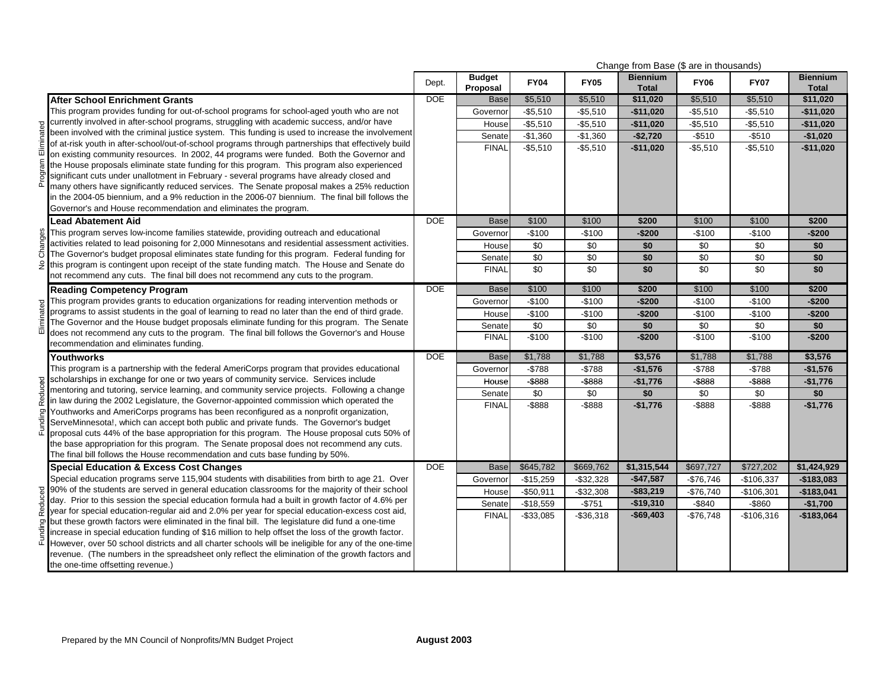Change from Base ($ are in thousands)

| | | Dept. | Budget Proposal | FY04 | FY05 | Biennium Total | FY06 | FY07 | Biennium Total |
|---|---|---|---|---|---|---|---|---|---|
| Program Eliminated | **After School Enrichment Grants** This program provides funding for out-of-school programs for school-aged youth who are not currently involved in after-school programs, struggling with academic success, and/or have been involved with the criminal justice system. This funding is used to increase the involvement of at-risk youth in after-school/out-of-school programs through partnerships that effectively build on existing community resources. In 2002, 44 programs were funded. Both the Governor and the House proposals eliminate state funding for this program. This program also experienced significant cuts under unallotment in February - several programs have already closed and many others have significantly reduced services. The Senate proposal makes a 25% reduction in the 2004-05 biennium, and a 9% reduction in the 2006-07 biennium. The final bill follows the Governor's and House recommendation and eliminates the program. | DOE | Base | $5,510 | $5,510 | **$11,020** | $5,510 | $5,510 | **$11,020** |
| | | | Governor | -$5,510 | -$5,510 | **-$11,020** | -$5,510 | -$5,510 | **-$11,020** |
| | | | House | -$5,510 | -$5,510 | **-$11,020** | -$5,510 | -$5,510 | **-$11,020** |
| | | | Senate | -$1,360 | -$1,360 | **-$2,720** | -$510 | -$510 | **-$1,020** |
| | | | FINAL | -$5,510 | -$5,510 | **-$11,020** | -$5,510 | -$5,510 | **-$11,020** |
| No Changes | **Lead Abatement Aid** This program serves low-income families statewide, providing outreach and educational activities related to lead poisoning for 2,000 Minnesotans and residential assessment activities. The Governor's budget proposal eliminates state funding for this program. Federal funding for this program is contingent upon receipt of the state funding match. The House and Senate do not recommend any cuts. The final bill does not recommend any cuts to the program. | DOE | Base | $100 | $100 | **$200** | $100 | $100 | **$200** |
| | | | Governor | -$100 | -$100 | **-$200** | -$100 | -$100 | **-$200** |
| | | | House | $0 | $0 | **$0** | $0 | $0 | **$0** |
| | | | Senate | $0 | $0 | **$0** | $0 | $0 | **$0** |
| | | | FINAL | $0 | $0 | **$0** | $0 | $0 | **$0** |
| Eliminated | **Reading Competency Program** This program provides grants to education organizations for reading intervention methods or programs to assist students in the goal of learning to read no later than the end of third grade. The Governor and the House budget proposals eliminate funding for this program. The Senate does not recommend any cuts to the program. The final bill follows the Governor's and House recommendation and eliminates funding. | DOE | Base | $100 | $100 | **$200** | $100 | $100 | **$200** |
| | | | Governor | -$100 | -$100 | **-$200** | -$100 | -$100 | **-$200** |
| | | | House | -$100 | -$100 | **-$200** | -$100 | -$100 | **-$200** |
| | | | Senate | $0 | $0 | **$0** | $0 | $0 | **$0** |
| | | | FINAL | -$100 | -$100 | **-$200** | -$100 | -$100 | **-$200** |
| Funding Reduced | **Youthworks** This program is a partnership with the federal AmeriCorps program that provides educational scholarships in exchange for one or two years of community service. Services include mentoring and tutoring, service learning, and community service projects. Following a change in law during the 2002 Legislature, the Governor-appointed commission which operated the Youthworks and AmeriCorps programs has been reconfigured as a nonprofit organization, ServeMinnesota!, which can accept both public and private funds. The Governor's budget proposal cuts 44% of the base appropriation for this program. The House proposal cuts 50% of the base appropriation for this program. The Senate proposal does not recommend any cuts. The final bill follows the House recommendation and cuts base funding by 50%. | DOE | Base | $1,788 | $1,788 | **$3,576** | $1,788 | $1,788 | **$3,576** |
| | | | Governor | -$788 | -$788 | **-$1,576** | -$788 | -$788 | **-$1,576** |
| | | | House | -$888 | -$888 | **-$1,776** | -$888 | -$888 | **-$1,776** |
| | | | Senate | $0 | $0 | **$0** | $0 | $0 | **$0** |
| | | | FINAL | -$888 | -$888 | **-$1,776** | -$888 | -$888 | **-$1,776** |
| Funding Reduced | **Special Education & Excess Cost Changes** Special education programs serve 115,904 students with disabilities from birth to age 21. Over 90% of the students are served in general education classrooms for the majority of their school day. Prior to this session the special education formula had a built in growth factor of 4.6% per year for special education-regular aid and 2.0% per year for special education-excess cost aid, but these growth factors were eliminated in the final bill. The legislature did fund a one-time increase in special education funding of $16 million to help offset the loss of the growth factor. However, over 50 school districts and all charter schools will be ineligible for any of the one-time revenue. (The numbers in the spreadsheet only reflect the elimination of the growth factors and the one-time offsetting revenue.) | DOE | Base | $645,782 | $669,762 | **$1,315,544** | $697,727 | $727,202 | **$1,424,929** |
| | | | Governor | -$15,259 | -$32,328 | **-$47,587** | -$76,746 | -$106,337 | **-$183,083** |
| | | | House | -$50,911 | -$32,308 | **-$83,219** | -$76,740 | -$106,301 | **-$183,041** |
| | | | Senate | -$18,559 | -$751 | **-$19,310** | -$840 | -$860 | **-$1,700** |
| | | | FINAL | -$33,085 | -$36,318 | **-$69,403** | -$76,748 | -$106,316 | **-$183,064** |

Prepared by the MN Council of Nonprofits/MN Budget Project **August 2003**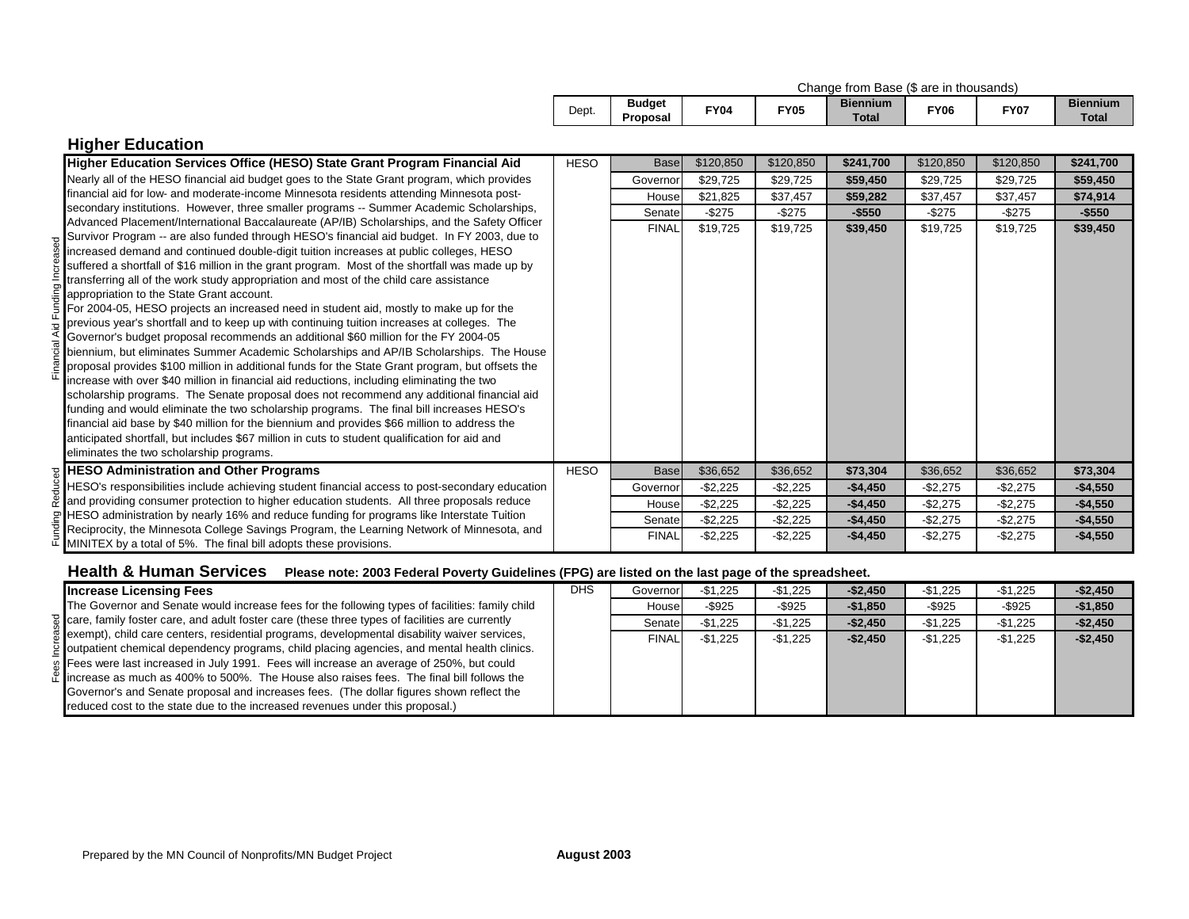| | Dept. | Budget Proposal | FY04 | FY05 | Biennium Total | FY06 | FY07 | Biennium Total |
|---|---|---|---|---|---|---|---|---|
| | | Change from Base ($ are in thousands) | | | | | | |

## Higher Education

| Financial Aid Funding Increased | Dept. | Budget Proposal | FY04 | FY05 | Biennium Total | FY06 | FY07 | Biennium Total |
|---|---|---|---|---|---|---|---|---|
| **Higher Education Services Office (HESO) State Grant Program Financial Aid** Nearly all of the HESO financial aid budget goes to the State Grant program, which provides financial aid for low- and moderate-income Minnesota residents attending Minnesota post-secondary institutions. However, three smaller programs -- Summer Academic Scholarships, Advanced Placement/International Baccalaureate (AP/IB) Scholarships, and the Safety Officer Survivor Program -- are also funded through HESO's financial aid budget. In FY 2003, due to increased demand and continued double-digit tuition increases at public colleges, HESO suffered a shortfall of $16 million in the grant program. Most of the shortfall was made up by transferring all of the work study appropriation and most of the child care assistance appropriation to the State Grant account. For 2004-05, HESO projects an increased need in student aid, mostly to make up for the previous year's shortfall and to keep up with continuing tuition increases at colleges. The Governor's budget proposal recommends an additional $60 million for the FY 2004-05 biennium, but eliminates Summer Academic Scholarships and AP/IB Scholarships. The House proposal provides $100 million in additional funds for the State Grant program, but offsets the increase with over $40 million in financial aid reductions, including eliminating the two scholarship programs. The Senate proposal does not recommend any additional financial aid funding and would eliminate the two scholarship programs. The final bill increases HESO's financial aid base by $40 million for the biennium and provides $66 million to address the anticipated shortfall, but includes $67 million in cuts to student qualification for aid and eliminates the two scholarship programs. | HESO | Base | $120,850 | $120,850 | **$241,700** | $120,850 | $120,850 | **$241,700** |
| | | Governor | $29,725 | $29,725 | **$59,450** | $29,725 | $29,725 | **$59,450** |
| | | House | $21,825 | $37,457 | **$59,282** | $37,457 | $37,457 | **$74,914** |
| | | Senate | -$275 | -$275 | **-$550** | -$275 | -$275 | **-$550** |
| | | FINAL | $19,725 | $19,725 | **$39,450** | $19,725 | $19,725 | **$39,450** |

| Funding Reduced | Dept. | Budget Proposal | FY04 | FY05 | Biennium Total | FY06 | FY07 | Biennium Total |
|---|---|---|---|---|---|---|---|---|
| **HESO Administration and Other Programs** HESO's responsibilities include achieving student financial access to post-secondary education and providing consumer protection to higher education students. All three proposals reduce HESO administration by nearly 16% and reduce funding for programs like Interstate Tuition Reciprocity, the Minnesota College Savings Program, the Learning Network of Minnesota, and MINITEX by a total of 5%. The final bill adopts these provisions. | HESO | Base | $36,652 | $36,652 | **$73,304** | $36,652 | $36,652 | **$73,304** |
| | | Governor | -$2,225 | -$2,225 | **-$4,450** | -$2,275 | -$2,275 | **-$4,550** |
| | | House | -$2,225 | -$2,225 | **-$4,450** | -$2,275 | -$2,275 | **-$4,550** |
| | | Senate | -$2,225 | -$2,225 | **-$4,450** | -$2,275 | -$2,275 | **-$4,550** |
| | | FINAL | -$2,225 | -$2,225 | **-$4,450** | -$2,275 | -$2,275 | **-$4,550** |

## Health & Human Services

**Please note: 2003 Federal Poverty Guidelines (FPG) are listed on the last page of the spreadsheet.**

| Fees Increased | Dept. | Budget Proposal | FY04 | FY05 | Biennium Total | FY06 | FY07 | Biennium Total |
|---|---|---|---|---|---|---|---|---|
| **Increase Licensing Fees** The Governor and Senate would increase fees for the following types of facilities: family child care, family foster care, and adult foster care (these three types of facilities are currently exempt), child care centers, residential programs, developmental disability waiver services, outpatient chemical dependency programs, child placing agencies, and mental health clinics. Fees were last increased in July 1991. Fees will increase an average of 250%, but could increase as much as 400% to 500%. The House also raises fees. The final bill follows the Governor's and Senate proposal and increases fees. (The dollar figures shown reflect the reduced cost to the state due to the increased revenues under this proposal.) | DHS | Governor | -$1,225 | -$1,225 | **-$2,450** | -$1,225 | -$1,225 | **-$2,450** |
| | | House | -$925 | -$925 | **-$1,850** | -$925 | -$925 | **-$1,850** |
| | | Senate | -$1,225 | -$1,225 | **-$2,450** | -$1,225 | -$1,225 | **-$2,450** |
| | | FINAL | -$1,225 | -$1,225 | **-$2,450** | -$1,225 | -$1,225 | **-$2,450** |

Prepared by the MN Council of Nonprofits/MN Budget Project **August 2003**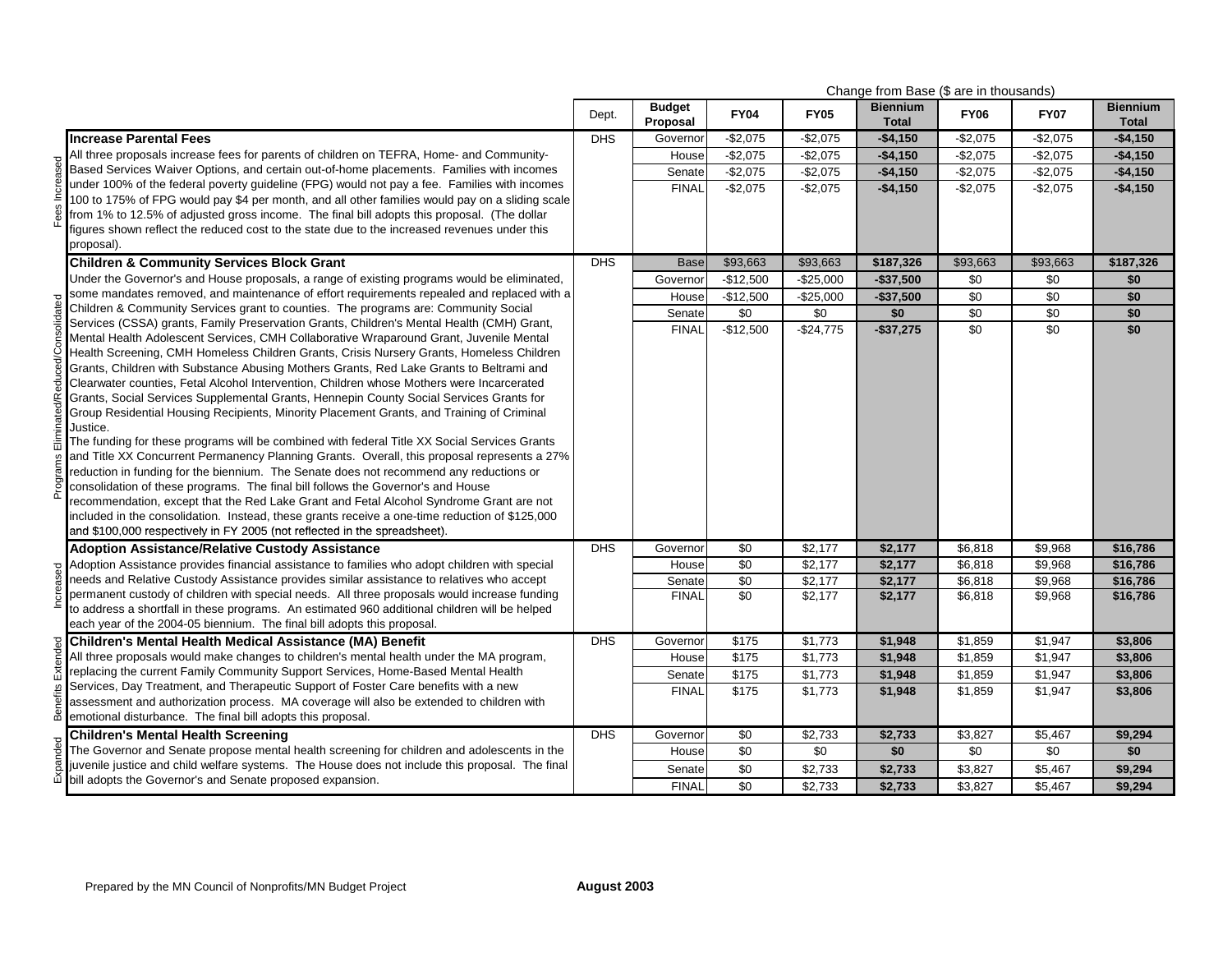| Category | Description | Dept. | Budget Proposal | FY04 | FY05 | Biennium Total | FY06 | FY07 | Biennium Total |
|---|---|---|---|---|---|---|---|---|---|
| | | | | Change from Base ($ are in thousands) | | | | | |
| Fees Increased | **Increase Parental Fees** | DHS | Governor | -$2,075 | -$2,075 | **-$4,150** | -$2,075 | -$2,075 | **-$4,150** |
| | All three proposals increase fees for parents of children on TEFRA, Home- and Community-Based Services Waiver Options, and certain out-of-home placements. Families with incomes under 100% of the federal poverty guideline (FPG) would not pay a fee. Families with incomes 100 to 175% of FPG would pay $4 per month, and all other families would pay on a sliding scale from 1% to 12.5% of adjusted gross income. The final bill adopts this proposal. (The dollar figures shown reflect the reduced cost to the state due to the increased revenues under this proposal). | | House | -$2,075 | -$2,075 | **-$4,150** | -$2,075 | -$2,075 | **-$4,150** |
| | | | Senate | -$2,075 | -$2,075 | **-$4,150** | -$2,075 | -$2,075 | **-$4,150** |
| | | | FINAL | -$2,075 | -$2,075 | **-$4,150** | -$2,075 | -$2,075 | **-$4,150** |
| Programs Eliminated/Reduced/Consolidated | **Children & Community Services Block Grant** | DHS | Base | $93,663 | $93,663 | **$187,326** | $93,663 | $93,663 | **$187,326** |
| | Under the Governor's and House proposals, a range of existing programs would be eliminated, some mandates removed, and maintenance of effort requirements repealed and replaced with a Children & Community Services grant to counties. The programs are: Community Social Services (CSSA) grants, Family Preservation Grants, Children's Mental Health (CMH) Grant, Mental Health Adolescent Services, CMH Collaborative Wraparound Grant, Juvenile Mental Health Screening, CMH Homeless Children Grants, Crisis Nursery Grants, Homeless Children Grants, Children with Substance Abusing Mothers Grants, Red Lake Grants to Beltrami and Clearwater counties, Fetal Alcohol Intervention, Children whose Mothers were Incarcerated Grants, Social Services Supplemental Grants, Hennepin County Social Services Grants for Group Residential Housing Recipients, Minority Placement Grants, and Training of Criminal Justice. The funding for these programs will be combined with federal Title XX Social Services Grants and Title XX Concurrent Permanency Planning Grants. Overall, this proposal represents a 27% reduction in funding for the biennium. The Senate does not recommend any reductions or consolidation of these programs. The final bill follows the Governor's and House recommendation, except that the Red Lake Grant and Fetal Alcohol Syndrome Grant are not included in the consolidation. Instead, these grants receive a one-time reduction of $125,000 and $100,000 respectively in FY 2005 (not reflected in the spreadsheet). | | Governor | -$12,500 | -$25,000 | **-$37,500** | $0 | $0 | **$0** |
| | | | House | -$12,500 | -$25,000 | **-$37,500** | $0 | $0 | **$0** |
| | | | Senate | $0 | $0 | **$0** | $0 | $0 | **$0** |
| | | | FINAL | -$12,500 | -$24,775 | **-$37,275** | $0 | $0 | **$0** |
| Increased | **Adoption Assistance/Relative Custody Assistance** | DHS | Governor | $0 | $2,177 | **$2,177** | $6,818 | $9,968 | **$16,786** |
| | Adoption Assistance provides financial assistance to families who adopt children with special needs and Relative Custody Assistance provides similar assistance to relatives who accept permanent custody of children with special needs. All three proposals would increase funding to address a shortfall in these programs. An estimated 960 additional children will be helped each year of the 2004-05 biennium. The final bill adopts this proposal. | | House | $0 | $2,177 | **$2,177** | $6,818 | $9,968 | **$16,786** |
| | | | Senate | $0 | $2,177 | **$2,177** | $6,818 | $9,968 | **$16,786** |
| | | | FINAL | $0 | $2,177 | **$2,177** | $6,818 | $9,968 | **$16,786** |
| Benefits Extended | **Children's Mental Health Medical Assistance (MA) Benefit** | DHS | Governor | $175 | $1,773 | **$1,948** | $1,859 | $1,947 | **$3,806** |
| | All three proposals would make changes to children's mental health under the MA program, replacing the current Family Community Support Services, Home-Based Mental Health Services, Day Treatment, and Therapeutic Support of Foster Care benefits with a new assessment and authorization process. MA coverage will also be extended to children with emotional disturbance. The final bill adopts this proposal. | | House | $175 | $1,773 | **$1,948** | $1,859 | $1,947 | **$3,806** |
| | | | Senate | $175 | $1,773 | **$1,948** | $1,859 | $1,947 | **$3,806** |
| | | | FINAL | $175 | $1,773 | **$1,948** | $1,859 | $1,947 | **$3,806** |
| Expanded | **Children's Mental Health Screening** | DHS | Governor | $0 | $2,733 | **$2,733** | $3,827 | $5,467 | **$9,294** |
| | The Governor and Senate propose mental health screening for children and adolescents in the juvenile justice and child welfare systems. The House does not include this proposal. The final bill adopts the Governor's and Senate proposed expansion. | | House | $0 | $0 | **$0** | $0 | $0 | **$0** |
| | | | Senate | $0 | $2,733 | **$2,733** | $3,827 | $5,467 | **$9,294** |
| | | | FINAL | $0 | $2,733 | **$2,733** | $3,827 | $5,467 | **$9,294** |

Prepared by the MN Council of Nonprofits/MN Budget Project

**August 2003**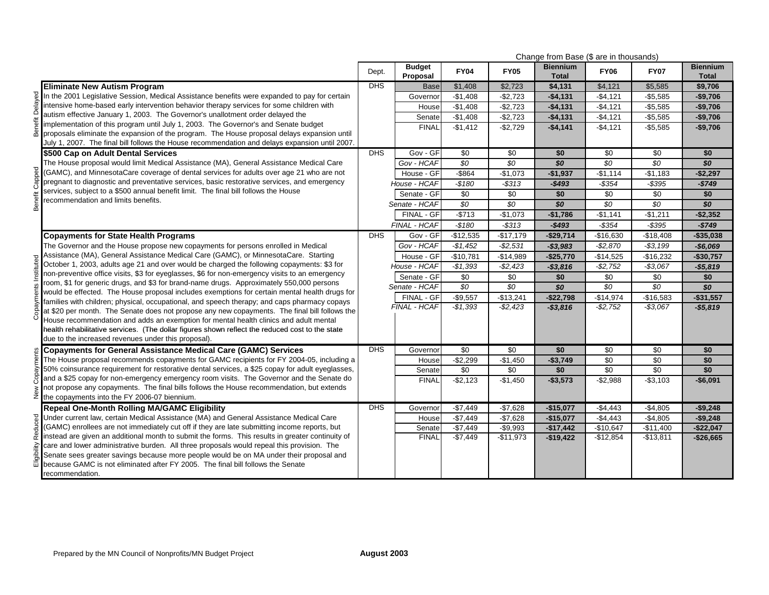Change from Base ($ are in thousands)

| | Description | Dept. | Budget Proposal | FY04 | FY05 | Biennium Total | FY06 | FY07 | Biennium Total |
|---|---|---|---|---|---|---|---|---|---|
| Benefit Delayed | **Eliminate New Autism Program** In the 2001 Legislative Session, Medical Assistance benefits were expanded to pay for certain intensive home-based early intervention behavior therapy services for some children with autism effective January 1, 2003. The Governor's unallotment order delayed the implementation of this program until July 1, 2003. The Governor's and Senate budget proposals eliminate the expansion of the program. The House proposal delays expansion until July 1, 2007. The final bill follows the House recommendation and delays expansion until 2007. | DHS | Base | $1,408 | $2,723 | **$4,131** | $4,121 | $5,585 | **$9,706** |
| | | | Governor | -$1,408 | -$2,723 | **-$4,131** | -$4,121 | -$5,585 | **-$9,706** |
| | | | House | -$1,408 | -$2,723 | **-$4,131** | -$4,121 | -$5,585 | **-$9,706** |
| | | | Senate | -$1,408 | -$2,723 | **-$4,131** | -$4,121 | -$5,585 | **-$9,706** |
| | | | FINAL | -$1,412 | -$2,729 | **-$4,141** | -$4,121 | -$5,585 | **-$9,706** |
| Benefit Capped | **$500 Cap on Adult Dental Services** The House proposal would limit Medical Assistance (MA), General Assistance Medical Care (GAMC), and MinnesotaCare coverage of dental services for adults over age 21 who are not pregnant to diagnostic and preventative services, basic restorative services, and emergency services, subject to a $500 annual benefit limit. The final bill follows the House recommendation and limits benefits. | DHS | Gov - GF | $0 | $0 | **$0** | $0 | $0 | **$0** |
| | | | *Gov - HCAF* | *$0* | *$0* | ***$0*** | *$0* | *$0* | ***$0*** |
| | | | House - GF | -$864 | -$1,073 | **-$1,937** | -$1,114 | -$1,183 | **-$2,297** |
| | | | *House - HCAF* | *-$180* | *-$313* | ***-$493*** | *-$354* | *-$395* | ***-$749*** |
| | | | Senate - GF | $0 | $0 | **$0** | $0 | $0 | **$0** |
| | | | *Senate - HCAF* | *$0* | *$0* | ***$0*** | *$0* | *$0* | ***$0*** |
| | | | FINAL - GF | -$713 | -$1,073 | **-$1,786** | -$1,141 | -$1,211 | **-$2,352** |
| | | | *FINAL - HCAF* | *-$180* | *-$313* | ***-$493*** | *-$354* | *-$395* | ***-$749*** |
| Copayments Instituted | **Copayments for State Health Programs** The Governor and the House propose new copayments for persons enrolled in Medical Assistance (MA), General Assistance Medical Care (GAMC), or MinnesotaCare. Starting October 1, 2003, adults age 21 and over would be charged the following copayments: $3 for non-preventive office visits, $3 for eyeglasses, $6 for non-emergency visits to an emergency room, $1 for generic drugs, and $3 for brand-name drugs. Approximately 550,000 persons would be effected. The House proposal includes exemptions for certain mental health drugs for families with children; physical, occupational, and speech therapy; and caps pharmacy copays at $20 per month. The Senate does not propose any new copayments. The final bill follows the House recommendation and adds an exemption for mental health clinics and adult mental health rehabilitative services. (The dollar figures shown reflect the reduced cost to the state due to the increased revenues under this proposal). | DHS | Gov - GF | -$12,535 | -$17,179 | **-$29,714** | -$16,630 | -$18,408 | **-$35,038** |
| | | | *Gov - HCAF* | *-$1,452* | *-$2,531* | ***-$3,983*** | *-$2,870* | *-$3,199* | ***-$6,069*** |
| | | | House - GF | -$10,781 | -$14,989 | **-$25,770** | -$14,525 | -$16,232 | **-$30,757** |
| | | | *House - HCAF* | *-$1,393* | *-$2,423* | ***-$3,816*** | *-$2,752* | *-$3,067* | ***-$5,819*** |
| | | | Senate - GF | $0 | $0 | **$0** | $0 | $0 | **$0** |
| | | | *Senate - HCAF* | *$0* | *$0* | ***$0*** | *$0* | *$0* | ***$0*** |
| | | | FINAL - GF | -$9,557 | -$13,241 | **-$22,798** | -$14,974 | -$16,583 | **-$31,557** |
| | | | *FINAL - HCAF* | *-$1,393* | *-$2,423* | ***-$3,816*** | *-$2,752* | *-$3,067* | ***-$5,819*** |
| New Copayments | **Copayments for General Assistance Medical Care (GAMC) Services** The House proposal recommends copayments for GAMC recipients for FY 2004-05, including a 50% coinsurance requirement for restorative dental services, a $25 copay for adult eyeglasses, and a $25 copay for non-emergency emergency room visits. The Governor and the Senate do not propose any copayments. The final bills follows the House recommendation, but extends the copayments into the FY 2006-07 biennium. | DHS | Governor | $0 | $0 | **$0** | $0 | $0 | **$0** |
| | | | House | -$2,299 | -$1,450 | **-$3,749** | $0 | $0 | **$0** |
| | | | Senate | $0 | $0 | **$0** | $0 | $0 | **$0** |
| | | | FINAL | -$2,123 | -$1,450 | **-$3,573** | -$2,988 | -$3,103 | **-$6,091** |
| Eligibility Reduced | **Repeal One-Month Rolling MA/GAMC Eligibility** Under current law, certain Medical Assistance (MA) and General Assistance Medical Care (GAMC) enrollees are not immediately cut off if they are late submitting income reports, but instead are given an additional month to submit the forms. This results in greater continuity of care and lower administrative burden. All three proposals would repeal this provision. The Senate sees greater savings because more people would be on MA under their proposal and because GAMC is not eliminated after FY 2005. The final bill follows the Senate recommendation. | DHS | Governor | -$7,449 | -$7,628 | **-$15,077** | -$4,443 | -$4,805 | **-$9,248** |
| | | | House | -$7,449 | -$7,628 | **-$15,077** | -$4,443 | -$4,805 | **-$9,248** |
| | | | Senate | -$7,449 | -$9,993 | **-$17,442** | -$10,647 | -$11,400 | **-$22,047** |
| | | | FINAL | -$7,449 | -$11,973 | **-$19,422** | -$12,854 | -$13,811 | **-$26,665** |

Prepared by the MN Council of Nonprofits/MN Budget Project **August 2003**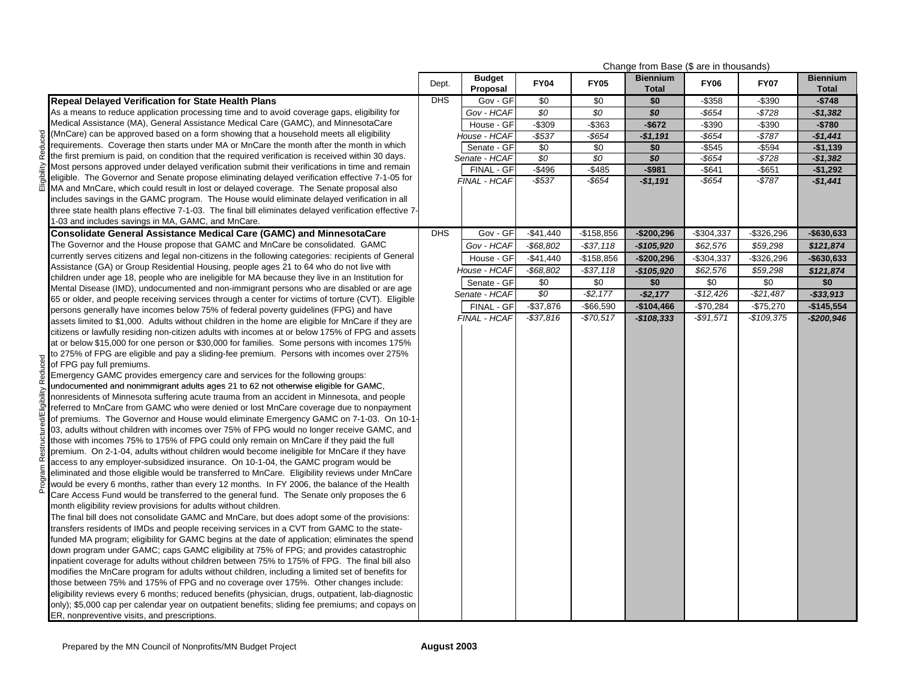Change from Base ($ are in thousands)

| | Dept. | Budget Proposal | FY04 | FY05 | Biennium Total | FY06 | FY07 | Biennium Total |
|---|---|---|---|---|---|---|---|---|
| **Repeal Delayed Verification for State Health Plans** As a means to reduce application processing time and to avoid coverage gaps, eligibility for Medical Assistance (MA), General Assistance Medical Care (GAMC), and MinnesotaCare (MnCare) can be approved based on a form showing that a household meets all eligibility requirements. Coverage then starts under MA or MnCare the month after the month in which the first premium is paid, on condition that the required verification is received within 30 days. Most persons approved under delayed verification submit their verifications in time and remain eligible. The Governor and Senate propose eliminating delayed verification effective 7-1-05 for MA and MnCare, which could result in lost or delayed coverage. The Senate proposal also includes savings in the GAMC program. The House would eliminate delayed verification in all three state health plans effective 7-1-03. The final bill eliminates delayed verification effective 7-1-03 and includes savings in MA, GAMC, and MnCare. (Eligibility Reduced) | DHS | Gov - GF | $0 | $0 | **$0** | -$358 | -$390 | **-$748** |
| | | *Gov - HCAF* | *$0* | *$0* | ***$0*** | *-$654* | *-$728* | ***-$1,382*** |
| | | House - GF | -$309 | -$363 | **-$672** | -$390 | -$390 | **-$780** |
| | | *House - HCAF* | *-$537* | *-$654* | ***-$1,191*** | *-$654* | *-$787* | ***-$1,441*** |
| | | Senate - GF | $0 | $0 | **$0** | -$545 | -$594 | **-$1,139** |
| | | *Senate - HCAF* | *$0* | *$0* | ***$0*** | *-$654* | *-$728* | ***-$1,382*** |
| | | FINAL - GF | -$496 | -$485 | **-$981** | -$641 | -$651 | **-$1,292** |
| | | *FINAL - HCAF* | *-$537* | *-$654* | ***-$1,191*** | *-$654* | *-$787* | ***-$1,441*** |
| **Consolidate General Assistance Medical Care (GAMC) and MinnesotaCare** The Governor and the House propose that GAMC and MnCare be consolidated. GAMC currently serves citizens and legal non-citizens in the following categories: recipients of General Assistance (GA) or Group Residential Housing, people ages 21 to 64 who do not live with children under age 18, people who are ineligible for MA because they live in an Institution for Mental Disease (IMD), undocumented and non-immigrant persons who are disabled or are age 65 or older, and people receiving services through a center for victims of torture (CVT). Eligible persons generally have incomes below 75% of federal poverty guidelines (FPG) and have assets limited to $1,000. Adults without children in the home are eligible for MnCare if they are citizens or lawfully residing non-citizen adults with incomes at or below 175% of FPG and assets at or below $15,000 for one person or $30,000 for families. Some persons with incomes 175% to 275% of FPG are eligible and pay a sliding-fee premium. Persons with incomes over 275% of FPG pay full premiums. Emergency GAMC provides emergency care and services for the following groups: undocumented and nonimmigrant adults ages 21 to 62 not otherwise eligible for GAMC, nonresidents of Minnesota suffering acute trauma from an accident in Minnesota, and people referred to MnCare from GAMC who were denied or lost MnCare coverage due to nonpayment of premiums. The Governor and House would eliminate Emergency GAMC on 7-1-03. On 10-1-03, adults without children with incomes over 75% of FPG would no longer receive GAMC, and those with incomes 75% to 175% of FPG could only remain on MnCare if they paid the full premium. On 2-1-04, adults without children would become ineligible for MnCare if they have access to any employer-subsidized insurance. On 10-1-04, the GAMC program would be eliminated and those eligible would be transferred to MnCare. Eligibility reviews under MnCare would be every 6 months, rather than every 12 months. In FY 2006, the balance of the Health Care Access Fund would be transferred to the general fund. The Senate only proposes the 6 month eligibility review provisions for adults without children. The final bill does not consolidate GAMC and MnCare, but does adopt some of the provisions: transfers residents of IMDs and people receiving services in a CVT from GAMC to the state-funded MA program; eligibility for GAMC begins at the date of application; eliminates the spend down program under GAMC; caps GAMC eligibility at 75% of FPG; and provides catastrophic inpatient coverage for adults without children between 75% to 175% of FPG. The final bill also modifies the MnCare program for adults without children, including a limited set of benefits for those between 75% and 175% of FPG and no coverage over 175%. Other changes include: eligibility reviews every 6 months; reduced benefits (physician, drugs, outpatient, lab-diagnostic only); $5,000 cap per calendar year on outpatient benefits; sliding fee premiums; and copays on ER, nonpreventive visits, and prescriptions. (Program Restructured/Eligibility Reduced) | DHS | Gov - GF | -$41,440 | -$158,856 | **-$200,296** | -$304,337 | -$326,296 | **-$630,633** |
| | | *Gov - HCAF* | *-$68,802* | *-$37,118* | ***-$105,920*** | *$62,576* | *$59,298* | ***$121,874*** |
| | | House - GF | -$41,440 | -$158,856 | **-$200,296** | -$304,337 | -$326,296 | **-$630,633** |
| | | *House - HCAF* | *-$68,802* | *-$37,118* | ***-$105,920*** | *$62,576* | *$59,298* | ***$121,874*** |
| | | Senate - GF | $0 | $0 | **$0** | $0 | $0 | **$0** |
| | | *Senate - HCAF* | *$0* | *-$2,177* | ***-$2,177*** | *-$12,426* | *-$21,487* | ***-$33,913*** |
| | | FINAL - GF | -$37,876 | -$66,590 | **-$104,466** | -$70,284 | -$75,270 | **-$145,554** |
| | | *FINAL - HCAF* | *-$37,816* | *-$70,517* | ***-$108,333*** | *-$91,571* | *-$109,375* | ***-$200,946*** |

Prepared by the MN Council of Nonprofits/MN Budget Project **August 2003**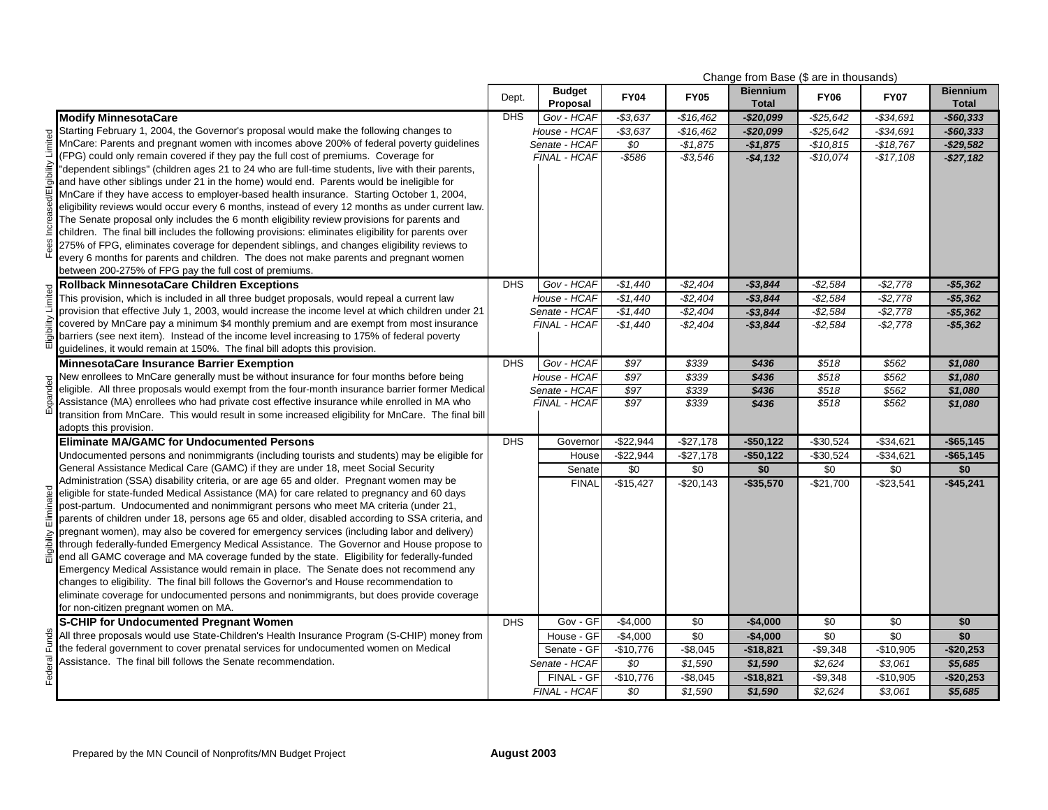Change from Base ($ are in thousands)

| Category | Description | Dept. | Budget Proposal | FY04 | FY05 | Biennium Total | FY06 | FY07 | Biennium Total |
|---|---|---|---|---|---|---|---|---|---|
| Fees Increased/Eligibility Limited | **Modify MinnesotaCare** | DHS | *Gov - HCAF* | *-$3,637* | *-$16,462* | ***-$20,099*** | *-$25,642* | *-$34,691* | ***-$60,333*** |
| | Starting February 1, 2004, the Governor's proposal would make the following changes to MnCare: Parents and pregnant women with incomes above 200% of federal poverty guidelines (FPG) could only remain covered if they pay the full cost of premiums. Coverage for "dependent siblings" (children ages 21 to 24 who are full-time students, live with their parents, and have other siblings under 21 in the home) would end. Parents would be ineligible for MnCare if they have access to employer-based health insurance. Starting October 1, 2004, eligibility reviews would occur every 6 months, instead of every 12 months as under current law. The Senate proposal only includes the 6 month eligibility review provisions for parents and children. The final bill includes the following provisions: eliminates eligibility for parents over 275% of FPG, eliminates coverage for dependent siblings, and changes eligibility reviews to every 6 months for parents and children. The does not make parents and pregnant women between 200-275% of FPG pay the full cost of premiums. | | *House - HCAF* | *-$3,637* | *-$16,462* | ***-$20,099*** | *-$25,642* | *-$34,691* | ***-$60,333*** |
| | | | *Senate - HCAF* | *$0* | *-$1,875* | ***-$1,875*** | *-$10,815* | *-$18,767* | ***-$29,582*** |
| | | | *FINAL - HCAF* | *-$586* | *-$3,546* | ***-$4,132*** | *-$10,074* | *-$17,108* | ***-$27,182*** |
| Eligibility Limited | **Rollback MinnesotaCare Children Exceptions** | DHS | *Gov - HCAF* | *-$1,440* | *-$2,404* | ***-$3,844*** | *-$2,584* | *-$2,778* | ***-$5,362*** |
| | This provision, which is included in all three budget proposals, would repeal a current law provision that effective July 1, 2003, would increase the income level at which children under 21 covered by MnCare pay a minimum $4 monthly premium and are exempt from most insurance barriers (see next item). Instead of the income level increasing to 175% of federal poverty guidelines, it would remain at 150%. The final bill adopts this provision. | | *House - HCAF* | *-$1,440* | *-$2,404* | ***-$3,844*** | *-$2,584* | *-$2,778* | ***-$5,362*** |
| | | | *Senate - HCAF* | *-$1,440* | *-$2,404* | ***-$3,844*** | *-$2,584* | *-$2,778* | ***-$5,362*** |
| | | | *FINAL - HCAF* | *-$1,440* | *-$2,404* | ***-$3,844*** | *-$2,584* | *-$2,778* | ***-$5,362*** |
| Expanded | **MinnesotaCare Insurance Barrier Exemption** | DHS | *Gov - HCAF* | *$97* | *$339* | ***$436*** | *$518* | *$562* | ***$1,080*** |
| | New enrollees to MnCare generally must be without insurance for four months before being eligible. All three proposals would exempt from the four-month insurance barrier former Medical Assistance (MA) enrollees who had private cost effective insurance while enrolled in MA who transition from MnCare. This would result in some increased eligibility for MnCare. The final bill adopts this provision. | | *House - HCAF* | *$97* | *$339* | ***$436*** | *$518* | *$562* | ***$1,080*** |
| | | | *Senate - HCAF* | *$97* | *$339* | ***$436*** | *$518* | *$562* | ***$1,080*** |
| | | | *FINAL - HCAF* | *$97* | *$339* | ***$436*** | *$518* | *$562* | ***$1,080*** |
| Eligibility Eliminated | **Eliminate MA/GAMC for Undocumented Persons** | DHS | Governor | -$22,944 | -$27,178 | **-$50,122** | -$30,524 | -$34,621 | **-$65,145** |
| | Undocumented persons and nonimmigrants (including tourists and students) may be eligible for General Assistance Medical Care (GAMC) if they are under 18, meet Social Security Administration (SSA) disability criteria, or are age 65 and older. Pregnant women may be eligible for state-funded Medical Assistance (MA) for care related to pregnancy and 60 days post-partum. Undocumented and nonimmigrant persons who meet MA criteria (under 21, parents of children under 18, persons age 65 and older, disabled according to SSA criteria, and pregnant women), may also be covered for emergency services (including labor and delivery) through federally-funded Emergency Medical Assistance. The Governor and House propose to end all GAMC coverage and MA coverage funded by the state. Eligibility for federally-funded Emergency Medical Assistance would remain in place. The Senate does not recommend any changes to eligibility. The final bill follows the Governor's and House recommendation to eliminate coverage for undocumented persons and nonimmigrants, but does provide coverage for non-citizen pregnant women on MA. | | House | -$22,944 | -$27,178 | **-$50,122** | -$30,524 | -$34,621 | **-$65,145** |
| | | | Senate | $0 | $0 | **$0** | $0 | $0 | **$0** |
| | | | FINAL | -$15,427 | -$20,143 | **-$35,570** | -$21,700 | -$23,541 | **-$45,241** |
| Federal Funds | **S-CHIP for Undocumented Pregnant Women** | DHS | Gov - GF | -$4,000 | $0 | **-$4,000** | $0 | $0 | **$0** |
| | All three proposals would use State-Children's Health Insurance Program (S-CHIP) money from the federal government to cover prenatal services for undocumented women on Medical Assistance. The final bill follows the Senate recommendation. | | House - GF | -$4,000 | $0 | **-$4,000** | $0 | $0 | **$0** |
| | | | Senate - GF | -$10,776 | -$8,045 | **-$18,821** | -$9,348 | -$10,905 | **-$20,253** |
| | | | *Senate - HCAF* | *$0* | *$1,590* | ***$1,590*** | *$2,624* | *$3,061* | ***$5,685*** |
| | | | FINAL - GF | -$10,776 | -$8,045 | **-$18,821** | -$9,348 | -$10,905 | **-$20,253** |
| | | | *FINAL - HCAF* | *$0* | *$1,590* | ***$1,590*** | *$2,624* | *$3,061* | ***$5,685*** |

Prepared by the MN Council of Nonprofits/MN Budget Project **August 2003**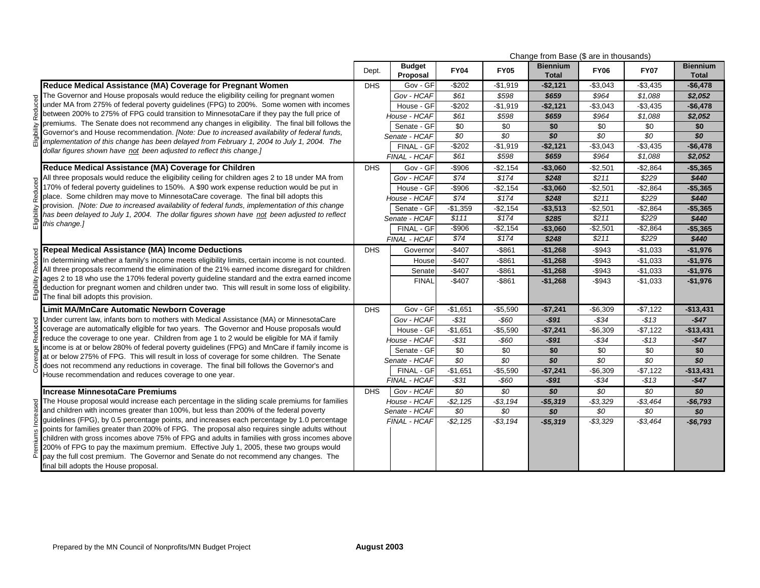Change from Base ($ are in thousands)

| | Description | Dept. | Budget Proposal | FY04 | FY05 | Biennium Total | FY06 | FY07 | Biennium Total |
|---|---|---|---|---|---|---|---|---|---|
| Eligibility Reduced | **Reduce Medical Assistance (MA) Coverage for Pregnant Women** The Governor and House proposals would reduce the eligibility ceiling for pregnant women under MA from 275% of federal poverty guidelines (FPG) to 200%. Some women with incomes between 200% to 275% of FPG could transition to MinnesotaCare if they pay the full price of premiums. The Senate does not recommend any changes in eligibility. The final bill follows the Governor's and House recommendation. *[Note: Due to increased availability of federal funds, implementation of this change has been delayed from February 1, 2004 to July 1, 2004. The dollar figures shown have not been adjusted to reflect this change.]* | DHS | Gov - GF | -$202 | -$1,919 | **-$2,121** | -$3,043 | -$3,435 | **-$6,478** |
| | | | *Gov - HCAF* | *$61* | *$598* | ***$659*** | *$964* | *$1,088* | ***$2,052*** |
| | | | House - GF | -$202 | -$1,919 | **-$2,121** | -$3,043 | -$3,435 | **-$6,478** |
| | | | *House - HCAF* | *$61* | *$598* | ***$659*** | *$964* | *$1,088* | ***$2,052*** |
| | | | Senate - GF | $0 | $0 | **$0** | $0 | $0 | **$0** |
| | | | *Senate - HCAF* | *$0* | *$0* | ***$0*** | *$0* | *$0* | ***$0*** |
| | | | FINAL - GF | -$202 | -$1,919 | **-$2,121** | -$3,043 | -$3,435 | **-$6,478** |
| | | | *FINAL - HCAF* | *$61* | *$598* | ***$659*** | *$964* | *$1,088* | ***$2,052*** |
| Eligibility Reduced | **Reduce Medical Assistance (MA) Coverage for Children** All three proposals would reduce the eligibility ceiling for children ages 2 to 18 under MA from 170% of federal poverty guidelines to 150%. A $90 work expense reduction would be put in place. Some children may move to MinnesotaCare coverage. The final bill adopts this provision. *[Note: Due to increased availability of federal funds, implementation of this change has been delayed to July 1, 2004. The dollar figures shown have not been adjusted to reflect this change.]* | DHS | Gov - GF | -$906 | -$2,154 | **-$3,060** | -$2,501 | -$2,864 | **-$5,365** |
| | | | *Gov - HCAF* | *$74* | *$174* | ***$248*** | *$211* | *$229* | ***$440*** |
| | | | House - GF | -$906 | -$2,154 | **-$3,060** | -$2,501 | -$2,864 | **-$5,365** |
| | | | *House - HCAF* | *$74* | *$174* | ***$248*** | *$211* | *$229* | ***$440*** |
| | | | Senate - GF | -$1,359 | -$2,154 | **-$3,513** | -$2,501 | -$2,864 | **-$5,365** |
| | | | *Senate - HCAF* | *$111* | *$174* | ***$285*** | *$211* | *$229* | ***$440*** |
| | | | FINAL - GF | -$906 | -$2,154 | **-$3,060** | -$2,501 | -$2,864 | **-$5,365** |
| | | | *FINAL - HCAF* | *$74* | *$174* | ***$248*** | *$211* | *$229* | ***$440*** |
| Eligibility Reduced | **Repeal Medical Assistance (MA) Income Deductions** In determining whether a family's income meets eligibility limits, certain income is not counted. All three proposals recommend the elimination of the 21% earned income disregard for children ages 2 to 18 who use the 170% federal poverty guideline standard and the extra earned income deduction for pregnant women and children under two. This will result in some loss of eligibility. The final bill adopts this provision. | DHS | Governor | -$407 | -$861 | **-$1,268** | -$943 | -$1,033 | **-$1,976** |
| | | | House | -$407 | -$861 | **-$1,268** | -$943 | -$1,033 | **-$1,976** |
| | | | Senate | -$407 | -$861 | **-$1,268** | -$943 | -$1,033 | **-$1,976** |
| | | | FINAL | -$407 | -$861 | **-$1,268** | -$943 | -$1,033 | **-$1,976** |
| Coverage Reduced | **Limit MA/MnCare Automatic Newborn Coverage** Under current law, infants born to mothers with Medical Assistance (MA) or MinnesotaCare coverage are automatically eligible for two years. The Governor and House proposals would reduce the coverage to one year. Children from age 1 to 2 would be eligible for MA if family income is at or below 280% of federal poverty guidelines (FPG) and MnCare if family income is at or below 275% of FPG. This will result in loss of coverage for some children. The Senate does not recommend any reductions in coverage. The final bill follows the Governor's and House recommendation and reduces coverage to one year. | DHS | Gov - GF | -$1,651 | -$5,590 | **-$7,241** | -$6,309 | -$7,122 | **-$13,431** |
| | | | *Gov - HCAF* | *-$31* | *-$60* | ***-$91*** | *-$34* | *-$13* | ***-$47*** |
| | | | House - GF | -$1,651 | -$5,590 | **-$7,241** | -$6,309 | -$7,122 | **-$13,431** |
| | | | *House - HCAF* | *-$31* | *-$60* | ***-$91*** | *-$34* | *-$13* | ***-$47*** |
| | | | Senate - GF | $0 | $0 | **$0** | $0 | $0 | **$0** |
| | | | *Senate - HCAF* | *$0* | *$0* | ***$0*** | *$0* | *$0* | ***$0*** |
| | | | FINAL - GF | -$1,651 | -$5,590 | **-$7,241** | -$6,309 | -$7,122 | **-$13,431** |
| | | | *FINAL - HCAF* | *-$31* | *-$60* | ***-$91*** | *-$34* | *-$13* | ***-$47*** |
| Premiums Increased | **Increase MinnesotaCare Premiums** The House proposal would increase each percentage in the sliding scale premiums for families and children with incomes greater than 100%, but less than 200% of the federal poverty guidelines (FPG), by 0.5 percentage points, and increases each percentage by 1.0 percentage points for families greater than 200% of FPG. The proposal also requires single adults without children with gross incomes above 75% of FPG and adults in families with gross incomes above 200% of FPG to pay the maximum premium. Effective July 1, 2005, these two groups would pay the full cost premium. The Governor and Senate do not recommend any changes. The final bill adopts the House proposal. | DHS | *Gov - HCAF* | *$0* | *$0* | ***$0*** | *$0* | *$0* | ***$0*** |
| | | | *House - HCAF* | *-$2,125* | *-$3,194* | ***-$5,319*** | *-$3,329* | *-$3,464* | ***-$6,793*** |
| | | | *Senate - HCAF* | *$0* | *$0* | ***$0*** | *$0* | *$0* | ***$0*** |
| | | | *FINAL - HCAF* | *-$2,125* | *-$3,194* | ***-$5,319*** | *-$3,329* | *-$3,464* | ***-$6,793*** |

Prepared by the MN Council of Nonprofits/MN Budget Project **August 2003**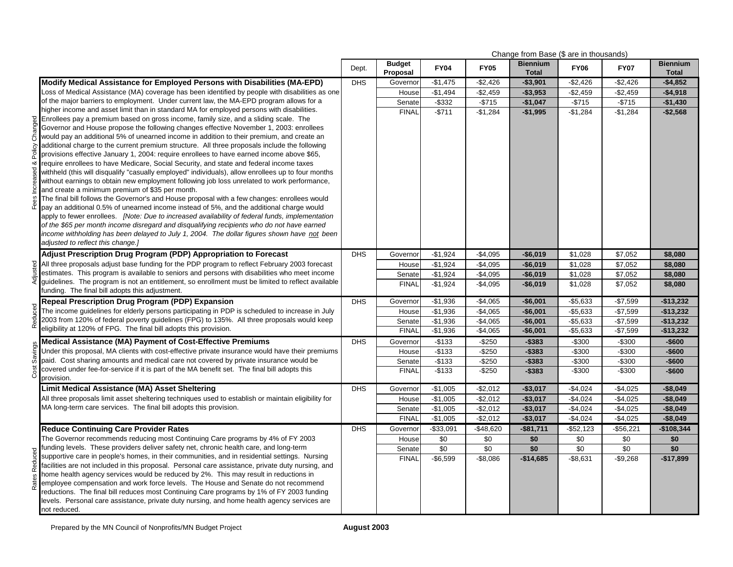| | | Dept. | Budget Proposal | FY04 | FY05 | Biennium Total | FY06 | FY07 | Biennium Total |
|---|---|---|---|---|---|---|---|---|---|
| | | | | Change from Base ($ are in thousands) | | | | | |
| Fees Increased & Policy Changed | **Modify Medical Assistance for Employed Persons with Disabilities (MA-EPD)** Loss of Medical Assistance (MA) coverage has been identified by people with disabilities as one of the major barriers to employment. Under current law, the MA-EPD program allows for a higher income and asset limit than in standard MA for employed persons with disabilities. Enrollees pay a premium based on gross income, family size, and a sliding scale. The Governor and House propose the following changes effective November 1, 2003: enrollees would pay an additional 5% of unearned income in addition to their premium, and create an additional charge to the current premium structure. All three proposals include the following provisions effective January 1, 2004: require enrollees to have earned income above $65, require enrollees to have Medicare, Social Security, and state and federal income taxes withheld (this will disqualify "casually employed" individuals), allow enrollees up to four months without earnings to obtain new employment following job loss unrelated to work performance, and create a minimum premium of $35 per month. The final bill follows the Governor's and House proposal with a few changes: enrollees would pay an additional 0.5% of unearned income instead of 5%, and the additional charge would apply to fewer enrollees. *[Note: Due to increased availability of federal funds, implementation of the $65 per month income disregard and disqualifying recipients who do not have earned income withholding has been delayed to July 1, 2004. The dollar figures shown have not been adjusted to reflect this change.]* | DHS | Governor | -$1,475 | -$2,426 | **-$3,901** | -$2,426 | -$2,426 | **-$4,852** |
| | | | House | -$1,494 | -$2,459 | **-$3,953** | -$2,459 | -$2,459 | **-$4,918** |
| | | | Senate | -$332 | -$715 | **-$1,047** | -$715 | -$715 | **-$1,430** |
| | | | FINAL | -$711 | -$1,284 | **-$1,995** | -$1,284 | -$1,284 | **-$2,568** |
| Adjusted | **Adjust Prescription Drug Program (PDP) Appropriation to Forecast** All three proposals adjust base funding for the PDP program to reflect February 2003 forecast estimates. This program is available to seniors and persons with disabilities who meet income guidelines. The program is not an entitlement, so enrollment must be limited to reflect available funding. The final bill adopts this adjustment. | DHS | Governor | -$1,924 | -$4,095 | **-$6,019** | $1,028 | $7,052 | **$8,080** |
| | | | House | -$1,924 | -$4,095 | **-$6,019** | $1,028 | $7,052 | **$8,080** |
| | | | Senate | -$1,924 | -$4,095 | **-$6,019** | $1,028 | $7,052 | **$8,080** |
| | | | FINAL | -$1,924 | -$4,095 | **-$6,019** | $1,028 | $7,052 | **$8,080** |
| Reduced | **Repeal Prescription Drug Program (PDP) Expansion** The income guidelines for elderly persons participating in PDP is scheduled to increase in July 2003 from 120% of federal poverty guidelines (FPG) to 135%. All three proposals would keep eligibility at 120% of FPG. The final bill adopts this provision. | DHS | Governor | -$1,936 | -$4,065 | **-$6,001** | -$5,633 | -$7,599 | **-$13,232** |
| | | | House | -$1,936 | -$4,065 | **-$6,001** | -$5,633 | -$7,599 | **-$13,232** |
| | | | Senate | -$1,936 | -$4,065 | **-$6,001** | -$5,633 | -$7,599 | **-$13,232** |
| | | | FINAL | -$1,936 | -$4,065 | **-$6,001** | -$5,633 | -$7,599 | **-$13,232** |
| Cost Savings | **Medical Assistance (MA) Payment of Cost-Effective Premiums** Under this proposal, MA clients with cost-effective private insurance would have their premiums paid. Cost sharing amounts and medical care not covered by private insurance would be covered under fee-for-service if it is part of the MA benefit set. The final bill adopts this provision. | DHS | Governor | -$133 | -$250 | **-$383** | -$300 | -$300 | **-$600** |
| | | | House | -$133 | -$250 | **-$383** | -$300 | -$300 | **-$600** |
| | | | Senate | -$133 | -$250 | **-$383** | -$300 | -$300 | **-$600** |
| | | | FINAL | -$133 | -$250 | **-$383** | -$300 | -$300 | **-$600** |
| | **Limit Medical Assistance (MA) Asset Sheltering** All three proposals limit asset sheltering techniques used to establish or maintain eligibility for MA long-term care services. The final bill adopts this provision. | DHS | Governor | -$1,005 | -$2,012 | **-$3,017** | -$4,024 | -$4,025 | **-$8,049** |
| | | | House | -$1,005 | -$2,012 | **-$3,017** | -$4,024 | -$4,025 | **-$8,049** |
| | | | Senate | -$1,005 | -$2,012 | **-$3,017** | -$4,024 | -$4,025 | **-$8,049** |
| | | | FINAL | -$1,005 | -$2,012 | **-$3,017** | -$4,024 | -$4,025 | **-$8,049** |
| Rates Reduced | **Reduce Continuing Care Provider Rates** The Governor recommends reducing most Continuing Care programs by 4% of FY 2003 funding levels. These providers deliver safety net, chronic health care, and long-term supportive care in people's homes, in their communities, and in residential settings. Nursing facilities are not included in this proposal. Personal care assistance, private duty nursing, and home health agency services would be reduced by 2%. This may result in reductions in employee compensation and work force levels. The House and Senate do not recommend reductions. The final bill reduces most Continuing Care programs by 1% of FY 2003 funding levels. Personal care assistance, private duty nursing, and home health agency services are not reduced. | DHS | Governor | -$33,091 | -$48,620 | **-$81,711** | -$52,123 | -$56,221 | **-$108,344** |
| | | | House | $0 | $0 | **$0** | $0 | $0 | **$0** |
| | | | Senate | $0 | $0 | **$0** | $0 | $0 | **$0** |
| | | | FINAL | -$6,599 | -$8,086 | **-$14,685** | -$8,631 | -$9,268 | **-$17,899** |

Prepared by the MN Council of Nonprofits/MN Budget Project **August 2003**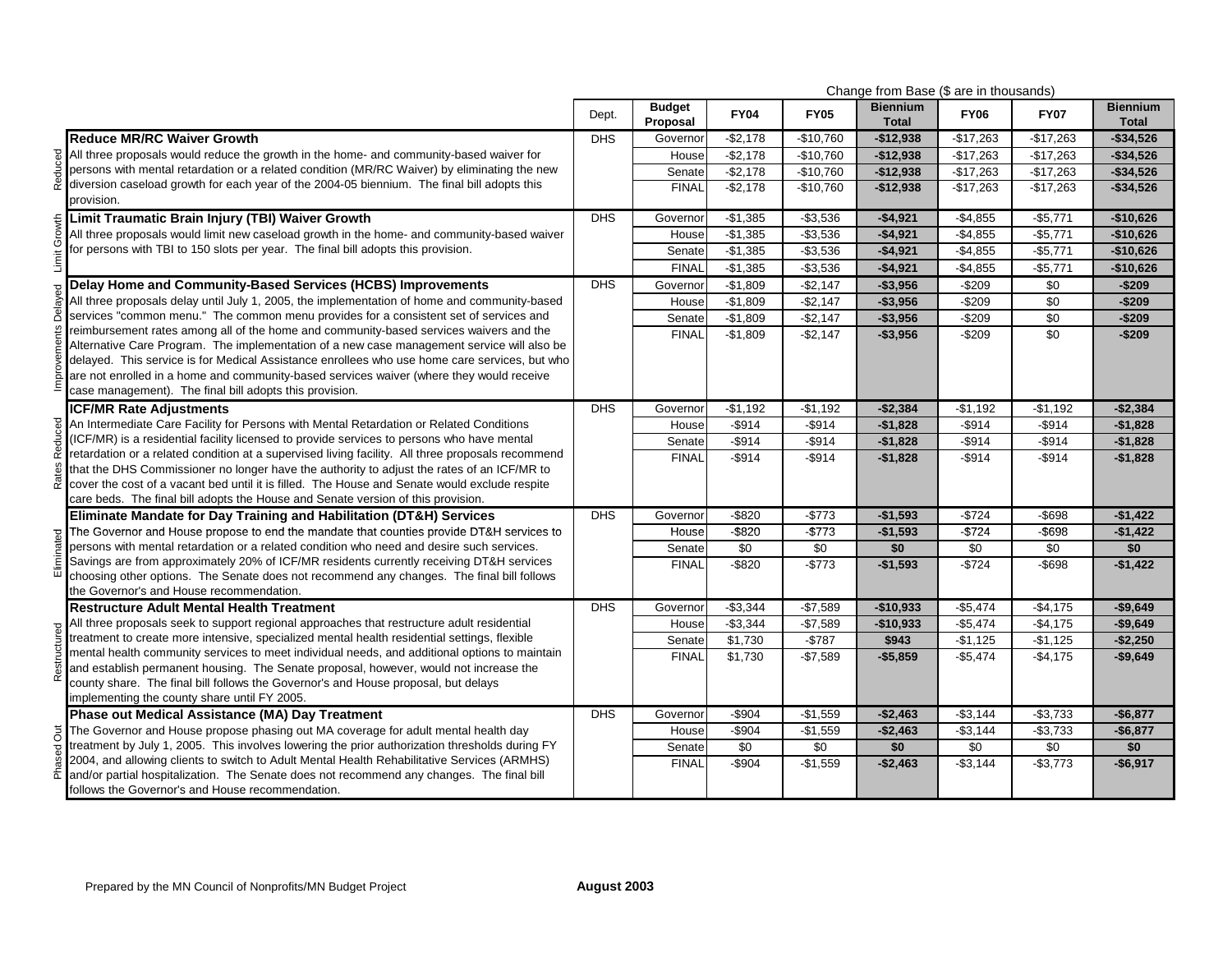| | | Dept. | Budget Proposal | Change from Base ($ are in thousands) FY04 | FY05 | Biennium Total | FY06 | FY07 | Biennium Total |
|---|---|---|---|---|---|---|---|---|---|
| Reduced | **Reduce MR/RC Waiver Growth** All three proposals would reduce the growth in the home- and community-based waiver for persons with mental retardation or a related condition (MR/RC Waiver) by eliminating the new diversion caseload growth for each year of the 2004-05 biennium. The final bill adopts this provision. | DHS | Governor | -$2,178 | -$10,760 | **-$12,938** | -$17,263 | -$17,263 | **-$34,526** |
| | | | House | -$2,178 | -$10,760 | **-$12,938** | -$17,263 | -$17,263 | **-$34,526** |
| | | | Senate | -$2,178 | -$10,760 | **-$12,938** | -$17,263 | -$17,263 | **-$34,526** |
| | | | FINAL | -$2,178 | -$10,760 | **-$12,938** | -$17,263 | -$17,263 | **-$34,526** |
| Limit Growth | **Limit Traumatic Brain Injury (TBI) Waiver Growth** All three proposals would limit new caseload growth in the home- and community-based waiver for persons with TBI to 150 slots per year. The final bill adopts this provision. | DHS | Governor | -$1,385 | -$3,536 | **-$4,921** | -$4,855 | -$5,771 | **-$10,626** |
| | | | House | -$1,385 | -$3,536 | **-$4,921** | -$4,855 | -$5,771 | **-$10,626** |
| | | | Senate | -$1,385 | -$3,536 | **-$4,921** | -$4,855 | -$5,771 | **-$10,626** |
| | | | FINAL | -$1,385 | -$3,536 | **-$4,921** | -$4,855 | -$5,771 | **-$10,626** |
| Improvements Delayed | **Delay Home and Community-Based Services (HCBS) Improvements** All three proposals delay until July 1, 2005, the implementation of home and community-based services "common menu." The common menu provides for a consistent set of services and reimbursement rates among all of the home and community-based services waivers and the Alternative Care Program. The implementation of a new case management service will also be delayed. This service is for Medical Assistance enrollees who use home care services, but who are not enrolled in a home and community-based services waiver (where they would receive case management). The final bill adopts this provision. | DHS | Governor | -$1,809 | -$2,147 | **-$3,956** | -$209 | $0 | **-$209** |
| | | | House | -$1,809 | -$2,147 | **-$3,956** | -$209 | $0 | **-$209** |
| | | | Senate | -$1,809 | -$2,147 | **-$3,956** | -$209 | $0 | **-$209** |
| | | | FINAL | -$1,809 | -$2,147 | **-$3,956** | -$209 | $0 | **-$209** |
| Rates Reduced | **ICF/MR Rate Adjustments** An Intermediate Care Facility for Persons with Mental Retardation or Related Conditions (ICF/MR) is a residential facility licensed to provide services to persons who have mental retardation or a related condition at a supervised living facility. All three proposals recommend that the DHS Commissioner no longer have the authority to adjust the rates of an ICF/MR to cover the cost of a vacant bed until it is filled. The House and Senate would exclude respite care beds. The final bill adopts the House and Senate version of this provision. | DHS | Governor | -$1,192 | -$1,192 | **-$2,384** | -$1,192 | -$1,192 | **-$2,384** |
| | | | House | -$914 | -$914 | **-$1,828** | -$914 | -$914 | **-$1,828** |
| | | | Senate | -$914 | -$914 | **-$1,828** | -$914 | -$914 | **-$1,828** |
| | | | FINAL | -$914 | -$914 | **-$1,828** | -$914 | -$914 | **-$1,828** |
| Eliminated | **Eliminate Mandate for Day Training and Habilitation (DT&H) Services** The Governor and House propose to end the mandate that counties provide DT&H services to persons with mental retardation or a related condition who need and desire such services. Savings are from approximately 20% of ICF/MR residents currently receiving DT&H services choosing other options. The Senate does not recommend any changes. The final bill follows the Governor's and House recommendation. | DHS | Governor | -$820 | -$773 | **-$1,593** | -$724 | -$698 | **-$1,422** |
| | | | House | -$820 | -$773 | **-$1,593** | -$724 | -$698 | **-$1,422** |
| | | | Senate | $0 | $0 | **$0** | $0 | $0 | **$0** |
| | | | FINAL | -$820 | -$773 | **-$1,593** | -$724 | -$698 | **-$1,422** |
| Restructured | **Restructure Adult Mental Health Treatment** All three proposals seek to support regional approaches that restructure adult residential treatment to create more intensive, specialized mental health residential settings, flexible mental health community services to meet individual needs, and additional options to maintain and establish permanent housing. The Senate proposal, however, would not increase the county share. The final bill follows the Governor's and House proposal, but delays implementing the county share until FY 2005. | DHS | Governor | -$3,344 | -$7,589 | **-$10,933** | -$5,474 | -$4,175 | **-$9,649** |
| | | | House | -$3,344 | -$7,589 | **-$10,933** | -$5,474 | -$4,175 | **-$9,649** |
| | | | Senate | $1,730 | -$787 | **$943** | -$1,125 | -$1,125 | **-$2,250** |
| | | | FINAL | $1,730 | -$7,589 | **-$5,859** | -$5,474 | -$4,175 | **-$9,649** |
| Phased Out | **Phase out Medical Assistance (MA) Day Treatment** The Governor and House propose phasing out MA coverage for adult mental health day treatment by July 1, 2005. This involves lowering the prior authorization thresholds during FY 2004, and allowing clients to switch to Adult Mental Health Rehabilitative Services (ARMHS) and/or partial hospitalization. The Senate does not recommend any changes. The final bill follows the Governor's and House recommendation. | DHS | Governor | -$904 | -$1,559 | **-$2,463** | -$3,144 | -$3,733 | **-$6,877** |
| | | | House | -$904 | -$1,559 | **-$2,463** | -$3,144 | -$3,733 | **-$6,877** |
| | | | Senate | $0 | $0 | **$0** | $0 | $0 | **$0** |
| | | | FINAL | -$904 | -$1,559 | **-$2,463** | -$3,144 | -$3,773 | **-$6,917** |

Prepared by the MN Council of Nonprofits/MN Budget Project **August 2003**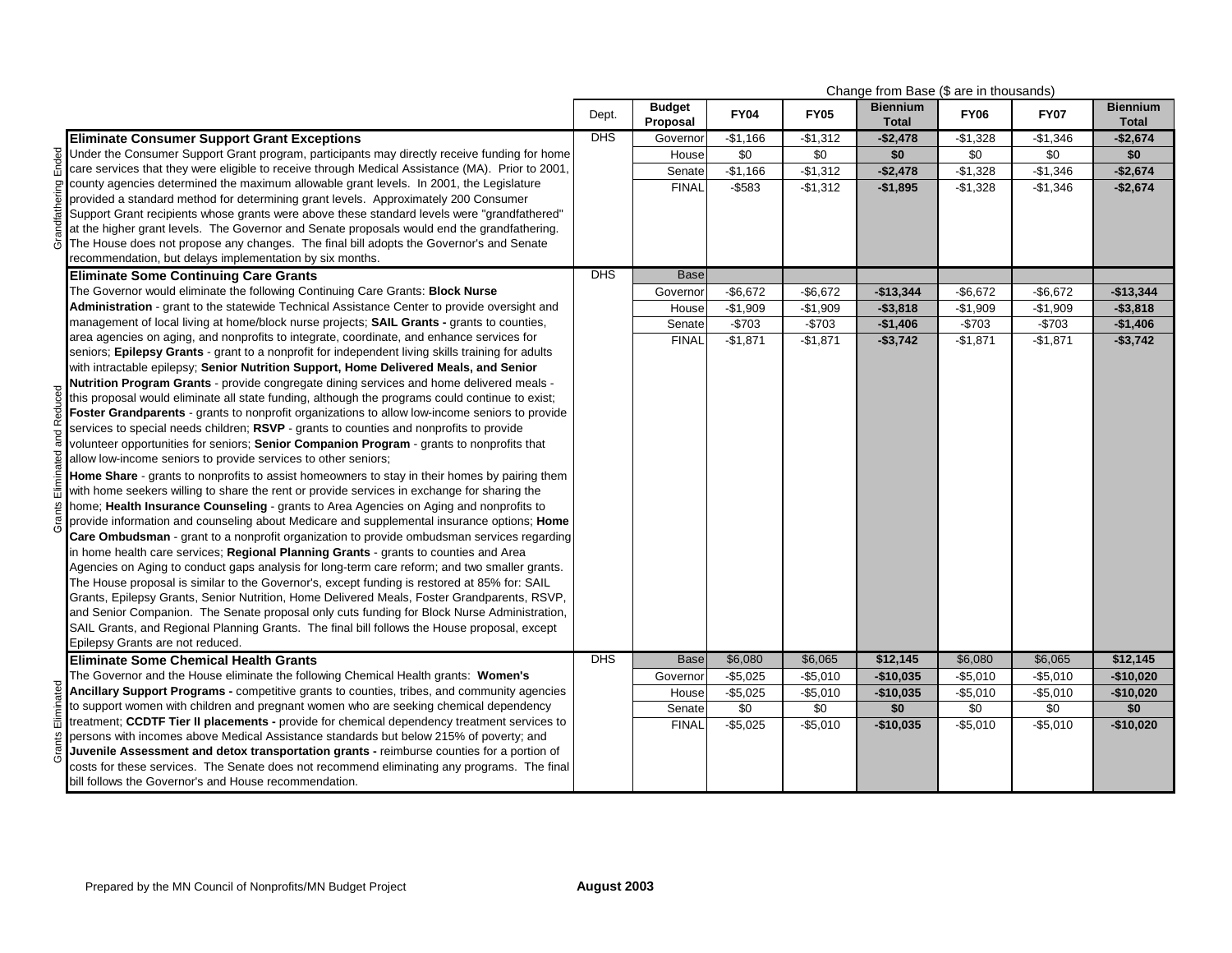| | Dept. | Budget Proposal | FY04 | FY05 | Biennium Total | FY06 | FY07 | Biennium Total |
|---|---|---|---|---|---|---|---|---|
| | | | Change from Base ($ are in thousands) | | | | | |
| **Eliminate Consumer Support Grant Exceptions** (Grandfathering Ended) Under the Consumer Support Grant program, participants may directly receive funding for home care services that they were eligible to receive through Medical Assistance (MA). Prior to 2001, county agencies determined the maximum allowable grant levels. In 2001, the Legislature provided a standard method for determining grant levels. Approximately 200 Consumer Support Grant recipients whose grants were above these standard levels were "grandfathered" at the higher grant levels. The Governor and Senate proposals would end the grandfathering. The House does not propose any changes. The final bill adopts the Governor's and Senate recommendation, but delays implementation by six months. | DHS | Governor | -$1,166 | -$1,312 | **-$2,478** | -$1,328 | -$1,346 | **-$2,674** |
| | | House | $0 | $0 | **$0** | $0 | $0 | **$0** |
| | | Senate | -$1,166 | -$1,312 | **-$2,478** | -$1,328 | -$1,346 | **-$2,674** |
| | | FINAL | -$583 | -$1,312 | **-$1,895** | -$1,328 | -$1,346 | **-$2,674** |
| **Eliminate Some Continuing Care Grants** (Grants Eliminated and Reduced) The Governor would eliminate the following Continuing Care Grants: **Block Nurse Administration** - grant to the statewide Technical Assistance Center to provide oversight and management of local living at home/block nurse projects; **SAIL Grants -** grants to counties, area agencies on aging, and nonprofits to integrate, coordinate, and enhance services for seniors; **Epilepsy Grants** - grant to a nonprofit for independent living skills training for adults with intractable epilepsy; **Senior Nutrition Support, Home Delivered Meals, and Senior Nutrition Program Grants** - provide congregate dining services and home delivered meals - this proposal would eliminate all state funding, although the programs could continue to exist; **Foster Grandparents** - grants to nonprofit organizations to allow low-income seniors to provide services to special needs children; **RSVP** - grants to counties and nonprofits to provide volunteer opportunities for seniors; **Senior Companion Program** - grants to nonprofits that allow low-income seniors to provide services to other seniors; **Home Share** - grants to nonprofits to assist homeowners to stay in their homes by pairing them with home seekers willing to share the rent or provide services in exchange for sharing the home; **Health Insurance Counseling** - grants to Area Agencies on Aging and nonprofits to provide information and counseling about Medicare and supplemental insurance options; **Home Care Ombudsman** - grant to a nonprofit organization to provide ombudsman services regarding in home health care services; **Regional Planning Grants** - grants to counties and Area Agencies on Aging to conduct gaps analysis for long-term care reform; and two smaller grants. The House proposal is similar to the Governor's, except funding is restored at 85% for: SAIL Grants, Epilepsy Grants, Senior Nutrition, Home Delivered Meals, Foster Grandparents, RSVP, and Senior Companion. The Senate proposal only cuts funding for Block Nurse Administration, SAIL Grants, and Regional Planning Grants. The final bill follows the House proposal, except Epilepsy Grants are not reduced. | DHS | Base | | | | | | |
| | | Governor | -$6,672 | -$6,672 | **-$13,344** | -$6,672 | -$6,672 | **-$13,344** |
| | | House | -$1,909 | -$1,909 | **-$3,818** | -$1,909 | -$1,909 | **-$3,818** |
| | | Senate | -$703 | -$703 | **-$1,406** | -$703 | -$703 | **-$1,406** |
| | | FINAL | -$1,871 | -$1,871 | **-$3,742** | -$1,871 | -$1,871 | **-$3,742** |
| **Eliminate Some Chemical Health Grants** (Grants Eliminated) The Governor and the House eliminate the following Chemical Health grants: **Women's Ancillary Support Programs -** competitive grants to counties, tribes, and community agencies to support women with children and pregnant women who are seeking chemical dependency treatment; **CCDTF Tier II placements -** provide for chemical dependency treatment services to persons with incomes above Medical Assistance standards but below 215% of poverty; and **Juvenile Assessment and detox transportation grants -** reimburse counties for a portion of costs for these services. The Senate does not recommend eliminating any programs. The final bill follows the Governor's and House recommendation. | DHS | Base | $6,080 | $6,065 | **$12,145** | $6,080 | $6,065 | **$12,145** |
| | | Governor | -$5,025 | -$5,010 | **-$10,035** | -$5,010 | -$5,010 | **-$10,020** |
| | | House | -$5,025 | -$5,010 | **-$10,035** | -$5,010 | -$5,010 | **-$10,020** |
| | | Senate | $0 | $0 | **$0** | $0 | $0 | **$0** |
| | | FINAL | -$5,025 | -$5,010 | **-$10,035** | -$5,010 | -$5,010 | **-$10,020** |

Prepared by the MN Council of Nonprofits/MN Budget Project **August 2003**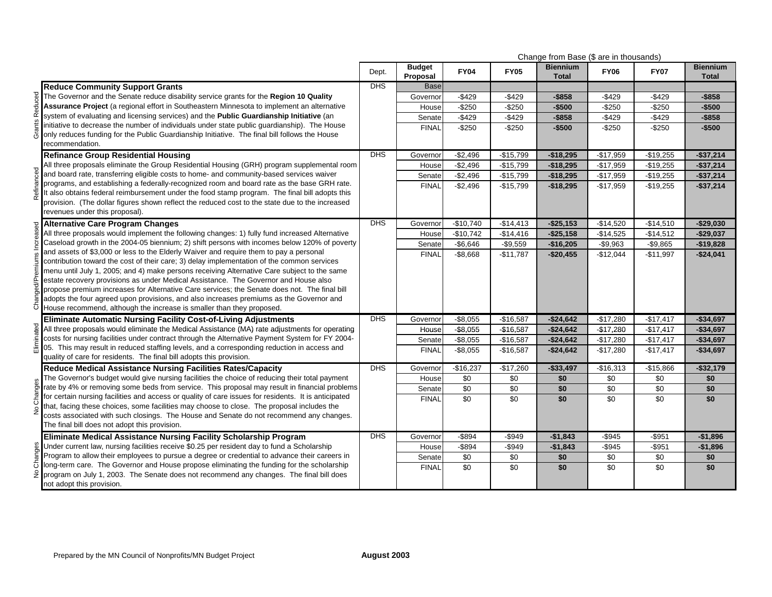| | | Dept. | Budget Proposal | FY04 | FY05 | Biennium Total | FY06 | FY07 | Biennium Total |
|---|---|---|---|---|---|---|---|---|---|
| | | | | Change from Base ($ are in thousands) | | | | | |
| Grants Reduced | **Reduce Community Support Grants** The Governor and the Senate reduce disability service grants for the **Region 10 Quality Assurance Project** (a regional effort in Southeastern Minnesota to implement an alternative system of evaluating and licensing services) and the **Public Guardianship Initiative** (an initiative to decrease the number of individuals under state public guardianship). The House only reduces funding for the Public Guardianship Initiative. The final bill follows the House recommendation. | DHS | Base | | | | | | |
| | | | Governor | -$429 | -$429 | **-$858** | -$429 | -$429 | **-$858** |
| | | | House | -$250 | -$250 | **-$500** | -$250 | -$250 | **-$500** |
| | | | Senate | -$429 | -$429 | **-$858** | -$429 | -$429 | **-$858** |
| | | | FINAL | -$250 | -$250 | **-$500** | -$250 | -$250 | **-$500** |
| Refinanced | **Refinance Group Residential Housing** All three proposals eliminate the Group Residential Housing (GRH) program supplemental room and board rate, transferring eligible costs to home- and community-based services waiver programs, and establishing a federally-recognized room and board rate as the base GRH rate. It also obtains federal reimbursement under the food stamp program. The final bill adopts this provision. (The dollar figures shown reflect the reduced cost to the state due to the increased revenues under this proposal). | DHS | Governor | -$2,496 | -$15,799 | **-$18,295** | -$17,959 | -$19,255 | **-$37,214** |
| | | | House | -$2,496 | -$15,799 | **-$18,295** | -$17,959 | -$19,255 | **-$37,214** |
| | | | Senate | -$2,496 | -$15,799 | **-$18,295** | -$17,959 | -$19,255 | **-$37,214** |
| | | | FINAL | -$2,496 | -$15,799 | **-$18,295** | -$17,959 | -$19,255 | **-$37,214** |
| Changed/Premiums Increased | **Alternative Care Program Changes** All three proposals would implement the following changes: 1) fully fund increased Alternative Caseload growth in the 2004-05 biennium; 2) shift persons with incomes below 120% of poverty and assets of $3,000 or less to the Elderly Waiver and require them to pay a personal contribution toward the cost of their care; 3) delay implementation of the common services menu until July 1, 2005; and 4) make persons receiving Alternative Care subject to the same estate recovery provisions as under Medical Assistance. The Governor and House also propose premium increases for Alternative Care services; the Senate does not. The final bill adopts the four agreed upon provisions, and also increases premiums as the Governor and House recommend, although the increase is smaller than they proposed. | DHS | Governor | -$10,740 | -$14,413 | **-$25,153** | -$14,520 | -$14,510 | **-$29,030** |
| | | | House | -$10,742 | -$14,416 | **-$25,158** | -$14,525 | -$14,512 | **-$29,037** |
| | | | Senate | -$6,646 | -$9,559 | **-$16,205** | -$9,963 | -$9,865 | **-$19,828** |
| | | | FINAL | -$8,668 | -$11,787 | **-$20,455** | -$12,044 | -$11,997 | **-$24,041** |
| Eliminated | **Eliminate Automatic Nursing Facility Cost-of-Living Adjustments** All three proposals would eliminate the Medical Assistance (MA) rate adjustments for operating costs for nursing facilities under contract through the Alternative Payment System for FY 2004-05. This may result in reduced staffing levels, and a corresponding reduction in access and quality of care for residents. The final bill adopts this provision. | DHS | Governor | -$8,055 | -$16,587 | **-$24,642** | -$17,280 | -$17,417 | **-$34,697** |
| | | | House | -$8,055 | -$16,587 | **-$24,642** | -$17,280 | -$17,417 | **-$34,697** |
| | | | Senate | -$8,055 | -$16,587 | **-$24,642** | -$17,280 | -$17,417 | **-$34,697** |
| | | | FINAL | -$8,055 | -$16,587 | **-$24,642** | -$17,280 | -$17,417 | **-$34,697** |
| No Changes | **Reduce Medical Assistance Nursing Facilities Rates/Capacity** The Governor's budget would give nursing facilities the choice of reducing their total payment rate by 4% or removing some beds from service. This proposal may result in financial problems for certain nursing facilities and access or quality of care issues for residents. It is anticipated that, facing these choices, some facilities may choose to close. The proposal includes the costs associated with such closings. The House and Senate do not recommend any changes. The final bill does not adopt this provision. | DHS | Governor | -$16,237 | -$17,260 | **-$33,497** | -$16,313 | -$15,866 | **-$32,179** |
| | | | House | $0 | $0 | **$0** | $0 | $0 | **$0** |
| | | | Senate | $0 | $0 | **$0** | $0 | $0 | **$0** |
| | | | FINAL | $0 | $0 | **$0** | $0 | $0 | **$0** |
| No Changes | **Eliminate Medical Assistance Nursing Facility Scholarship Program** Under current law, nursing facilities receive $0.25 per resident day to fund a Scholarship Program to allow their employees to pursue a degree or credential to advance their careers in long-term care. The Governor and House propose eliminating the funding for the scholarship program on July 1, 2003. The Senate does not recommend any changes. The final bill does not adopt this provision. | DHS | Governor | -$894 | -$949 | **-$1,843** | -$945 | -$951 | **-$1,896** |
| | | | House | -$894 | -$949 | **-$1,843** | -$945 | -$951 | **-$1,896** |
| | | | Senate | $0 | $0 | **$0** | $0 | $0 | **$0** |
| | | | FINAL | $0 | $0 | **$0** | $0 | $0 | **$0** |

Prepared by the MN Council of Nonprofits/MN Budget Project **August 2003**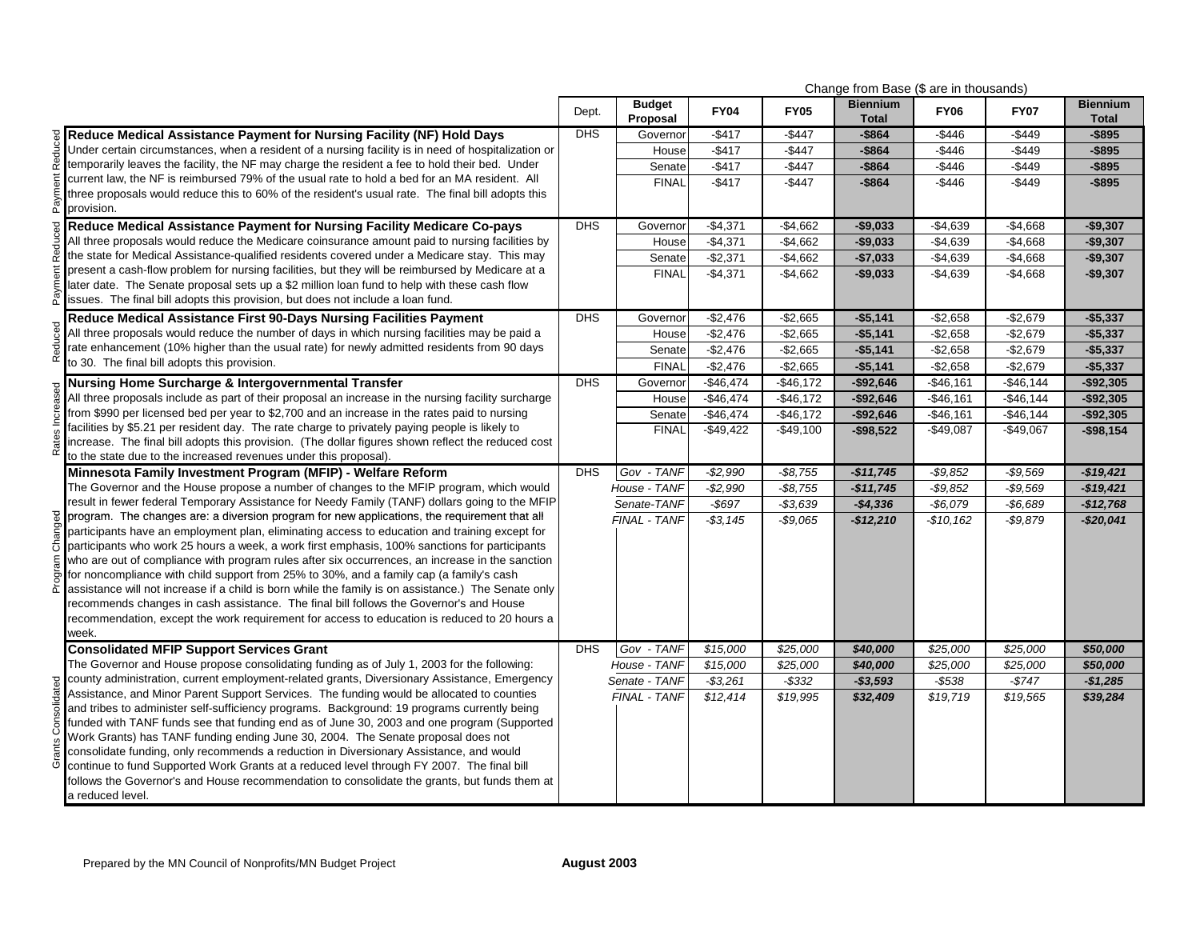Change from Base ($ are in thousands)

| Category | Item | Dept. | Budget Proposal | FY04 | FY05 | Biennium Total | FY06 | FY07 | Biennium Total |
|---|---|---|---|---|---|---|---|---|---|
| Payment Reduced | **Reduce Medical Assistance Payment for Nursing Facility (NF) Hold Days** Under certain circumstances, when a resident of a nursing facility is in need of hospitalization or temporarily leaves the facility, the NF may charge the resident a fee to hold their bed. Under current law, the NF is reimbursed 79% of the usual rate to hold a bed for an MA resident. All three proposals would reduce this to 60% of the resident's usual rate. The final bill adopts this provision. | DHS | Governor | -$417 | -$447 | **-$864** | -$446 | -$449 | **-$895** |
| | | | House | -$417 | -$447 | **-$864** | -$446 | -$449 | **-$895** |
| | | | Senate | -$417 | -$447 | **-$864** | -$446 | -$449 | **-$895** |
| | | | FINAL | -$417 | -$447 | **-$864** | -$446 | -$449 | **-$895** |
| Payment Reduced | **Reduce Medical Assistance Payment for Nursing Facility Medicare Co-pays** All three proposals would reduce the Medicare coinsurance amount paid to nursing facilities by the state for Medical Assistance-qualified residents covered under a Medicare stay. This may present a cash-flow problem for nursing facilities, but they will be reimbursed by Medicare at a later date. The Senate proposal sets up a $2 million loan fund to help with these cash flow issues. The final bill adopts this provision, but does not include a loan fund. | DHS | Governor | -$4,371 | -$4,662 | **-$9,033** | -$4,639 | -$4,668 | **-$9,307** |
| | | | House | -$4,371 | -$4,662 | **-$9,033** | -$4,639 | -$4,668 | **-$9,307** |
| | | | Senate | -$2,371 | -$4,662 | **-$7,033** | -$4,639 | -$4,668 | **-$9,307** |
| | | | FINAL | -$4,371 | -$4,662 | **-$9,033** | -$4,639 | -$4,668 | **-$9,307** |
| Reduced | **Reduce Medical Assistance First 90-Days Nursing Facilities Payment** All three proposals would reduce the number of days in which nursing facilities may be paid a rate enhancement (10% higher than the usual rate) for newly admitted residents from 90 days to 30. The final bill adopts this provision. | DHS | Governor | -$2,476 | -$2,665 | **-$5,141** | -$2,658 | -$2,679 | **-$5,337** |
| | | | House | -$2,476 | -$2,665 | **-$5,141** | -$2,658 | -$2,679 | **-$5,337** |
| | | | Senate | -$2,476 | -$2,665 | **-$5,141** | -$2,658 | -$2,679 | **-$5,337** |
| | | | FINAL | -$2,476 | -$2,665 | **-$5,141** | -$2,658 | -$2,679 | **-$5,337** |
| Rates Increased | **Nursing Home Surcharge & Intergovernmental Transfer** All three proposals include as part of their proposal an increase in the nursing facility surcharge from $990 per licensed bed per year to $2,700 and an increase in the rates paid to nursing facilities by $5.21 per resident day. The rate charge to privately paying people is likely to increase. The final bill adopts this provision. (The dollar figures shown reflect the reduced cost to the state due to the increased revenues under this proposal). | DHS | Governor | -$46,474 | -$46,172 | **-$92,646** | -$46,161 | -$46,144 | **-$92,305** |
| | | | House | -$46,474 | -$46,172 | **-$92,646** | -$46,161 | -$46,144 | **-$92,305** |
| | | | Senate | -$46,474 | -$46,172 | **-$92,646** | -$46,161 | -$46,144 | **-$92,305** |
| | | | FINAL | -$49,422 | -$49,100 | **-$98,522** | -$49,087 | -$49,067 | **-$98,154** |
| Program Changed | **Minnesota Family Investment Program (MFIP) - Welfare Reform** The Governor and the House propose a number of changes to the MFIP program, which would result in fewer federal Temporary Assistance for Needy Family (TANF) dollars going to the MFIP program. The changes are: a diversion program for new applications, the requirement that all participants have an employment plan, eliminating access to education and training except for participants who work 25 hours a week, a work first emphasis, 100% sanctions for participants who are out of compliance with program rules after six occurrences, an increase in the sanction for noncompliance with child support from 25% to 30%, and a family cap (a family's cash assistance will not increase if a child is born while the family is on assistance.) The Senate only recommends changes in cash assistance. The final bill follows the Governor's and House recommendation, except the work requirement for access to education is reduced to 20 hours a week. | DHS | *Gov - TANF* | *-$2,990* | *-$8,755* | ***-$11,745*** | *-$9,852* | *-$9,569* | ***-$19,421*** |
| | | | *House - TANF* | *-$2,990* | *-$8,755* | ***-$11,745*** | *-$9,852* | *-$9,569* | ***-$19,421*** |
| | | | *Senate-TANF* | *-$697* | *-$3,639* | ***-$4,336*** | *-$6,079* | *-$6,689* | ***-$12,768*** |
| | | | *FINAL - TANF* | *-$3,145* | *-$9,065* | ***-$12,210*** | *-$10,162* | *-$9,879* | ***-$20,041*** |
| Grants Consolidated | **Consolidated MFIP Support Services Grant** The Governor and House propose consolidating funding as of July 1, 2003 for the following: county administration, current employment-related grants, Diversionary Assistance, Emergency Assistance, and Minor Parent Support Services. The funding would be allocated to counties and tribes to administer self-sufficiency programs. Background: 19 programs currently being funded with TANF funds see that funding end as of June 30, 2003 and one program (Supported Work Grants) has TANF funding ending June 30, 2004. The Senate proposal does not consolidate funding, only recommends a reduction in Diversionary Assistance, and would continue to fund Supported Work Grants at a reduced level through FY 2007. The final bill follows the Governor's and House recommendation to consolidate the grants, but funds them at a reduced level. | DHS | *Gov - TANF* | *$15,000* | *$25,000* | ***$40,000*** | *$25,000* | *$25,000* | ***$50,000*** |
| | | | *House - TANF* | *$15,000* | *$25,000* | ***$40,000*** | *$25,000* | *$25,000* | ***$50,000*** |
| | | | *Senate - TANF* | *-$3,261* | *-$332* | ***-$3,593*** | *-$538* | *-$747* | ***-$1,285*** |
| | | | *FINAL - TANF* | *$12,414* | *$19,995* | ***$32,409*** | *$19,719* | *$19,565* | ***$39,284*** |

Prepared by the MN Council of Nonprofits/MN Budget Project **August 2003**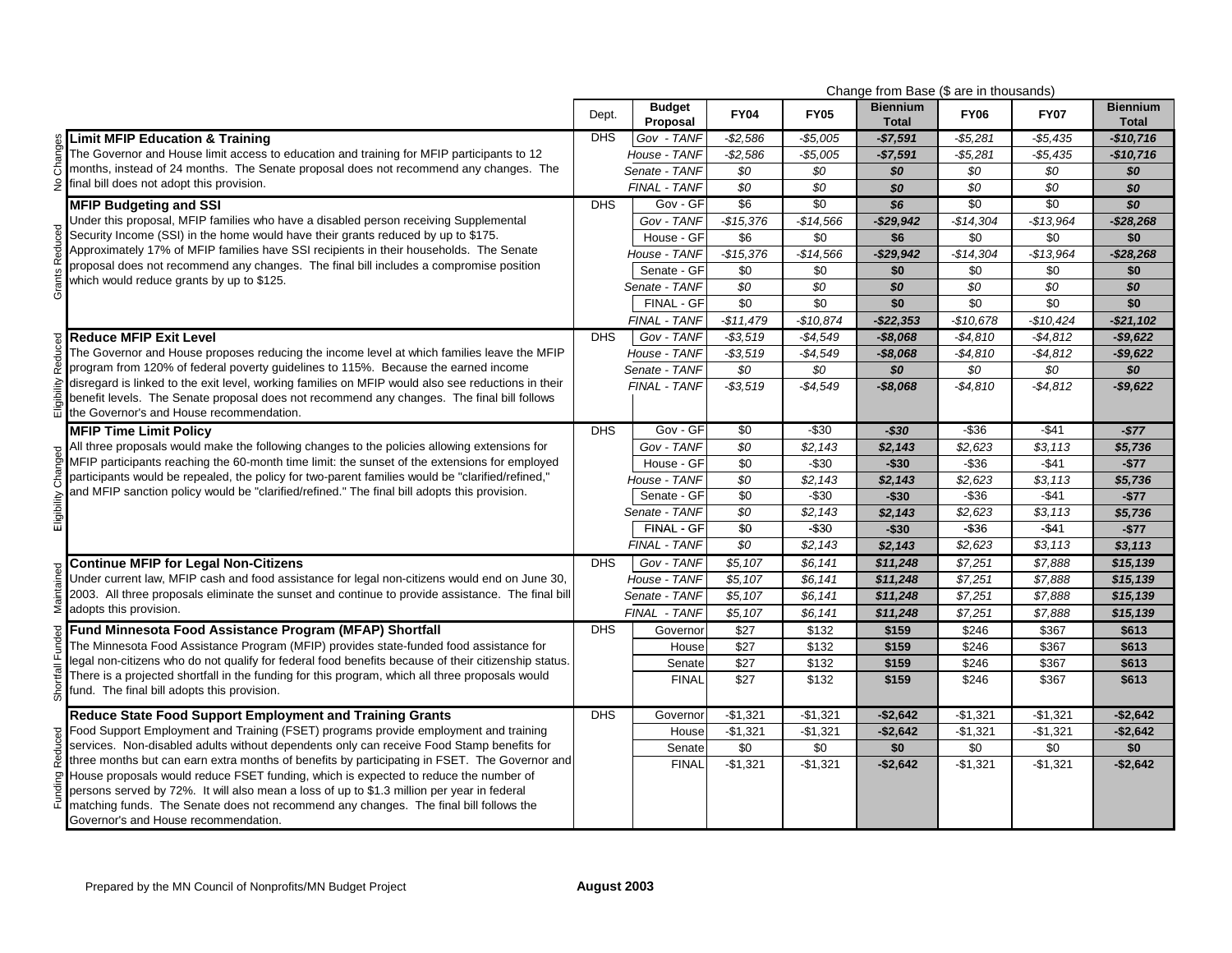| | | Change from Base ($ are in thousands) | | | | | | | |
|---|---|---|---|---|---|---|---|---|---|
| | | Dept. | Budget Proposal | FY04 | FY05 | Biennium Total | FY06 | FY07 | Biennium Total |
| No Changes | **Limit MFIP Education & Training** The Governor and House limit access to education and training for MFIP participants to 12 months, instead of 24 months. The Senate proposal does not recommend any changes. The final bill does not adopt this provision. | DHS | *Gov - TANF* | *-$2,586* | *-$5,005* | ***-$7,591*** | *-$5,281* | *-$5,435* | ***-$10,716*** |
| | | | *House - TANF* | *-$2,586* | *-$5,005* | ***-$7,591*** | *-$5,281* | *-$5,435* | ***-$10,716*** |
| | | | *Senate - TANF* | *$0* | *$0* | ***$0*** | *$0* | *$0* | ***$0*** |
| | | | *FINAL - TANF* | *$0* | *$0* | ***$0*** | *$0* | *$0* | ***$0*** |
| Grants Reduced | **MFIP Budgeting and SSI** Under this proposal, MFIP families who have a disabled person receiving Supplemental Security Income (SSI) in the home would have their grants reduced by up to $175. Approximately 17% of MFIP families have SSI recipients in their households. The Senate proposal does not recommend any changes. The final bill includes a compromise position which would reduce grants by up to $125. | DHS | Gov - GF | $6 | $0 | **$6** | $0 | $0 | **$0** |
| | | | *Gov - TANF* | *-$15,376* | *-$14,566* | ***-$29,942*** | *-$14,304* | *-$13,964* | ***-$28,268*** |
| | | | House - GF | $6 | $0 | **$6** | $0 | $0 | **$0** |
| | | | *House - TANF* | *-$15,376* | *-$14,566* | ***-$29,942*** | *-$14,304* | *-$13,964* | ***-$28,268*** |
| | | | Senate - GF | $0 | $0 | **$0** | $0 | $0 | **$0** |
| | | | *Senate - TANF* | *$0* | *$0* | ***$0*** | *$0* | *$0* | ***$0*** |
| | | | FINAL - GF | $0 | $0 | **$0** | $0 | $0 | **$0** |
| | | | *FINAL - TANF* | *-$11,479* | *-$10,874* | ***-$22,353*** | *-$10,678* | *-$10,424* | ***-$21,102*** |
| Eligibility Reduced | **Reduce MFIP Exit Level** The Governor and House proposes reducing the income level at which families leave the MFIP program from 120% of federal poverty guidelines to 115%. Because the earned income disregard is linked to the exit level, working families on MFIP would also see reductions in their benefit levels. The Senate proposal does not recommend any changes. The final bill follows the Governor's and House recommendation. | DHS | *Gov - TANF* | *-$3,519* | *-$4,549* | ***-$8,068*** | *-$4,810* | *-$4,812* | ***-$9,622*** |
| | | | *House - TANF* | *-$3,519* | *-$4,549* | ***-$8,068*** | *-$4,810* | *-$4,812* | ***-$9,622*** |
| | | | *Senate - TANF* | *$0* | *$0* | ***$0*** | *$0* | *$0* | ***$0*** |
| | | | *FINAL - TANF* | *-$3,519* | *-$4,549* | ***-$8,068*** | *-$4,810* | *-$4,812* | ***-$9,622*** |
| Eligibility Changed | **MFIP Time Limit Policy** All three proposals would make the following changes to the policies allowing extensions for MFIP participants reaching the 60-month time limit: the sunset of the extensions for employed participants would be repealed, the policy for two-parent families would be "clarified/refined," and MFIP sanction policy would be "clarified/refined." The final bill adopts this provision. | DHS | Gov - GF | $0 | -$30 | ***-$30*** | -$36 | -$41 | ***-$77*** |
| | | | *Gov - TANF* | *$0* | *$2,143* | ***$2,143*** | *$2,623* | *$3,113* | ***$5,736*** |
| | | | House - GF | $0 | -$30 | **-$30** | -$36 | -$41 | **-$77** |
| | | | *House - TANF* | *$0* | *$2,143* | ***$2,143*** | *$2,623* | *$3,113* | ***$5,736*** |
| | | | Senate - GF | $0 | -$30 | **-$30** | -$36 | -$41 | **-$77** |
| | | | *Senate - TANF* | *$0* | *$2,143* | ***$2,143*** | *$2,623* | *$3,113* | ***$5,736*** |
| | | | FINAL - GF | $0 | -$30 | **-$30** | -$36 | -$41 | **-$77** |
| | | | *FINAL - TANF* | *$0* | *$2,143* | ***$2,143*** | *$2,623* | *$3,113* | ***$3,113*** |
| Maintained | **Continue MFIP for Legal Non-Citizens** Under current law, MFIP cash and food assistance for legal non-citizens would end on June 30, 2003. All three proposals eliminate the sunset and continue to provide assistance. The final bill adopts this provision. | DHS | *Gov - TANF* | *$5,107* | *$6,141* | ***$11,248*** | *$7,251* | *$7,888* | ***$15,139*** |
| | | | *House - TANF* | *$5,107* | *$6,141* | ***$11,248*** | *$7,251* | *$7,888* | ***$15,139*** |
| | | | *Senate - TANF* | *$5,107* | *$6,141* | ***$11,248*** | *$7,251* | *$7,888* | ***$15,139*** |
| | | | *FINAL - TANF* | *$5,107* | *$6,141* | ***$11,248*** | *$7,251* | *$7,888* | ***$15,139*** |
| Shortfall Funded | **Fund Minnesota Food Assistance Program (MFAP) Shortfall** The Minnesota Food Assistance Program (MFIP) provides state-funded food assistance for legal non-citizens who do not qualify for federal food benefits because of their citizenship status. There is a projected shortfall in the funding for this program, which all three proposals would fund. The final bill adopts this provision. | DHS | Governor | $27 | $132 | **$159** | $246 | $367 | **$613** |
| | | | House | $27 | $132 | **$159** | $246 | $367 | **$613** |
| | | | Senate | $27 | $132 | **$159** | $246 | $367 | **$613** |
| | | | FINAL | $27 | $132 | **$159** | $246 | $367 | **$613** |
| Funding Reduced | **Reduce State Food Support Employment and Training Grants** Food Support Employment and Training (FSET) programs provide employment and training services. Non-disabled adults without dependents only can receive Food Stamp benefits for three months but can earn extra months of benefits by participating in FSET. The Governor and House proposals would reduce FSET funding, which is expected to reduce the number of persons served by 72%. It will also mean a loss of up to $1.3 million per year in federal matching funds. The Senate does not recommend any changes. The final bill follows the Governor's and House recommendation. | DHS | Governor | -$1,321 | -$1,321 | **-$2,642** | -$1,321 | -$1,321 | **-$2,642** |
| | | | House | -$1,321 | -$1,321 | **-$2,642** | -$1,321 | -$1,321 | **-$2,642** |
| | | | Senate | $0 | $0 | **$0** | $0 | $0 | **$0** |
| | | | FINAL | -$1,321 | -$1,321 | **-$2,642** | -$1,321 | -$1,321 | **-$2,642** |

Prepared by the MN Council of Nonprofits/MN Budget Project

**August 2003**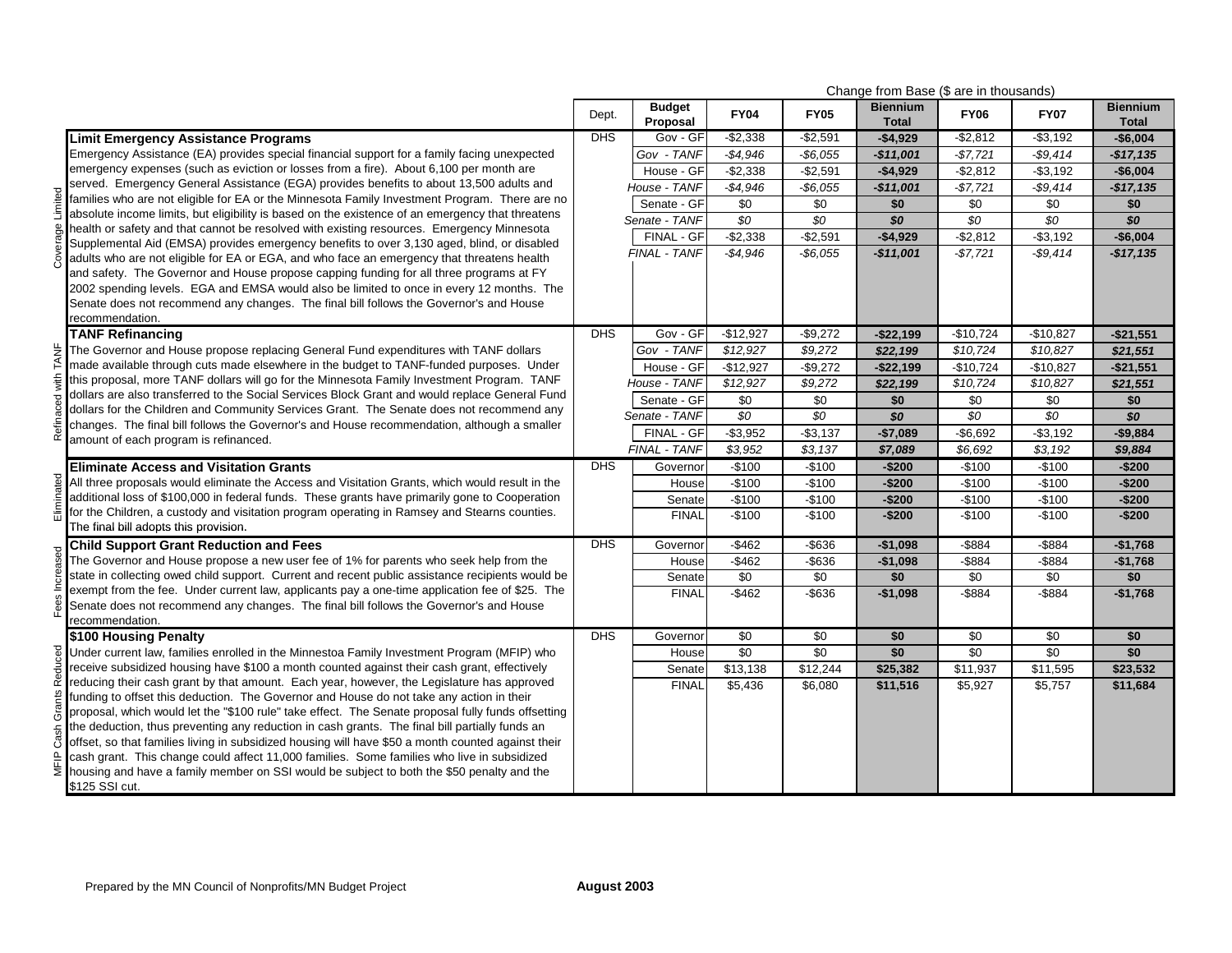| | | Dept. | Budget Proposal | FY04 | FY05 | Biennium Total | FY06 | FY07 | Biennium Total |
|---|---|---|---|---|---|---|---|---|---|
| | | | | Change from Base ($ are in thousands) | | | | | |
| Coverage Limited | **Limit Emergency Assistance Programs** Emergency Assistance (EA) provides special financial support for a family facing unexpected emergency expenses (such as eviction or losses from a fire). About 6,100 per month are served. Emergency General Assistance (EGA) provides benefits to about 13,500 adults and families who are not eligible for EA or the Minnesota Family Investment Program. There are no absolute income limits, but eligibility is based on the existence of an emergency that threatens health or safety and that cannot be resolved with existing resources. Emergency Minnesota Supplemental Aid (EMSA) provides emergency benefits to over 3,130 aged, blind, or disabled adults who are not eligible for EA or EGA, and who face an emergency that threatens health and safety. The Governor and House propose capping funding for all three programs at FY 2002 spending levels. EGA and EMSA would also be limited to once in every 12 months. The Senate does not recommend any changes. The final bill follows the Governor's and House recommendation. | DHS | Gov - GF | -$2,338 | -$2,591 | **-$4,929** | -$2,812 | -$3,192 | **-$6,004** |
| | | | *Gov - TANF* | *-$4,946* | *-$6,055* | ***-$11,001*** | *-$7,721* | *-$9,414* | ***-$17,135*** |
| | | | House - GF | -$2,338 | -$2,591 | **-$4,929** | -$2,812 | -$3,192 | **-$6,004** |
| | | | *House - TANF* | *-$4,946* | *-$6,055* | ***-$11,001*** | *-$7,721* | *-$9,414* | ***-$17,135*** |
| | | | Senate - GF | $0 | $0 | **$0** | $0 | $0 | **$0** |
| | | | *Senate - TANF* | *$0* | *$0* | ***$0*** | *$0* | *$0* | ***$0*** |
| | | | FINAL - GF | -$2,338 | -$2,591 | **-$4,929** | -$2,812 | -$3,192 | **-$6,004** |
| | | | *FINAL - TANF* | *-$4,946* | *-$6,055* | ***-$11,001*** | *-$7,721* | *-$9,414* | ***-$17,135*** |
| Refinaced with TANF | **TANF Refinancing** The Governor and House propose replacing General Fund expenditures with TANF dollars made available through cuts made elsewhere in the budget to TANF-funded purposes. Under this proposal, more TANF dollars will go for the Minnesota Family Investment Program. TANF dollars are also transferred to the Social Services Block Grant and would replace General Fund dollars for the Children and Community Services Grant. The Senate does not recommend any changes. The final bill follows the Governor's and House recommendation, although a smaller amount of each program is refinanced. | DHS | Gov - GF | -$12,927 | -$9,272 | **-$22,199** | -$10,724 | -$10,827 | **-$21,551** |
| | | | *Gov - TANF* | *$12,927* | *$9,272* | ***$22,199*** | *$10,724* | *$10,827* | ***$21,551*** |
| | | | House - GF | -$12,927 | -$9,272 | **-$22,199** | -$10,724 | -$10,827 | **-$21,551** |
| | | | *House - TANF* | *$12,927* | *$9,272* | ***$22,199*** | *$10,724* | *$10,827* | ***$21,551*** |
| | | | Senate - GF | $0 | $0 | **$0** | $0 | $0 | **$0** |
| | | | *Senate - TANF* | *$0* | *$0* | ***$0*** | *$0* | *$0* | ***$0*** |
| | | | FINAL - GF | -$3,952 | -$3,137 | **-$7,089** | -$6,692 | -$3,192 | **-$9,884** |
| | | | *FINAL - TANF* | *$3,952* | *$3,137* | ***$7,089*** | *$6,692* | *$3,192* | ***$9,884*** |
| Eliminated | **Eliminate Access and Visitation Grants** All three proposals would eliminate the Access and Visitation Grants, which would result in the additional loss of $100,000 in federal funds. These grants have primarily gone to Cooperation for the Children, a custody and visitation program operating in Ramsey and Stearns counties. The final bill adopts this provision. | DHS | Governor | -$100 | -$100 | **-$200** | -$100 | -$100 | **-$200** |
| | | | House | -$100 | -$100 | **-$200** | -$100 | -$100 | **-$200** |
| | | | Senate | -$100 | -$100 | **-$200** | -$100 | -$100 | **-$200** |
| | | | FINAL | -$100 | -$100 | **-$200** | -$100 | -$100 | **-$200** |
| Fees Increased | **Child Support Grant Reduction and Fees** The Governor and House propose a new user fee of 1% for parents who seek help from the state in collecting owed child support. Current and recent public assistance recipients would be exempt from the fee. Under current law, applicants pay a one-time application fee of $25. The Senate does not recommend any changes. The final bill follows the Governor's and House recommendation. | DHS | Governor | -$462 | -$636 | **-$1,098** | -$884 | -$884 | **-$1,768** |
| | | | House | -$462 | -$636 | **-$1,098** | -$884 | -$884 | **-$1,768** |
| | | | Senate | $0 | $0 | **$0** | $0 | $0 | **$0** |
| | | | FINAL | -$462 | -$636 | **-$1,098** | -$884 | -$884 | **-$1,768** |
| MFIP Cash Grants Reduced | **$100 Housing Penalty** Under current law, families enrolled in the Minnestoa Family Investment Program (MFIP) who receive subsidized housing have $100 a month counted against their cash grant, effectively reducing their cash grant by that amount. Each year, however, the Legislature has approved funding to offset this deduction. The Governor and House do not take any action in their proposal, which would let the "$100 rule" take effect. The Senate proposal fully funds offsetting the deduction, thus preventing any reduction in cash grants. The final bill partially funds an offset, so that families living in subsidized housing will have $50 a month counted against their cash grant. This change could affect 11,000 families. Some families who live in subsidized housing and have a family member on SSI would be subject to both the $50 penalty and the $125 SSI cut. | DHS | Governor | $0 | $0 | **$0** | $0 | $0 | **$0** |
| | | | House | $0 | $0 | **$0** | $0 | $0 | **$0** |
| | | | Senate | $13,138 | $12,244 | **$25,382** | $11,937 | $11,595 | **$23,532** |
| | | | FINAL | $5,436 | $6,080 | **$11,516** | $5,927 | $5,757 | **$11,684** |

Prepared by the MN Council of Nonprofits/MN Budget Project **August 2003**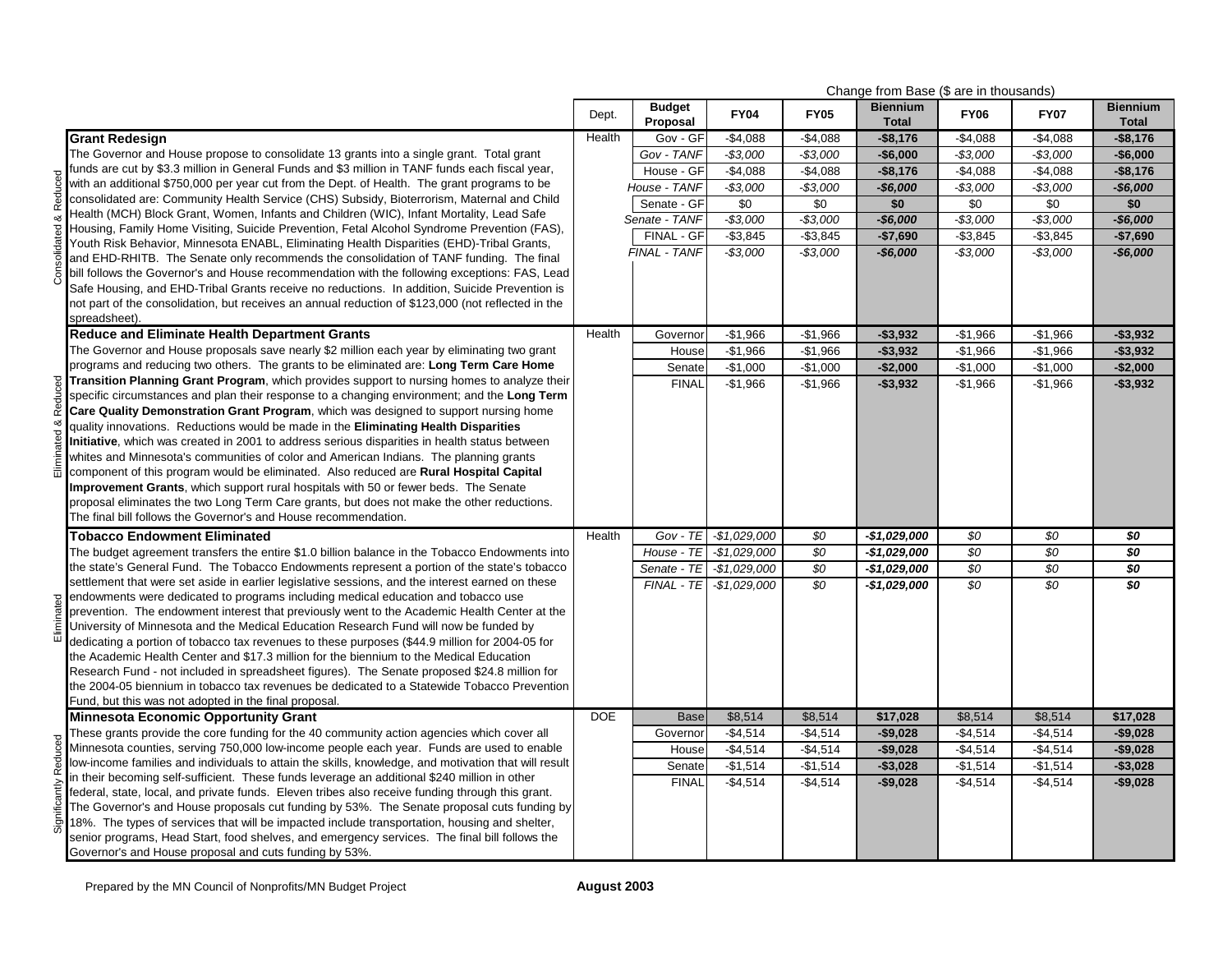| | | | | Change from Base ($ are in thousands) | | | | | |
|---|---|---|---|---|---|---|---|---|---|
| | | Dept. | Budget Proposal | FY04 | FY05 | Biennium Total | FY06 | FY07 | Biennium Total |
| Consolidated & Reduced | **Grant Redesign**<br>The Governor and House propose to consolidate 13 grants into a single grant. Total grant funds are cut by $3.3 million in General Funds and $3 million in TANF funds each fiscal year, with an additional $750,000 per year cut from the Dept. of Health. The grant programs to be consolidated are: Community Health Service (CHS) Subsidy, Bioterrorism, Maternal and Child Health (MCH) Block Grant, Women, Infants and Children (WIC), Infant Mortality, Lead Safe Housing, Family Home Visiting, Suicide Prevention, Fetal Alcohol Syndrome Prevention (FAS), Youth Risk Behavior, Minnesota ENABL, Eliminating Health Disparities (EHD)-Tribal Grants, and EHD-RHITB. The Senate only recommends the consolidation of TANF funding. The final bill follows the Governor's and House recommendation with the following exceptions: FAS, Lead Safe Housing, and EHD-Tribal Grants receive no reductions. In addition, Suicide Prevention is not part of the consolidation, but receives an annual reduction of $123,000 (not reflected in the spreadsheet). | Health | Gov - GF | -$4,088 | -$4,088 | **-$8,176** | -$4,088 | -$4,088 | **-$8,176** |
| | | | *Gov - TANF* | *-$3,000* | *-$3,000* | ***-$6,000*** | *-$3,000* | *-$3,000* | ***-$6,000*** |
| | | | House - GF | -$4,088 | -$4,088 | **-$8,176** | -$4,088 | -$4,088 | **-$8,176** |
| | | | *House - TANF* | *-$3,000* | *-$3,000* | ***-$6,000*** | *-$3,000* | *-$3,000* | ***-$6,000*** |
| | | | Senate - GF | $0 | $0 | **$0** | $0 | $0 | **$0** |
| | | | *Senate - TANF* | *-$3,000* | *-$3,000* | ***-$6,000*** | *-$3,000* | *-$3,000* | ***-$6,000*** |
| | | | FINAL - GF | -$3,845 | -$3,845 | **-$7,690** | -$3,845 | -$3,845 | **-$7,690** |
| | | | *FINAL - TANF* | *-$3,000* | *-$3,000* | ***-$6,000*** | *-$3,000* | *-$3,000* | ***-$6,000*** |
| Eliminated & Reduced | **Reduce and Eliminate Health Department Grants**<br>The Governor and House proposals save nearly $2 million each year by eliminating two grant programs and reducing two others. The grants to be eliminated are: **Long Term Care Home Transition Planning Grant Program**, which provides support to nursing homes to analyze their specific circumstances and plan their response to a changing environment; and the **Long Term Care Quality Demonstration Grant Program**, which was designed to support nursing home quality innovations. Reductions would be made in the **Eliminating Health Disparities Initiative**, which was created in 2001 to address serious disparities in health status between whites and Minnesota's communities of color and American Indians. The planning grants component of this program would be eliminated. Also reduced are **Rural Hospital Capital Improvement Grants**, which support rural hospitals with 50 or fewer beds. The Senate proposal eliminates the two Long Term Care grants, but does not make the other reductions. The final bill follows the Governor's and House recommendation. | Health | Governor | -$1,966 | -$1,966 | **-$3,932** | -$1,966 | -$1,966 | **-$3,932** |
| | | | House | -$1,966 | -$1,966 | **-$3,932** | -$1,966 | -$1,966 | **-$3,932** |
| | | | Senate | -$1,000 | -$1,000 | **-$2,000** | -$1,000 | -$1,000 | **-$2,000** |
| | | | FINAL | -$1,966 | -$1,966 | **-$3,932** | -$1,966 | -$1,966 | **-$3,932** |
| Eliminated | **Tobacco Endowment Eliminated**<br>The budget agreement transfers the entire $1.0 billion balance in the Tobacco Endowments into the state's General Fund. The Tobacco Endowments represent a portion of the state's tobacco settlement that were set aside in earlier legislative sessions, and the interest earned on these endowments were dedicated to programs including medical education and tobacco use prevention. The endowment interest that previously went to the Academic Health Center at the University of Minnesota and the Medical Education Research Fund will now be funded by dedicating a portion of tobacco tax revenues to these purposes ($44.9 million for 2004-05 for the Academic Health Center and $17.3 million for the biennium to the Medical Education Research Fund - not included in spreadsheet figures). The Senate proposed $24.8 million for the 2004-05 biennium in tobacco tax revenues be dedicated to a Statewide Tobacco Prevention Fund, but this was not adopted in the final proposal. | Health | *Gov - TE* | *-$1,029,000* | *$0* | ***-$1,029,000*** | *$0* | *$0* | ***$0*** |
| | | | *House - TE* | *-$1,029,000* | *$0* | ***-$1,029,000*** | *$0* | *$0* | ***$0*** |
| | | | *Senate - TE* | *-$1,029,000* | *$0* | ***-$1,029,000*** | *$0* | *$0* | ***$0*** |
| | | | *FINAL - TE* | *-$1,029,000* | *$0* | ***-$1,029,000*** | *$0* | *$0* | ***$0*** |
| Significantly Reduced | **Minnesota Economic Opportunity Grant**<br>These grants provide the core funding for the 40 community action agencies which cover all Minnesota counties, serving 750,000 low-income people each year. Funds are used to enable low-income families and individuals to attain the skills, knowledge, and motivation that will result in their becoming self-sufficient. These funds leverage an additional $240 million in other federal, state, local, and private funds. Eleven tribes also receive funding through this grant. The Governor's and House proposals cut funding by 53%. The Senate proposal cuts funding by 18%. The types of services that will be impacted include transportation, housing and shelter, senior programs, Head Start, food shelves, and emergency services. The final bill follows the Governor's and House proposal and cuts funding by 53%. | DOE | Base | $8,514 | $8,514 | **$17,028** | $8,514 | $8,514 | **$17,028** |
| | | | Governor | -$4,514 | -$4,514 | **-$9,028** | -$4,514 | -$4,514 | **-$9,028** |
| | | | House | -$4,514 | -$4,514 | **-$9,028** | -$4,514 | -$4,514 | **-$9,028** |
| | | | Senate | -$1,514 | -$1,514 | **-$3,028** | -$1,514 | -$1,514 | **-$3,028** |
| | | | FINAL | -$4,514 | -$4,514 | **-$9,028** | -$4,514 | -$4,514 | **-$9,028** |

Prepared by the MN Council of Nonprofits/MN Budget Project **August 2003**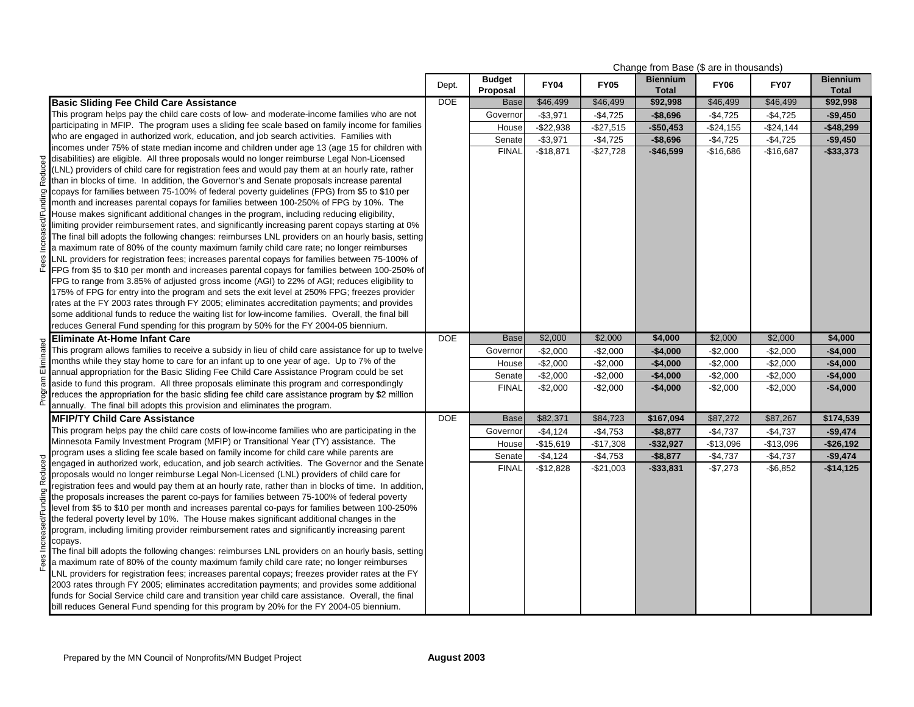| | | Dept. | Budget Proposal | FY04 | FY05 | Biennium Total | FY06 | FY07 | Biennium Total |
|---|---|---|---|---|---|---|---|---|---|
| | | | | Change from Base ($ are in thousands) | | | | | |
| Fees Increased/Funding Reduced | **Basic Sliding Fee Child Care Assistance**<br>This program helps pay the child care costs of low- and moderate-income families who are not participating in MFIP. The program uses a sliding fee scale based on family income for families who are engaged in authorized work, education, and job search activities. Families with incomes under 75% of state median income and children under age 13 (age 15 for children with disabilities) are eligible. All three proposals would no longer reimburse Legal Non-Licensed (LNL) providers of child care for registration fees and would pay them at an hourly rate, rather than in blocks of time. In addition, the Governor's and Senate proposals increase parental copays for families between 75-100% of federal poverty guidelines (FPG) from $5 to $10 per month and increases parental copays for families between 100-250% of FPG by 10%. The House makes significant additional changes in the program, including reducing eligibility, limiting provider reimbursement rates, and significantly increasing parent copays starting at 0% The final bill adopts the following changes: reimburses LNL providers on an hourly basis, setting a maximum rate of 80% of the county maximum family child care rate; no longer reimburses LNL providers for registration fees; increases parental copays for families between 75-100% of FPG from $5 to $10 per month and increases parental copays for families between 100-250% of FPG to range from 3.85% of adjusted gross income (AGI) to 22% of AGI; reduces eligibility to 175% of FPG for entry into the program and sets the exit level at 250% FPG; freezes provider rates at the FY 2003 rates through FY 2005; eliminates accreditation payments; and provides some additional funds to reduce the waiting list for low-income families. Overall, the final bill reduces General Fund spending for this program by 50% for the FY 2004-05 biennium. | DOE | Base | $46,499 | $46,499 | **$92,998** | $46,499 | $46,499 | **$92,998** |
| | | | Governor | -$3,971 | -$4,725 | **-$8,696** | -$4,725 | -$4,725 | **-$9,450** |
| | | | House | -$22,938 | -$27,515 | **-$50,453** | -$24,155 | -$24,144 | **-$48,299** |
| | | | Senate | -$3,971 | -$4,725 | **-$8,696** | -$4,725 | -$4,725 | **-$9,450** |
| | | | FINAL | -$18,871 | -$27,728 | **-$46,599** | -$16,686 | -$16,687 | **-$33,373** |
| Program Eliminated | **Eliminate At-Home Infant Care**<br>This program allows families to receive a subsidy in lieu of child care assistance for up to twelve months while they stay home to care for an infant up to one year of age. Up to 7% of the annual appropriation for the Basic Sliding Fee Child Care Assistance Program could be set aside to fund this program. All three proposals eliminate this program and correspondingly reduces the appropriation for the basic sliding fee child care assistance program by $2 million annually. The final bill adopts this provision and eliminates the program. | DOE | Base | $2,000 | $2,000 | **$4,000** | $2,000 | $2,000 | **$4,000** |
| | | | Governor | -$2,000 | -$2,000 | **-$4,000** | -$2,000 | -$2,000 | **-$4,000** |
| | | | House | -$2,000 | -$2,000 | **-$4,000** | -$2,000 | -$2,000 | **-$4,000** |
| | | | Senate | -$2,000 | -$2,000 | **-$4,000** | -$2,000 | -$2,000 | **-$4,000** |
| | | | FINAL | -$2,000 | -$2,000 | **-$4,000** | -$2,000 | -$2,000 | **-$4,000** |
| Fees Increased/Funding Reduced | **MFIP/TY Child Care Assistance**<br>This program helps pay the child care costs of low-income families who are participating in the Minnesota Family Investment Program (MFIP) or Transitional Year (TY) assistance. The program uses a sliding fee scale based on family income for child care while parents are engaged in authorized work, education, and job search activities. The Governor and the Senate proposals would no longer reimburse Legal Non-Licensed (LNL) providers of child care for registration fees and would pay them at an hourly rate, rather than in blocks of time. In addition, the proposals increases the parent co-pays for families between 75-100% of federal poverty level from $5 to $10 per month and increases parental co-pays for families between 100-250% the federal poverty level by 10%. The House makes significant additional changes in the program, including limiting provider reimbursement rates and significantly increasing parent copays.<br>The final bill adopts the following changes: reimburses LNL providers on an hourly basis, setting a maximum rate of 80% of the county maximum family child care rate; no longer reimburses LNL providers for registration fees; increases parental copays; freezes provider rates at the FY 2003 rates through FY 2005; eliminates accreditation payments; and provides some additional funds for Social Service child care and transition year child care assistance. Overall, the final bill reduces General Fund spending for this program by 20% for the FY 2004-05 biennium. | DOE | Base | $82,371 | $84,723 | **$167,094** | $87,272 | $87,267 | **$174,539** |
| | | | Governor | -$4,124 | -$4,753 | **-$8,877** | -$4,737 | -$4,737 | **-$9,474** |
| | | | House | -$15,619 | -$17,308 | **-$32,927** | -$13,096 | -$13,096 | **-$26,192** |
| | | | Senate | -$4,124 | -$4,753 | **-$8,877** | -$4,737 | -$4,737 | **-$9,474** |
| | | | FINAL | -$12,828 | -$21,003 | **-$33,831** | -$7,273 | -$6,852 | **-$14,125** |

Prepared by the MN Council of Nonprofits/MN Budget Project **August 2003**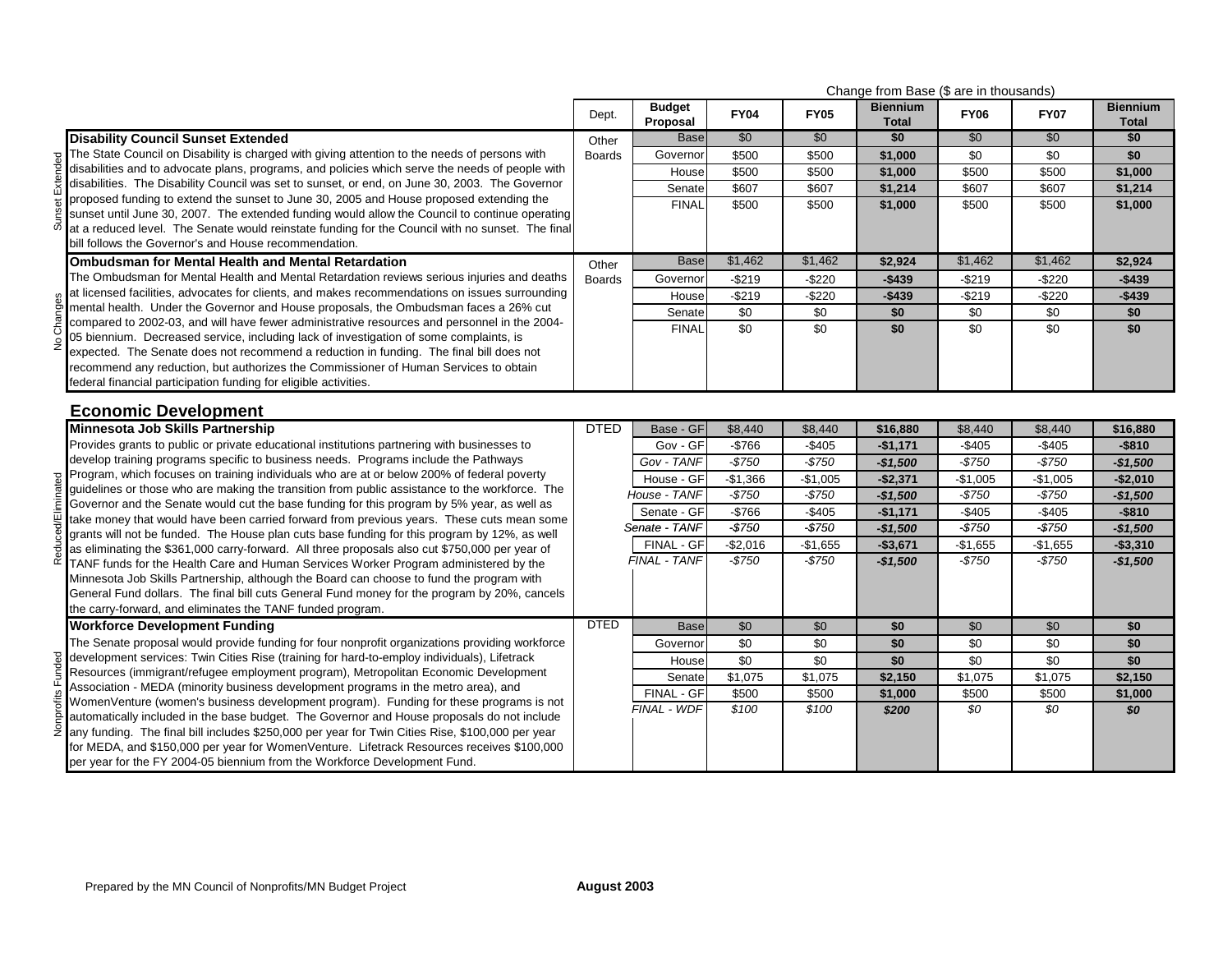Change from Base ($ are in thousands)

| | Dept. | Budget Proposal | FY04 | FY05 | Biennium Total | FY06 | FY07 | Biennium Total |
|---|---|---|---|---|---|---|---|---|
| **Disability Council Sunset Extended** (Sunset Extended)<br>The State Council on Disability is charged with giving attention to the needs of persons with disabilities and to advocate plans, programs, and policies which serve the needs of people with disabilities. The Disability Council was set to sunset, or end, on June 30, 2003. The Governor proposed funding to extend the sunset to June 30, 2005 and House proposed extending the sunset until June 30, 2007. The extended funding would allow the Council to continue operating at a reduced level. The Senate would reinstate funding for the Council with no sunset. The final bill follows the Governor's and House recommendation. | Other Boards | Base | $0 | $0 | **$0** | $0 | $0 | **$0** |
| | | Governor | $500 | $500 | **$1,000** | $0 | $0 | **$0** |
| | | House | $500 | $500 | **$1,000** | $500 | $500 | **$1,000** |
| | | Senate | $607 | $607 | **$1,214** | $607 | $607 | **$1,214** |
| | | FINAL | $500 | $500 | **$1,000** | $500 | $500 | **$1,000** |
| **Ombudsman for Mental Health and Mental Retardation** (No Changes)<br>The Ombudsman for Mental Health and Mental Retardation reviews serious injuries and deaths at licensed facilities, advocates for clients, and makes recommendations on issues surrounding mental health. Under the Governor and House proposals, the Ombudsman faces a 26% cut compared to 2002-03, and will have fewer administrative resources and personnel in the 2004-05 biennium. Decreased service, including lack of investigation of some complaints, is expected. The Senate does not recommend a reduction in funding. The final bill does not recommend any reduction, but authorizes the Commissioner of Human Services to obtain federal financial participation funding for eligible activities. | Other Boards | Base | $1,462 | $1,462 | **$2,924** | $1,462 | $1,462 | **$2,924** |
| | | Governor | -$219 | -$220 | **-$439** | -$219 | -$220 | **-$439** |
| | | House | -$219 | -$220 | **-$439** | -$219 | -$220 | **-$439** |
| | | Senate | $0 | $0 | **$0** | $0 | $0 | **$0** |
| | | FINAL | $0 | $0 | **$0** | $0 | $0 | **$0** |

## Economic Development

| | Dept. | Budget Proposal | FY04 | FY05 | Biennium Total | FY06 | FY07 | Biennium Total |
|---|---|---|---|---|---|---|---|---|
| **Minnesota Job Skills Partnership** (Reduced/Eliminated)<br>Provides grants to public or private educational institutions partnering with businesses to develop training programs specific to business needs. Programs include the Pathways Program, which focuses on training individuals who are at or below 200% of federal poverty guidelines or those who are making the transition from public assistance to the workforce. The Governor and the Senate would cut the base funding for this program by 5% year, as well as take money that would have been carried forward from previous years. These cuts mean some grants will not be funded. The House plan cuts base funding for this program by 12%, as well as eliminating the $361,000 carry-forward. All three proposals also cut $750,000 per year of TANF funds for the Health Care and Human Services Worker Program administered by the Minnesota Job Skills Partnership, although the Board can choose to fund the program with General Fund dollars. The final bill cuts General Fund money for the program by 20%, cancels the carry-forward, and eliminates the TANF funded program. | DTED | Base - GF | $8,440 | $8,440 | **$16,880** | $8,440 | $8,440 | **$16,880** |
| | | Gov - GF | -$766 | -$405 | **-$1,171** | -$405 | -$405 | **-$810** |
| | | *Gov - TANF* | *-$750* | *-$750* | ***-$1,500*** | *-$750* | *-$750* | ***-$1,500*** |
| | | House - GF | -$1,366 | -$1,005 | **-$2,371** | -$1,005 | -$1,005 | **-$2,010** |
| | | *House - TANF* | *-$750* | *-$750* | ***-$1,500*** | *-$750* | *-$750* | ***-$1,500*** |
| | | Senate - GF | -$766 | -$405 | **-$1,171** | -$405 | -$405 | **-$810** |
| | | *Senate - TANF* | *-$750* | *-$750* | ***-$1,500*** | *-$750* | *-$750* | ***-$1,500*** |
| | | FINAL - GF | -$2,016 | -$1,655 | **-$3,671** | -$1,655 | -$1,655 | **-$3,310** |
| | | *FINAL - TANF* | *-$750* | *-$750* | ***-$1,500*** | *-$750* | *-$750* | ***-$1,500*** |
| **Workforce Development Funding** (Nonprofits Funded)<br>The Senate proposal would provide funding for four nonprofit organizations providing workforce development services: Twin Cities Rise (training for hard-to-employ individuals), Lifetrack Resources (immigrant/refugee employment program), Metropolitan Economic Development Association - MEDA (minority business development programs in the metro area), and WomenVenture (women's business development program). Funding for these programs is not automatically included in the base budget. The Governor and House proposals do not include any funding. The final bill includes $250,000 per year for Twin Cities Rise, $100,000 per year for MEDA, and $150,000 per year for WomenVenture. Lifetrack Resources receives $100,000 per year for the FY 2004-05 biennium from the Workforce Development Fund. | DTED | Base | $0 | $0 | **$0** | $0 | $0 | **$0** |
| | | Governor | $0 | $0 | **$0** | $0 | $0 | **$0** |
| | | House | $0 | $0 | **$0** | $0 | $0 | **$0** |
| | | Senate | $1,075 | $1,075 | **$2,150** | $1,075 | $1,075 | **$2,150** |
| | | FINAL - GF | $500 | $500 | **$1,000** | $500 | $500 | **$1,000** |
| | | *FINAL - WDF* | *$100* | *$100* | ***$200*** | *$0* | *$0* | ***$0*** |

Prepared by the MN Council of Nonprofits/MN Budget Project **August 2003**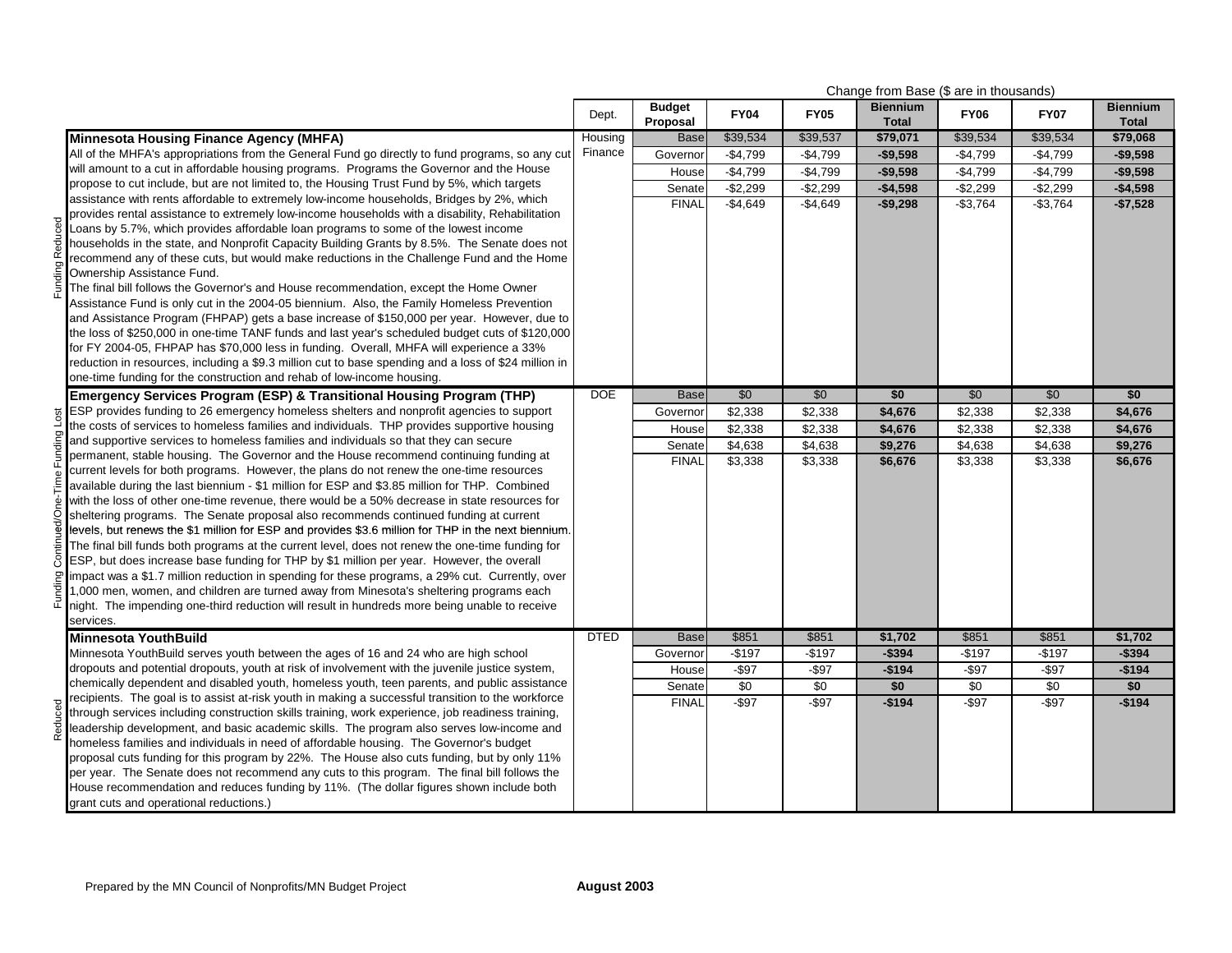| | Dept. | Budget Proposal | FY04 | FY05 | Biennium Total | FY06 | FY07 | Biennium Total |
|---|---|---|---|---|---|---|---|---|
| | | | Change from Base ($ are in thousands) | | | | | |
| **Minnesota Housing Finance Agency (MHFA)** | Housing Finance | Base | $39,534 | $39,537 | **$79,071** | $39,534 | $39,534 | **$79,068** |
| All of the MHFA's appropriations from the General Fund go directly to fund programs, so any cut will amount to a cut in affordable housing programs. Programs the Governor and the House propose to cut include, but are not limited to, the Housing Trust Fund by 5%, which targets assistance with rents affordable to extremely low-income households, Bridges by 2%, which provides rental assistance to extremely low-income households with a disability, Rehabilitation Loans by 5.7%, which provides affordable loan programs to some of the lowest income households in the state, and Nonprofit Capacity Building Grants by 8.5%. The Senate does not recommend any of these cuts, but would make reductions in the Challenge Fund and the Home Ownership Assistance Fund. The final bill follows the Governor's and House recommendation, except the Home Owner Assistance Fund is only cut in the 2004-05 biennium. Also, the Family Homeless Prevention and Assistance Program (FHPAP) gets a base increase of $150,000 per year. However, due to the loss of $250,000 in one-time TANF funds and last year's scheduled budget cuts of $120,000 for FY 2004-05, FHPAP has $70,000 less in funding. Overall, MHFA will experience a 33% reduction in resources, including a $9.3 million cut to base spending and a loss of $24 million in one-time funding for the construction and rehab of low-income housing. (Funding Reduced) | | Governor | -$4,799 | -$4,799 | **-$9,598** | -$4,799 | -$4,799 | **-$9,598** |
| | | House | -$4,799 | -$4,799 | **-$9,598** | -$4,799 | -$4,799 | **-$9,598** |
| | | Senate | -$2,299 | -$2,299 | **-$4,598** | -$2,299 | -$2,299 | **-$4,598** |
| | | FINAL | -$4,649 | -$4,649 | **-$9,298** | -$3,764 | -$3,764 | **-$7,528** |
| **Emergency Services Program (ESP) & Transitional Housing Program (THP)** | DOE | Base | $0 | $0 | **$0** | $0 | $0 | **$0** |
| ESP provides funding to 26 emergency homeless shelters and nonprofit agencies to support the costs of services to homeless families and individuals. THP provides supportive housing and supportive services to homeless families and individuals so that they can secure permanent, stable housing. The Governor and the House recommend continuing funding at current levels for both programs. However, the plans do not renew the one-time resources available during the last biennium - $1 million for ESP and $3.85 million for THP. Combined with the loss of other one-time revenue, there would be a 50% decrease in state resources for sheltering programs. The Senate proposal also recommends continued funding at current levels, but renews the $1 million for ESP and provides $3.6 million for THP in the next biennium. The final bill funds both programs at the current level, does not renew the one-time funding for ESP, but does increase base funding for THP by $1 million per year. However, the overall impact was a $1.7 million reduction in spending for these programs, a 29% cut. Currently, over 1,000 men, women, and children are turned away from Minesota's sheltering programs each night. The impending one-third reduction will result in hundreds more being unable to receive services. (Funding Continued/One-Time Funding Lost) | | Governor | $2,338 | $2,338 | **$4,676** | $2,338 | $2,338 | **$4,676** |
| | | House | $2,338 | $2,338 | **$4,676** | $2,338 | $2,338 | **$4,676** |
| | | Senate | $4,638 | $4,638 | **$9,276** | $4,638 | $4,638 | **$9,276** |
| | | FINAL | $3,338 | $3,338 | **$6,676** | $3,338 | $3,338 | **$6,676** |
| **Minnesota YouthBuild** | DTED | Base | $851 | $851 | **$1,702** | $851 | $851 | **$1,702** |
| Minnesota YouthBuild serves youth between the ages of 16 and 24 who are high school dropouts and potential dropouts, youth at risk of involvement with the juvenile justice system, chemically dependent and disabled youth, homeless youth, teen parents, and public assistance recipients. The goal is to assist at-risk youth in making a successful transition to the workforce through services including construction skills training, work experience, job readiness training, leadership development, and basic academic skills. The program also serves low-income and homeless families and individuals in need of affordable housing. The Governor's budget proposal cuts funding for this program by 22%. The House also cuts funding, but by only 11% per year. The Senate does not recommend any cuts to this program. The final bill follows the House recommendation and reduces funding by 11%. (The dollar figures shown include both grant cuts and operational reductions.) (Reduced) | | Governor | -$197 | -$197 | **-$394** | -$197 | -$197 | **-$394** |
| | | House | -$97 | -$97 | **-$194** | -$97 | -$97 | **-$194** |
| | | Senate | $0 | $0 | **$0** | $0 | $0 | **$0** |
| | | FINAL | -$97 | -$97 | **-$194** | -$97 | -$97 | **-$194** |

Prepared by the MN Council of Nonprofits/MN Budget Project **August 2003**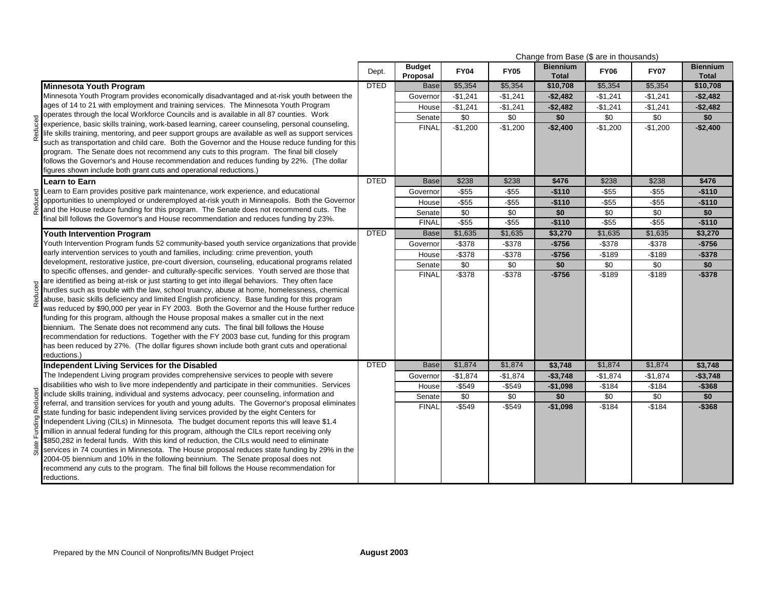Change from Base ($ are in thousands)

| | | Dept. | Budget Proposal | FY04 | FY05 | Biennium Total | FY06 | FY07 | Biennium Total |
|---|---|---|---|---|---|---|---|---|---|
| Reduced | **Minnesota Youth Program** Minnesota Youth Program provides economically disadvantaged and at-risk youth between the ages of 14 to 21 with employment and training services. The Minnesota Youth Program operates through the local Workforce Councils and is available in all 87 counties. Work experience, basic skills training, work-based learning, career counseling, personal counseling, life skills training, mentoring, and peer support groups are available as well as support services such as transportation and child care. Both the Governor and the House reduce funding for this program. The Senate does not recommend any cuts to this program. The final bill closely follows the Governor's and House recommendation and reduces funding by 22%. (The dollar figures shown include both grant cuts and operational reductions.) | DTED | Base | $5,354 | $5,354 | **$10,708** | $5,354 | $5,354 | **$10,708** |
| | | | Governor | -$1,241 | -$1,241 | **-$2,482** | -$1,241 | -$1,241 | **-$2,482** |
| | | | House | -$1,241 | -$1,241 | **-$2,482** | -$1,241 | -$1,241 | **-$2,482** |
| | | | Senate | $0 | $0 | **$0** | $0 | $0 | **$0** |
| | | | FINAL | -$1,200 | -$1,200 | **-$2,400** | -$1,200 | -$1,200 | **-$2,400** |
| Reduced | **Learn to Earn** Learn to Earn provides positive park maintenance, work experience, and educational opportunities to unemployed or underemployed at-risk youth in Minneapolis. Both the Governor and the House reduce funding for this program. The Senate does not recommend cuts. The final bill follows the Governor's and House recommendation and reduces funding by 23%. | DTED | Base | $238 | $238 | **$476** | $238 | $238 | **$476** |
| | | | Governor | -$55 | -$55 | **-$110** | -$55 | -$55 | **-$110** |
| | | | House | -$55 | -$55 | **-$110** | -$55 | -$55 | **-$110** |
| | | | Senate | $0 | $0 | **$0** | $0 | $0 | **$0** |
| | | | FINAL | -$55 | -$55 | **-$110** | -$55 | -$55 | **-$110** |
| Reduced | **Youth Intervention Program** Youth Intervention Program funds 52 community-based youth service organizations that provide early intervention services to youth and families, including: crime prevention, youth development, restorative justice, pre-court diversion, counseling, educational programs related to specific offenses, and gender- and culturally-specific services. Youth served are those that are identified as being at-risk or just starting to get into illegal behaviors. They often face hurdles such as trouble with the law, school truancy, abuse at home, homelessness, chemical abuse, basic skills deficiency and limited English proficiency. Base funding for this program was reduced by $90,000 per year in FY 2003. Both the Governor and the House further reduce funding for this program, although the House proposal makes a smaller cut in the next biennium. The Senate does not recommend any cuts. The final bill follows the House recommendation for reductions. Together with the FY 2003 base cut, funding for this program has been reduced by 27%. (The dollar figures shown include both grant cuts and operational reductions.) | DTED | Base | $1,635 | $1,635 | **$3,270** | $1,635 | $1,635 | **$3,270** |
| | | | Governor | -$378 | -$378 | **-$756** | -$378 | -$378 | **-$756** |
| | | | House | -$378 | -$378 | **-$756** | -$189 | -$189 | **-$378** |
| | | | Senate | $0 | $0 | **$0** | $0 | $0 | **$0** |
| | | | FINAL | -$378 | -$378 | **-$756** | -$189 | -$189 | **-$378** |
| State Funding Reduced | **Independent Living Services for the Disabled** The Independent Living program provides comprehensive services to people with severe disabilities who wish to live more independently and participate in their communities. Services include skills training, individual and systems advocacy, peer counseling, information and referral, and transition services for youth and young adults. The Governor's proposal eliminates state funding for basic independent living services provided by the eight Centers for Independent Living (CILs) in Minnesota. The budget document reports this will leave $1.4 million in annual federal funding for this program, although the CILs report receiving only $850,282 in federal funds. With this kind of reduction, the CILs would need to eliminate services in 74 counties in Minnesota. The House proposal reduces state funding by 29% in the 2004-05 biennium and 10% in the following beinnium. The Senate proposal does not recommend any cuts to the program. The final bill follows the House recommendation for reductions. | DTED | Base | $1,874 | $1,874 | **$3,748** | $1,874 | $1,874 | **$3,748** |
| | | | Governor | -$1,874 | -$1,874 | **-$3,748** | -$1,874 | -$1,874 | **-$3,748** |
| | | | House | -$549 | -$549 | **-$1,098** | -$184 | -$184 | **-$368** |
| | | | Senate | $0 | $0 | **$0** | $0 | $0 | **$0** |
| | | | FINAL | -$549 | -$549 | **-$1,098** | -$184 | -$184 | **-$368** |

Prepared by the MN Council of Nonprofits/MN Budget Project **August 2003**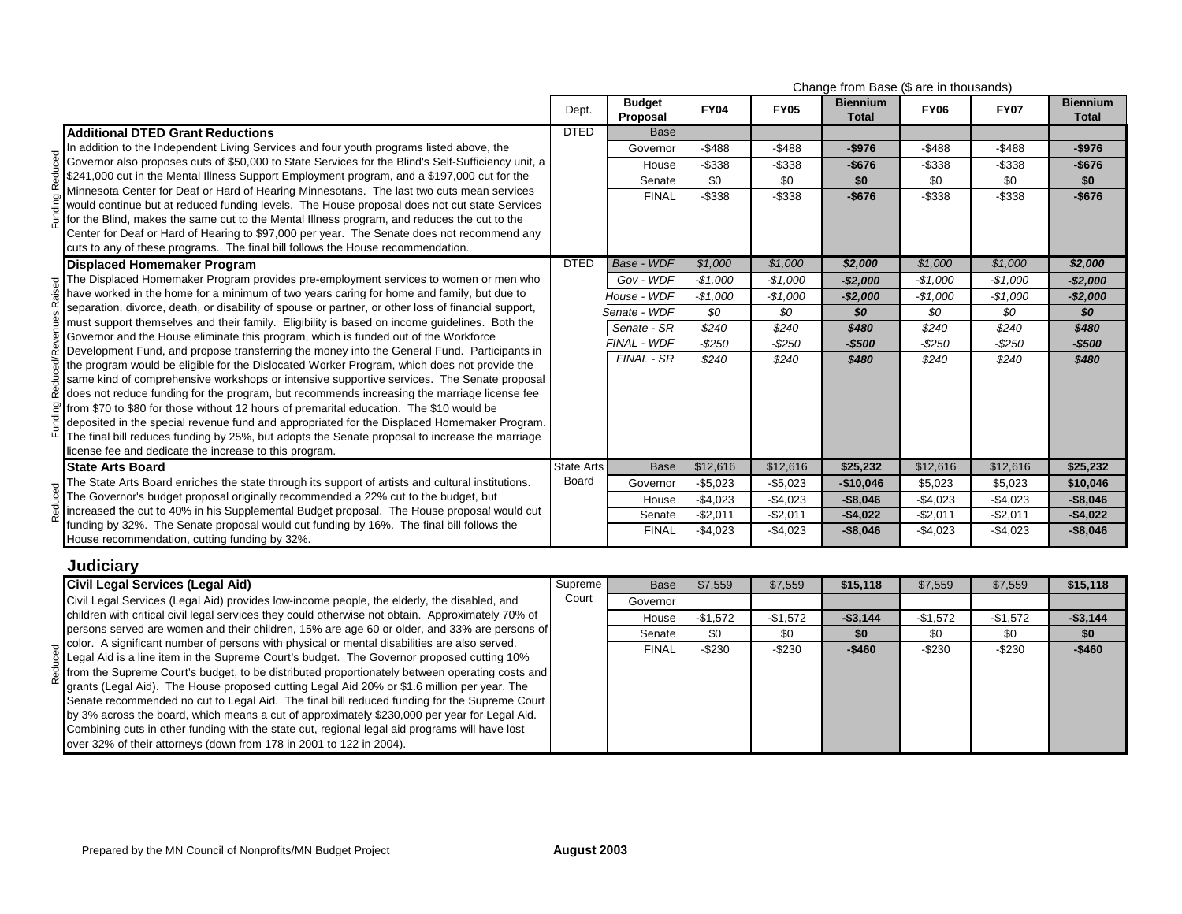| | Dept. | Budget Proposal | FY04 | FY05 | Biennium Total | FY06 | FY07 | Biennium Total |
|---|---|---|---|---|---|---|---|---|
| | | | Change from Base ($ are in thousands) | | | | | |
| **Additional DTED Grant Reductions** | DTED | Base | | | | | | |
| *Funding Reduced* — In addition to the Independent Living Services and four youth programs listed above, the Governor also proposes cuts of $50,000 to State Services for the Blind's Self-Sufficiency unit, a $241,000 cut in the Mental Illness Support Employment program, and a $197,000 cut for the Minnesota Center for Deaf or Hard of Hearing Minnesotans. The last two cuts mean services would continue but at reduced funding levels. The House proposal does not cut state Services for the Blind, makes the same cut to the Mental Illness program, and reduces the cut to the Center for Deaf or Hard of Hearing to $97,000 per year. The Senate does not recommend any cuts to any of these programs. The final bill follows the House recommendation. | | Governor | -$488 | -$488 | **-$976** | -$488 | -$488 | **-$976** |
| | | House | -$338 | -$338 | **-$676** | -$338 | -$338 | **-$676** |
| | | Senate | $0 | $0 | **$0** | $0 | $0 | **$0** |
| | | FINAL | -$338 | -$338 | **-$676** | -$338 | -$338 | **-$676** |
| **Displaced Homemaker Program** | DTED | *Base - WDF* | *$1,000* | *$1,000* | ***$2,000*** | *$1,000* | *$1,000* | ***$2,000*** |
| *Funding Reduced/Revenues Raised* — The Displaced Homemaker Program provides pre-employment services to women or men who have worked in the home for a minimum of two years caring for home and family, but due to separation, divorce, death, or disability of spouse or partner, or other loss of financial support, must support themselves and their family. Eligibility is based on income guidelines. Both the Governor and the House eliminate this program, which is funded out of the Workforce Development Fund, and propose transferring the money into the General Fund. Participants in the program would be eligible for the Dislocated Worker Program, which does not provide the same kind of comprehensive workshops or intensive supportive services. The Senate proposal does not reduce funding for the program, but recommends increasing the marriage license fee from $70 to $80 for those without 12 hours of premarital education. The $10 would be deposited in the special revenue fund and appropriated for the Displaced Homemaker Program. The final bill reduces funding by 25%, but adopts the Senate proposal to increase the marriage license fee and dedicate the increase to this program. | | *Gov - WDF* | *-$1,000* | *-$1,000* | ***-$2,000*** | *-$1,000* | *-$1,000* | ***-$2,000*** |
| | | *House - WDF* | *-$1,000* | *-$1,000* | ***-$2,000*** | *-$1,000* | *-$1,000* | ***-$2,000*** |
| | | *Senate - WDF* | *$0* | *$0* | ***$0*** | *$0* | *$0* | ***$0*** |
| | | *Senate - SR* | *$240* | *$240* | ***$480*** | *$240* | *$240* | ***$480*** |
| | | *FINAL - WDF* | *-$250* | *-$250* | ***-$500*** | *-$250* | *-$250* | ***-$500*** |
| | | *FINAL - SR* | *$240* | *$240* | ***$480*** | *$240* | *$240* | ***$480*** |
| **State Arts Board** | State Arts Board | Base | $12,616 | $12,616 | **$25,232** | $12,616 | $12,616 | **$25,232** |
| *Reduced* — The State Arts Board enriches the state through its support of artists and cultural institutions. The Governor's budget proposal originally recommended a 22% cut to the budget, but increased the cut to 40% in his Supplemental Budget proposal. The House proposal would cut funding by 32%. The Senate proposal would cut funding by 16%. The final bill follows the House recommendation, cutting funding by 32%. | | Governor | -$5,023 | -$5,023 | **-$10,046** | $5,023 | $5,023 | **$10,046** |
| | | House | -$4,023 | -$4,023 | **-$8,046** | -$4,023 | -$4,023 | **-$8,046** |
| | | Senate | -$2,011 | -$2,011 | **-$4,022** | -$2,011 | -$2,011 | **-$4,022** |
| | | FINAL | -$4,023 | -$4,023 | **-$8,046** | -$4,023 | -$4,023 | **-$8,046** |

## Judiciary

| | Dept. | Budget Proposal | FY04 | FY05 | Biennium Total | FY06 | FY07 | Biennium Total |
|---|---|---|---|---|---|---|---|---|
| **Civil Legal Services (Legal Aid)** | Supreme Court | Base | $7,559 | $7,559 | **$15,118** | $7,559 | $7,559 | **$15,118** |
| *Reduced* — Civil Legal Services (Legal Aid) provides low-income people, the elderly, the disabled, and children with critical civil legal services they could otherwise not obtain. Approximately 70% of persons served are women and their children, 15% are age 60 or older, and 33% are persons of color. A significant number of persons with physical or mental disabilities are also served. Legal Aid is a line item in the Supreme Court's budget. The Governor proposed cutting 10% from the Supreme Court's budget, to be distributed proportionately between operating costs and grants (Legal Aid). The House proposed cutting Legal Aid 20% or $1.6 million per year. The Senate recommended no cut to Legal Aid. The final bill reduced funding for the Supreme Court by 3% across the board, which means a cut of approximately $230,000 per year for Legal Aid. Combining cuts in other funding with the state cut, regional legal aid programs will have lost over 32% of their attorneys (down from 178 in 2001 to 122 in 2004). | | Governor | | | | | | |
| | | House | -$1,572 | -$1,572 | **-$3,144** | -$1,572 | -$1,572 | **-$3,144** |
| | | Senate | $0 | $0 | **$0** | $0 | $0 | **$0** |
| | | FINAL | -$230 | -$230 | **-$460** | -$230 | -$230 | **-$460** |

Prepared by the MN Council of Nonprofits/MN Budget Project **August 2003**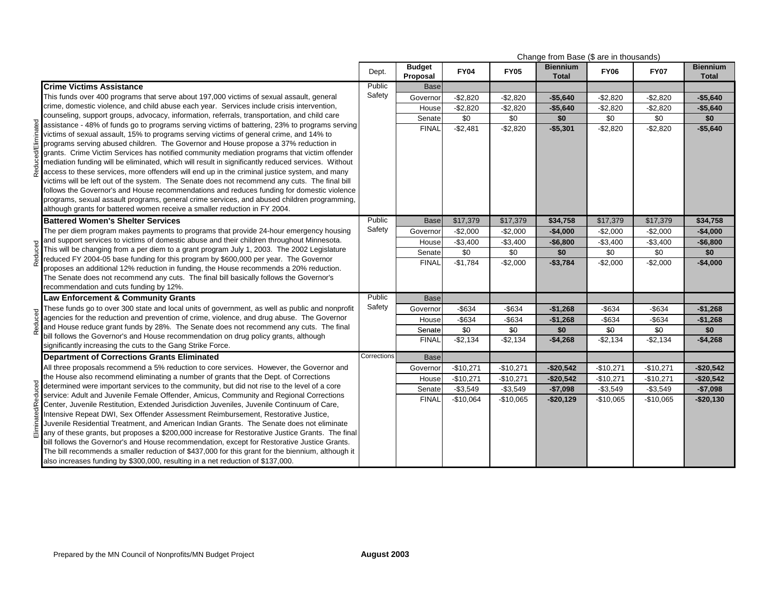Change from Base ($ are in thousands)

| | | Dept. | Budget Proposal | FY04 | FY05 | Biennium Total | FY06 | FY07 | Biennium Total |
|---|---|---|---|---|---|---|---|---|---|
| Reduced/Eliminated | **Crime Victims Assistance**<br>This funds over 400 programs that serve about 197,000 victims of sexual assault, general crime, domestic violence, and child abuse each year. Services include crisis intervention, counseling, support groups, advocacy, information, referrals, transportation, and child care assistance - 48% of funds go to programs serving victims of battering, 23% to programs serving victims of sexual assault, 15% to programs serving victims of general crime, and 14% to programs serving abused children. The Governor and House propose a 37% reduction in grants. Crime Victim Services has notified community mediation programs that victim offender mediation funding will be eliminated, which will result in significantly reduced services. Without access to these services, more offenders will end up in the criminal justice system, and many victims will be left out of the system. The Senate does not recommend any cuts. The final bill follows the Governor's and House recommendations and reduces funding for domestic violence programs, sexual assault programs, general crime services, and abused children programming, although grants for battered women receive a smaller reduction in FY 2004. | Public Safety | Base | | | | | | |
| | | | Governor | -$2,820 | -$2,820 | **-$5,640** | -$2,820 | -$2,820 | **-$5,640** |
| | | | House | -$2,820 | -$2,820 | **-$5,640** | -$2,820 | -$2,820 | **-$5,640** |
| | | | Senate | $0 | $0 | **$0** | $0 | $0 | **$0** |
| | | | FINAL | -$2,481 | -$2,820 | **-$5,301** | -$2,820 | -$2,820 | **-$5,640** |
| Reduced | **Battered Women's Shelter Services**<br>The per diem program makes payments to programs that provide 24-hour emergency housing and support services to victims of domestic abuse and their children throughout Minnesota. This will be changing from a per diem to a grant program July 1, 2003. The 2002 Legislature reduced FY 2004-05 base funding for this program by $600,000 per year. The Governor proposes an additional 12% reduction in funding, the House recommends a 20% reduction. The Senate does not recommend any cuts. The final bill basically follows the Governor's recommendation and cuts funding by 12%. | Public Safety | Base | $17,379 | $17,379 | **$34,758** | $17,379 | $17,379 | **$34,758** |
| | | | Governor | -$2,000 | -$2,000 | **-$4,000** | -$2,000 | -$2,000 | **-$4,000** |
| | | | House | -$3,400 | -$3,400 | **-$6,800** | -$3,400 | -$3,400 | **-$6,800** |
| | | | Senate | $0 | $0 | **$0** | $0 | $0 | **$0** |
| | | | FINAL | -$1,784 | -$2,000 | **-$3,784** | -$2,000 | -$2,000 | **-$4,000** |
| Reduced | **Law Enforcement & Community Grants**<br>These funds go to over 300 state and local units of government, as well as public and nonprofit agencies for the reduction and prevention of crime, violence, and drug abuse. The Governor and House reduce grant funds by 28%. The Senate does not recommend any cuts. The final bill follows the Governor's and House recommendation on drug policy grants, although significantly increasing the cuts to the Gang Strike Force. | Public Safety | Base | | | | | | |
| | | | Governor | -$634 | -$634 | **-$1,268** | -$634 | -$634 | **-$1,268** |
| | | | House | -$634 | -$634 | **-$1,268** | -$634 | -$634 | **-$1,268** |
| | | | Senate | $0 | $0 | **$0** | $0 | $0 | **$0** |
| | | | FINAL | -$2,134 | -$2,134 | **-$4,268** | -$2,134 | -$2,134 | **-$4,268** |
| Eliminated/Reduced | **Department of Corrections Grants Eliminated**<br>All three proposals recommend a 5% reduction to core services. However, the Governor and the House also recommend eliminating a number of grants that the Dept. of Corrections determined were important services to the community, but did not rise to the level of a core service: Adult and Juvenile Female Offender, Amicus, Community and Regional Corrections Center, Juvenile Restitution, Extended Jurisdiction Juveniles, Juvenile Continuum of Care, Intensive Repeat DWI, Sex Offender Assessment Reimbursement, Restorative Justice, Juvenile Residential Treatment, and American Indian Grants. The Senate does not eliminate any of these grants, but proposes a $200,000 increase for Restorative Justice Grants. The final bill follows the Governor's and House recommendation, except for Restorative Justice Grants. The bill recommends a smaller reduction of $437,000 for this grant for the biennium, although it also increases funding by $300,000, resulting in a net reduction of $137,000. | Corrections | Base | | | | | | |
| | | | Governor | -$10,271 | -$10,271 | **-$20,542** | -$10,271 | -$10,271 | **-$20,542** |
| | | | House | -$10,271 | -$10,271 | **-$20,542** | -$10,271 | -$10,271 | **-$20,542** |
| | | | Senate | -$3,549 | -$3,549 | **-$7,098** | -$3,549 | -$3,549 | **-$7,098** |
| | | | FINAL | -$10,064 | -$10,065 | **-$20,129** | -$10,065 | -$10,065 | **-$20,130** |

Prepared by the MN Council of Nonprofits/MN Budget Project **August 2003**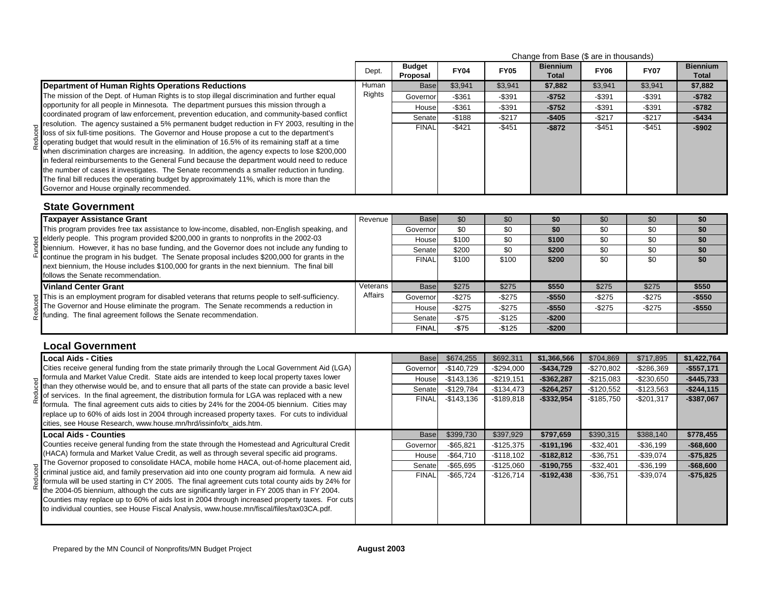Change from Base ($ are in thousands)

| | | Dept. | Budget Proposal | FY04 | FY05 | Biennium Total | FY06 | FY07 | Biennium Total |
|---|---|---|---|---|---|---|---|---|---|
| Reduced | **Department of Human Rights Operations Reductions** The mission of the Dept. of Human Rights is to stop illegal discrimination and further equal opportunity for all people in Minnesota. The department pursues this mission through a coordinated program of law enforcement, prevention education, and community-based conflict resolution. The agency sustained a 5% permanent budget reduction in FY 2003, resulting in the loss of six full-time positions. The Governor and House propose a cut to the department's operating budget that would result in the elimination of 16.5% of its remaining staff at a time when discrimination charges are increasing. In addition, the agency expects to lose $200,000 in federal reimbursements to the General Fund because the department would need to reduce the number of cases it investigates. The Senate recommends a smaller reduction in funding. The final bill reduces the operating budget by approximately 11%, which is more than the Governor and House orginally recommended. | Human Rights | Base | $3,941 | $3,941 | **$7,882** | $3,941 | $3,941 | **$7,882** |
| | | | Governor | -$361 | -$391 | **-$752** | -$391 | -$391 | **-$782** |
| | | | House | -$361 | -$391 | **-$752** | -$391 | -$391 | **-$782** |
| | | | Senate | -$188 | -$217 | **-$405** | -$217 | -$217 | **-$434** |
| | | | FINAL | -$421 | -$451 | **-$872** | -$451 | -$451 | **-$902** |

## State Government

| | | Dept. | Budget Proposal | FY04 | FY05 | Biennium Total | FY06 | FY07 | Biennium Total |
|---|---|---|---|---|---|---|---|---|---|
| Funded | **Taxpayer Assistance Grant** This program provides free tax assistance to low-income, disabled, non-English speaking, and elderly people. This program provided $200,000 in grants to nonprofits in the 2002-03 biennium. However, it has no base funding, and the Governor does not include any funding to continue the program in his budget. The Senate proposal includes $200,000 for grants in the next biennium, the House includes $100,000 for grants in the next biennium. The final bill follows the Senate recommendation. | Revenue | Base | $0 | $0 | **$0** | $0 | $0 | **$0** |
| | | | Governor | $0 | $0 | **$0** | $0 | $0 | **$0** |
| | | | House | $100 | $0 | **$100** | $0 | $0 | **$0** |
| | | | Senate | $200 | $0 | **$200** | $0 | $0 | **$0** |
| | | | FINAL | $100 | $100 | **$200** | $0 | $0 | **$0** |
| Reduced | **Vinland Center Grant** This is an employment program for disabled veterans that returns people to self-sufficiency. The Governor and House eliminate the program. The Senate recommends a reduction in funding. The final agreement follows the Senate recommendation. | Veterans Affairs | Base | $275 | $275 | **$550** | $275 | $275 | **$550** |
| | | | Governor | -$275 | -$275 | **-$550** | -$275 | -$275 | **-$550** |
| | | | House | -$275 | -$275 | **-$550** | -$275 | -$275 | **-$550** |
| | | | Senate | -$75 | -$125 | **-$200** | | | |
| | | | FINAL | -$75 | -$125 | **-$200** | | | |

## Local Government

| | | Dept. | Budget Proposal | FY04 | FY05 | Biennium Total | FY06 | FY07 | Biennium Total |
|---|---|---|---|---|---|---|---|---|---|
| Reduced | **Local Aids - Cities** Cities receive general funding from the state primarily through the Local Government Aid (LGA) formula and Market Value Credit. State aids are intended to keep local property taxes lower than they otherwise would be, and to ensure that all parts of the state can provide a basic level of services. In the final agreement, the distribution formula for LGA was replaced with a new formula. The final agreement cuts aids to cities by 24% for the 2004-05 biennium. Cities may replace up to 60% of aids lost in 2004 through increased property taxes. For cuts to individual cities, see House Research, www.house.mn/hrd/issinfo/tx_aids.htm. | | Base | $674,255 | $692,311 | **$1,366,566** | $704,869 | $717,895 | **$1,422,764** |
| | | | Governor | -$140,729 | -$294,000 | **-$434,729** | -$270,802 | -$286,369 | **-$557,171** |
| | | | House | -$143,136 | -$219,151 | **-$362,287** | -$215,083 | -$230,650 | **-$445,733** |
| | | | Senate | -$129,784 | -$134,473 | **-$264,257** | -$120,552 | -$123,563 | **-$244,115** |
| | | | FINAL | -$143,136 | -$189,818 | **-$332,954** | -$185,750 | -$201,317 | **-$387,067** |
| Reduced | **Local Aids - Counties** Counties receive general funding from the state through the Homestead and Agricultural Credit (HACA) formula and Market Value Credit, as well as through several specific aid programs. The Governor proposed to consolidate HACA, mobile home HACA, out-of-home placement aid, criminal justice aid, and family preservation aid into one county program aid formula. A new aid formula will be used starting in CY 2005. The final agreement cuts total county aids by 24% for the 2004-05 biennium, although the cuts are significantly larger in FY 2005 than in FY 2004. Counties may replace up to 60% of aids lost in 2004 through increased property taxes. For cuts to individual counties, see House Fiscal Analysis, www.house.mn/fiscal/files/tax03CA.pdf. | | Base | $399,730 | $397,929 | **$797,659** | $390,315 | $388,140 | **$778,455** |
| | | | Governor | -$65,821 | -$125,375 | **-$191,196** | -$32,401 | -$36,199 | **-$68,600** |
| | | | House | -$64,710 | -$118,102 | **-$182,812** | -$36,751 | -$39,074 | **-$75,825** |
| | | | Senate | -$65,695 | -$125,060 | **-$190,755** | -$32,401 | -$36,199 | **-$68,600** |
| | | | FINAL | -$65,724 | -$126,714 | **-$192,438** | -$36,751 | -$39,074 | **-$75,825** |

Prepared by the MN Council of Nonprofits/MN Budget Project **August 2003**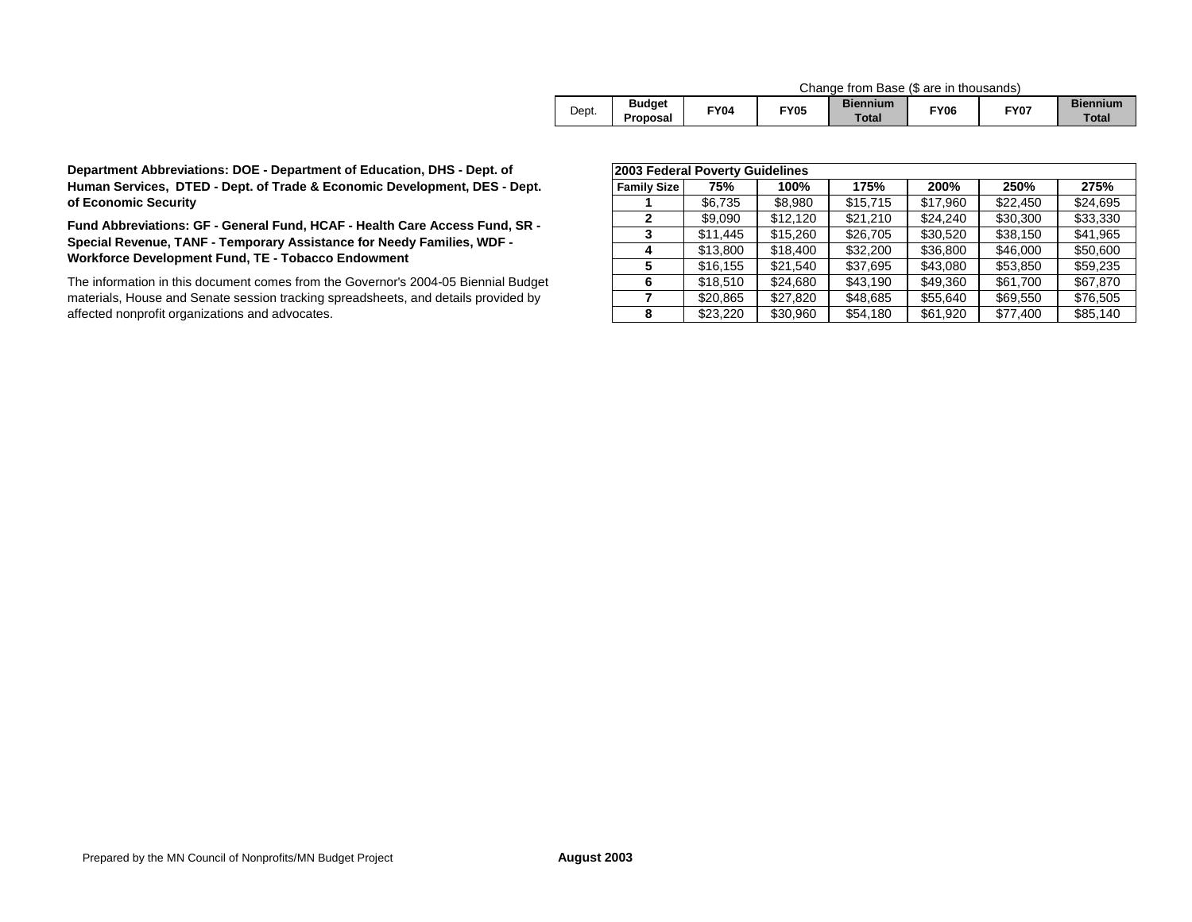Change from Base ($ are in thousands)

| Dept. | Budget Proposal | FY04 | FY05 | Biennium Total | FY06 | FY07 | Biennium Total |
|---|---|---|---|---|---|---|---|

**Department Abbreviations: DOE - Department of Education, DHS - Dept. of Human Services, DTED - Dept. of Trade & Economic Development, DES - Dept. of Economic Security**

**Fund Abbreviations: GF - General Fund, HCAF - Health Care Access Fund, SR - Special Revenue, TANF - Temporary Assistance for Needy Families, WDF - Workforce Development Fund, TE - Tobacco Endowment**

The information in this document comes from the Governor's 2004-05 Biennial Budget materials, House and Senate session tracking spreadsheets, and details provided by affected nonprofit organizations and advocates.

**2003 Federal Poverty Guidelines**

| Family Size | 75% | 100% | 175% | 200% | 250% | 275% |
|---|---|---|---|---|---|---|
| 1 | $6,735 | $8,980 | $15,715 | $17,960 | $22,450 | $24,695 |
| 2 | $9,090 | $12,120 | $21,210 | $24,240 | $30,300 | $33,330 |
| 3 | $11,445 | $15,260 | $26,705 | $30,520 | $38,150 | $41,965 |
| 4 | $13,800 | $18,400 | $32,200 | $36,800 | $46,000 | $50,600 |
| 5 | $16,155 | $21,540 | $37,695 | $43,080 | $53,850 | $59,235 |
| 6 | $18,510 | $24,680 | $43,190 | $49,360 | $61,700 | $67,870 |
| 7 | $20,865 | $27,820 | $48,685 | $55,640 | $69,550 | $76,505 |
| 8 | $23,220 | $30,960 | $54,180 | $61,920 | $77,400 | $85,140 |

Prepared by the MN Council of Nonprofits/MN Budget Project **August 2003**